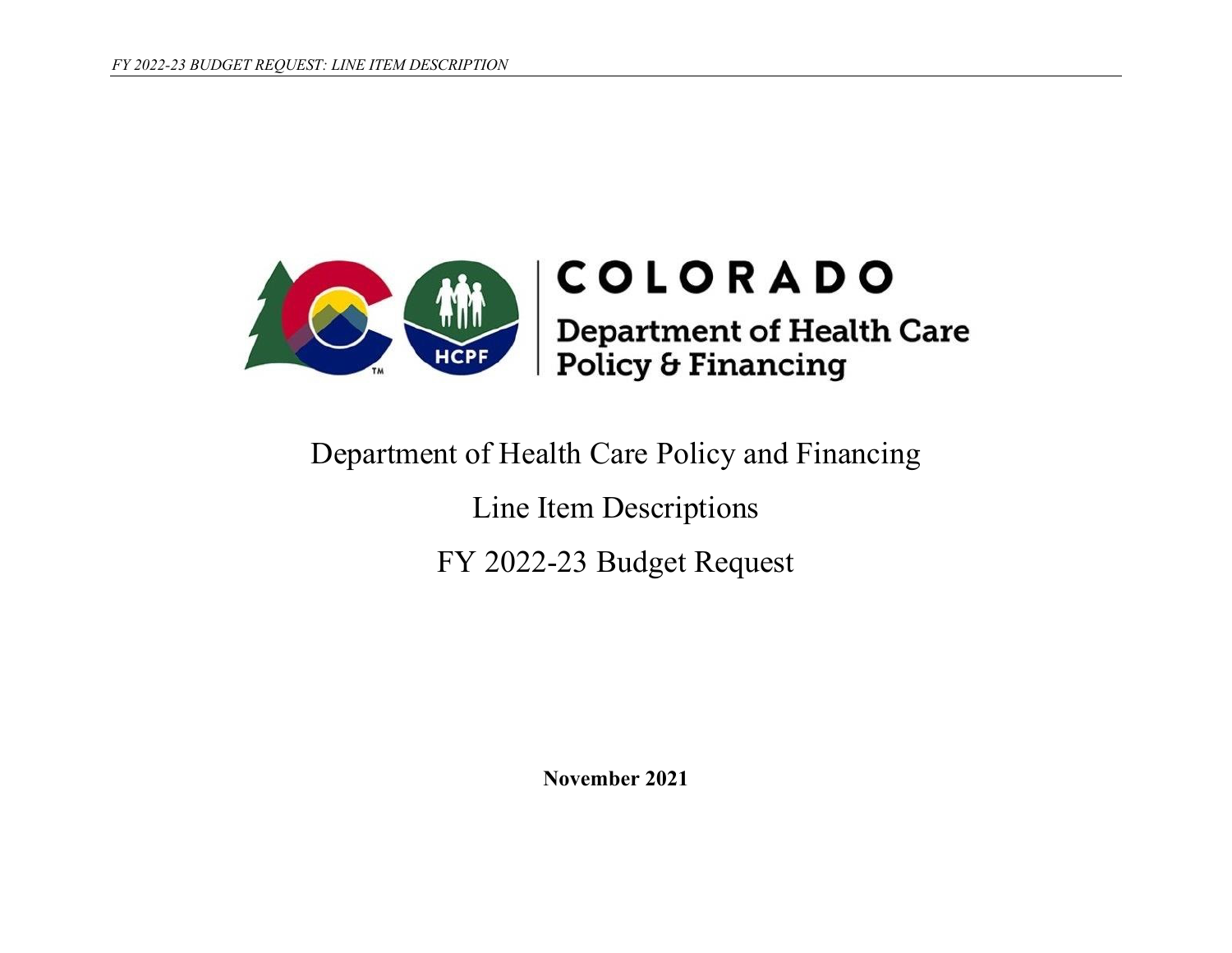COLORADO

Department of Health Care Policy & Financing

# Department of Health Care Policy and Financing

## Line Item Descriptions

## FY 2022-23 Budget Request

**November 2021**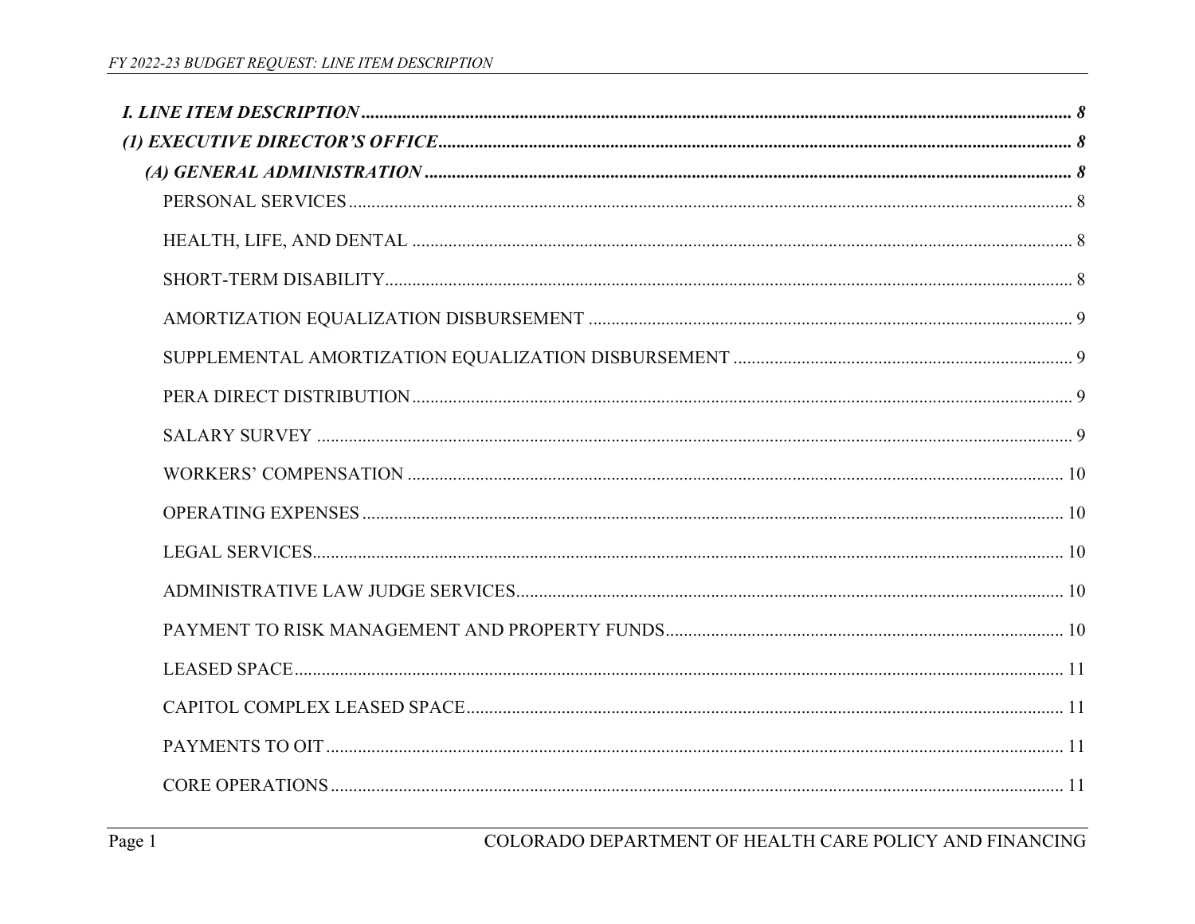*I. LINE ITEM DESCRIPTION* ........ 8

*(1) EXECUTIVE DIRECTOR'S OFFICE* ........ 8

*(A) GENERAL ADMINISTRATION* ........ 8

- PERSONAL SERVICES ........ 8
- HEALTH, LIFE, AND DENTAL ........ 8
- SHORT-TERM DISABILITY ........ 8
- AMORTIZATION EQUALIZATION DISBURSEMENT ........ 9
- SUPPLEMENTAL AMORTIZATION EQUALIZATION DISBURSEMENT ........ 9
- PERA DIRECT DISTRIBUTION ........ 9
- SALARY SURVEY ........ 9
- WORKERS' COMPENSATION ........ 10
- OPERATING EXPENSES ........ 10
- LEGAL SERVICES ........ 10
- ADMINISTRATIVE LAW JUDGE SERVICES ........ 10
- PAYMENT TO RISK MANAGEMENT AND PROPERTY FUNDS ........ 10
- LEASED SPACE ........ 11
- CAPITOL COMPLEX LEASED SPACE ........ 11
- PAYMENTS TO OIT ........ 11
- CORE OPERATIONS ........ 11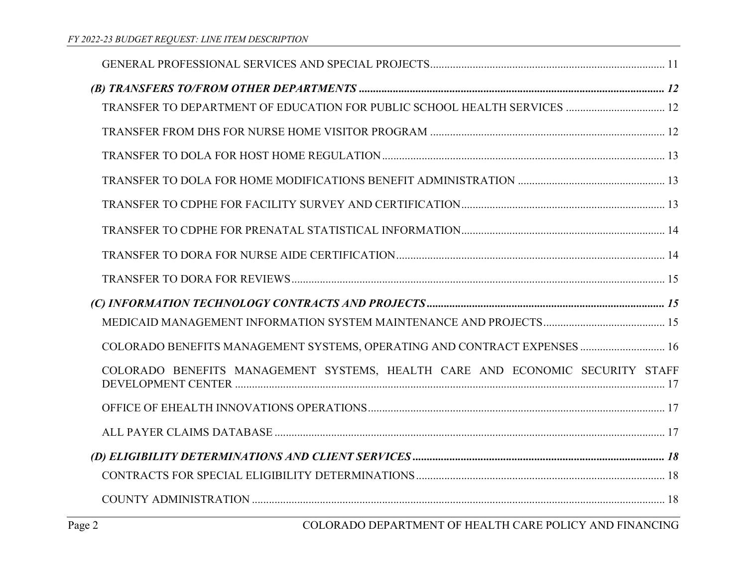GENERAL PROFESSIONAL SERVICES AND SPECIAL PROJECTS .......... 11

***(B) TRANSFERS TO/FROM OTHER DEPARTMENTS .......... 12***

TRANSFER TO DEPARTMENT OF EDUCATION FOR PUBLIC SCHOOL HEALTH SERVICES .......... 12

TRANSFER FROM DHS FOR NURSE HOME VISITOR PROGRAM .......... 12

TRANSFER TO DOLA FOR HOST HOME REGULATION .......... 13

TRANSFER TO DOLA FOR HOME MODIFICATIONS BENEFIT ADMINISTRATION .......... 13

TRANSFER TO CDPHE FOR FACILITY SURVEY AND CERTIFICATION .......... 13

TRANSFER TO CDPHE FOR PRENATAL STATISTICAL INFORMATION .......... 14

TRANSFER TO DORA FOR NURSE AIDE CERTIFICATION .......... 14

TRANSFER TO DORA FOR REVIEWS .......... 15

***(C) INFORMATION TECHNOLOGY CONTRACTS AND PROJECTS .......... 15***

MEDICAID MANAGEMENT INFORMATION SYSTEM MAINTENANCE AND PROJECTS .......... 15

COLORADO BENEFITS MANAGEMENT SYSTEMS, OPERATING AND CONTRACT EXPENSES .......... 16

COLORADO BENEFITS MANAGEMENT SYSTEMS, HEALTH CARE AND ECONOMIC SECURITY STAFF DEVELOPMENT CENTER .......... 17

OFFICE OF EHEALTH INNOVATIONS OPERATIONS .......... 17

ALL PAYER CLAIMS DATABASE .......... 17

***(D) ELIGIBILITY DETERMINATIONS AND CLIENT SERVICES .......... 18***

CONTRACTS FOR SPECIAL ELIGIBILITY DETERMINATIONS .......... 18

COUNTY ADMINISTRATION .......... 18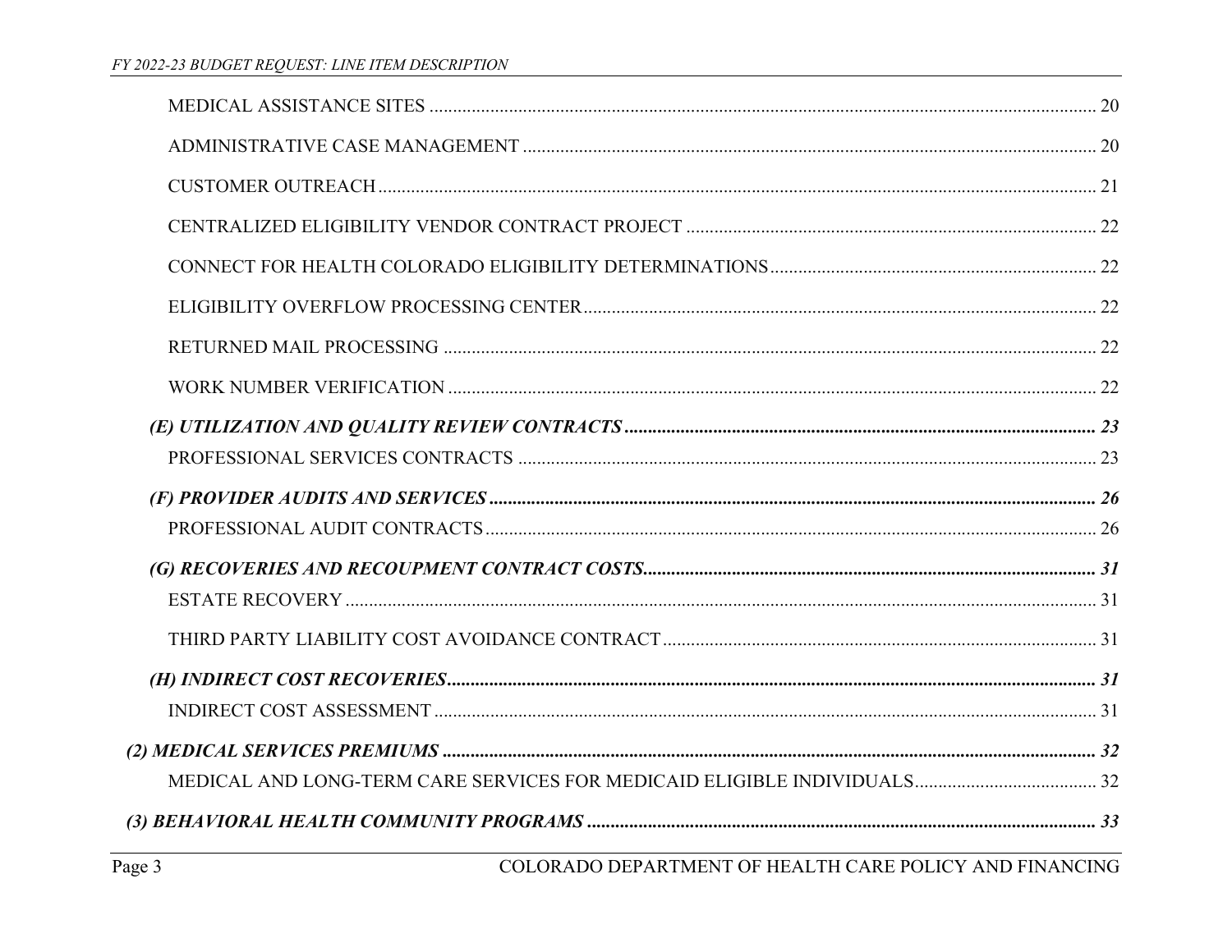MEDICAL ASSISTANCE SITES ............................................................................................................................ 20

ADMINISTRATIVE CASE MANAGEMENT ........................................................................................................ 20

CUSTOMER OUTREACH ..................................................................................................................................... 21

CENTRALIZED ELIGIBILITY VENDOR CONTRACT PROJECT ..................................................................... 22

CONNECT FOR HEALTH COLORADO ELIGIBILITY DETERMINATIONS ................................................... 22

ELIGIBILITY OVERFLOW PROCESSING CENTER ........................................................................................... 22

RETURNED MAIL PROCESSING ........................................................................................................................ 22

WORK NUMBER VERIFICATION ....................................................................................................................... 22

***(E) UTILIZATION AND QUALITY REVIEW CONTRACTS*** ................................................................................ **23**

PROFESSIONAL SERVICES CONTRACTS ........................................................................................................ 23

***(F) PROVIDER AUDITS AND SERVICES*** ............................................................................................................ **26**

PROFESSIONAL AUDIT CONTRACTS ............................................................................................................... 26

***(G) RECOVERIES AND RECOUPMENT CONTRACT COSTS*** ............................................................................ **31**

ESTATE RECOVERY ............................................................................................................................................. 31

THIRD PARTY LIABILITY COST AVOIDANCE CONTRACT .......................................................................... 31

***(H) INDIRECT COST RECOVERIES*** .................................................................................................................... **31**

INDIRECT COST ASSESSMENT .......................................................................................................................... 31

***(2) MEDICAL SERVICES PREMIUMS*** ..................................................................................................................... **32**

MEDICAL AND LONG-TERM CARE SERVICES FOR MEDICAID ELIGIBLE INDIVIDUALS ...................... 32

***(3) BEHAVIORAL HEALTH COMMUNITY PROGRAMS*** ...................................................................................... **33**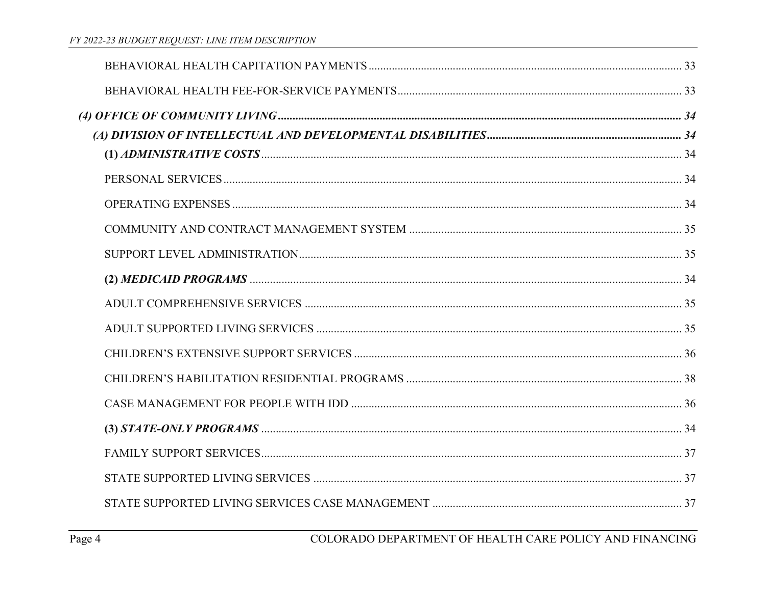BEHAVIORAL HEALTH CAPITATION PAYMENTS ........................................................................................................ 33

BEHAVIORAL HEALTH FEE-FOR-SERVICE PAYMENTS ........................................................................................................ 33

***(4) OFFICE OF COMMUNITY LIVING*** ........................................................................................................ ***34***

***(A) DIVISION OF INTELLECTUAL AND DEVELOPMENTAL DISABILITIES*** ........................................................................................................ ***34***

**(1) *ADMINISTRATIVE COSTS*** ........................................................................................................ 34

PERSONAL SERVICES ........................................................................................................ 34

OPERATING EXPENSES ........................................................................................................ 34

COMMUNITY AND CONTRACT MANAGEMENT SYSTEM ........................................................................................................ 35

SUPPORT LEVEL ADMINISTRATION ........................................................................................................ 35

**(2) *MEDICAID PROGRAMS*** ........................................................................................................ 34

ADULT COMPREHENSIVE SERVICES ........................................................................................................ 35

ADULT SUPPORTED LIVING SERVICES ........................................................................................................ 35

CHILDREN'S EXTENSIVE SUPPORT SERVICES ........................................................................................................ 36

CHILDREN'S HABILITATION RESIDENTIAL PROGRAMS ........................................................................................................ 38

CASE MANAGEMENT FOR PEOPLE WITH IDD ........................................................................................................ 36

**(3) *STATE-ONLY PROGRAMS*** ........................................................................................................ 34

FAMILY SUPPORT SERVICES ........................................................................................................ 37

STATE SUPPORTED LIVING SERVICES ........................................................................................................ 37

STATE SUPPORTED LIVING SERVICES CASE MANAGEMENT ........................................................................................................ 37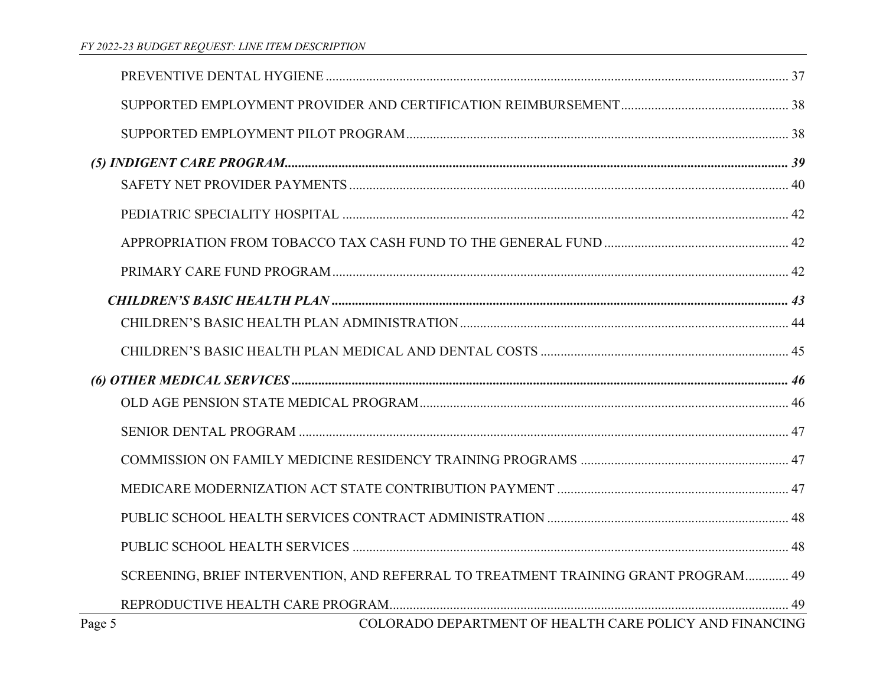PREVENTIVE DENTAL HYGIENE ........ 37

SUPPORTED EMPLOYMENT PROVIDER AND CERTIFICATION REIMBURSEMENT ........ 38

SUPPORTED EMPLOYMENT PILOT PROGRAM ........ 38

***(5) INDIGENT CARE PROGRAM........ 39***

SAFETY NET PROVIDER PAYMENTS ........ 40

PEDIATRIC SPECIALITY HOSPITAL ........ 42

APPROPRIATION FROM TOBACCO TAX CASH FUND TO THE GENERAL FUND ........ 42

PRIMARY CARE FUND PROGRAM ........ 42

***CHILDREN'S BASIC HEALTH PLAN ........ 43***

CHILDREN'S BASIC HEALTH PLAN ADMINISTRATION ........ 44

CHILDREN'S BASIC HEALTH PLAN MEDICAL AND DENTAL COSTS ........ 45

***(6) OTHER MEDICAL SERVICES ........ 46***

OLD AGE PENSION STATE MEDICAL PROGRAM ........ 46

SENIOR DENTAL PROGRAM ........ 47

COMMISSION ON FAMILY MEDICINE RESIDENCY TRAINING PROGRAMS ........ 47

MEDICARE MODERNIZATION ACT STATE CONTRIBUTION PAYMENT ........ 47

PUBLIC SCHOOL HEALTH SERVICES CONTRACT ADMINISTRATION ........ 48

PUBLIC SCHOOL HEALTH SERVICES ........ 48

SCREENING, BRIEF INTERVENTION, AND REFERRAL TO TREATMENT TRAINING GRANT PROGRAM ........ 49

REPRODUCTIVE HEALTH CARE PROGRAM ........ 49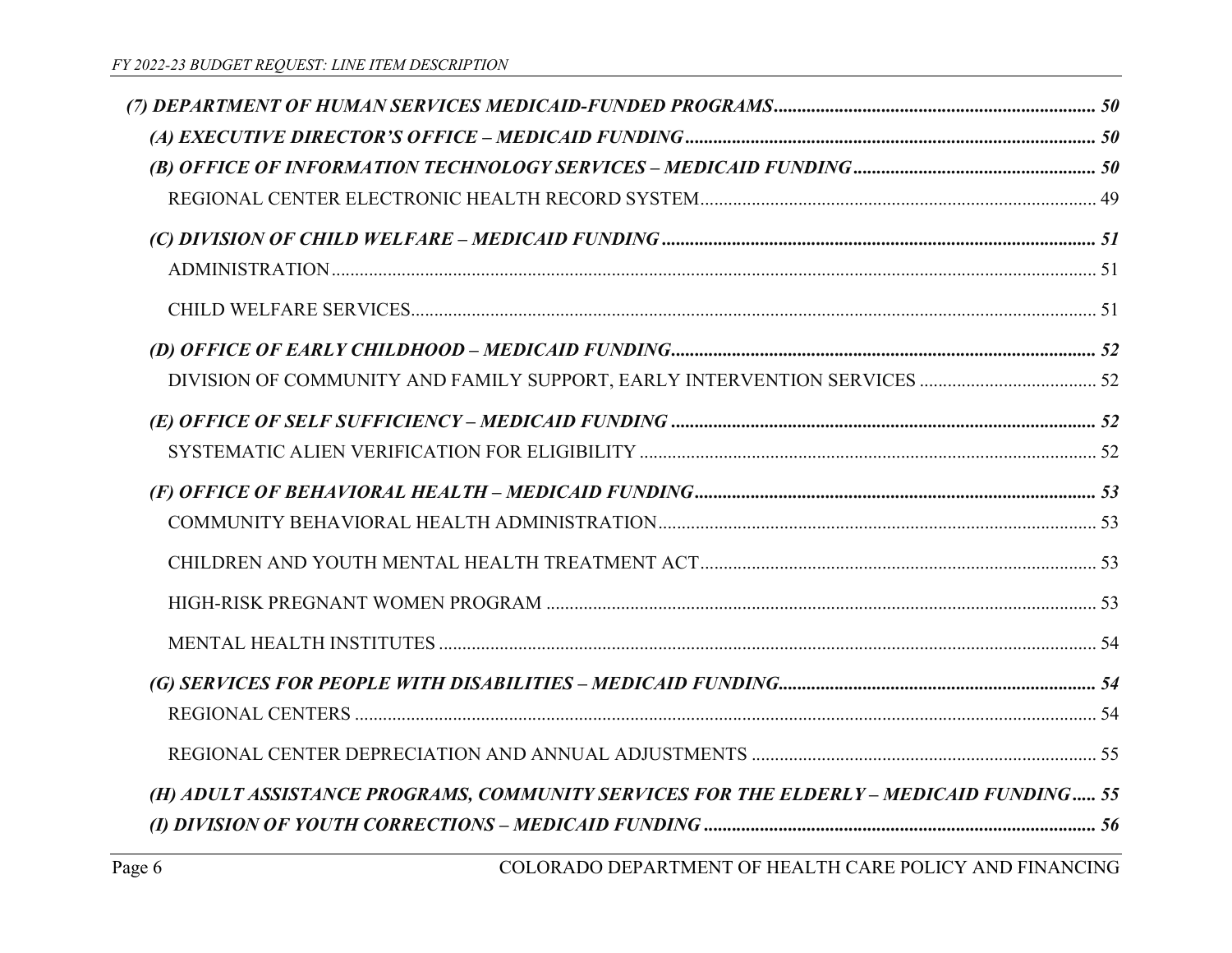*(7) DEPARTMENT OF HUMAN SERVICES MEDICAID-FUNDED PROGRAMS* ..................................................................... 50

*(A) EXECUTIVE DIRECTOR'S OFFICE – MEDICAID FUNDING* ........................................................................................ 50

*(B) OFFICE OF INFORMATION TECHNOLOGY SERVICES – MEDICAID FUNDING* ................................................... 50

REGIONAL CENTER ELECTRONIC HEALTH RECORD SYSTEM ..................................................................................... 49

*(C) DIVISION OF CHILD WELFARE – MEDICAID FUNDING* ........................................................................................... 51

ADMINISTRATION ................................................................................................................................................... 51

CHILD WELFARE SERVICES ..................................................................................................................................... 51

*(D) OFFICE OF EARLY CHILDHOOD – MEDICAID FUNDING* .......................................................................................... 52

DIVISION OF COMMUNITY AND FAMILY SUPPORT, EARLY INTERVENTION SERVICES ..................................... 52

*(E) OFFICE OF SELF SUFFICIENCY – MEDICAID FUNDING* ........................................................................................... 52

SYSTEMATIC ALIEN VERIFICATION FOR ELIGIBILITY .............................................................................................. 52

*(F) OFFICE OF BEHAVIORAL HEALTH – MEDICAID FUNDING* ...................................................................................... 53

COMMUNITY BEHAVIORAL HEALTH ADMINISTRATION ............................................................................................ 53

CHILDREN AND YOUTH MENTAL HEALTH TREATMENT ACT ..................................................................................... 53

HIGH-RISK PREGNANT WOMEN PROGRAM ................................................................................................................ 53

MENTAL HEALTH INSTITUTES .................................................................................................................................. 54

*(G) SERVICES FOR PEOPLE WITH DISABILITIES – MEDICAID FUNDING* .................................................................... 54

REGIONAL CENTERS ................................................................................................................................................ 54

REGIONAL CENTER DEPRECIATION AND ANNUAL ADJUSTMENTS ............................................................................. 55

*(H) ADULT ASSISTANCE PROGRAMS, COMMUNITY SERVICES FOR THE ELDERLY – MEDICAID FUNDING* ..... 55

*(I) DIVISION OF YOUTH CORRECTIONS – MEDICAID FUNDING* .................................................................................. 56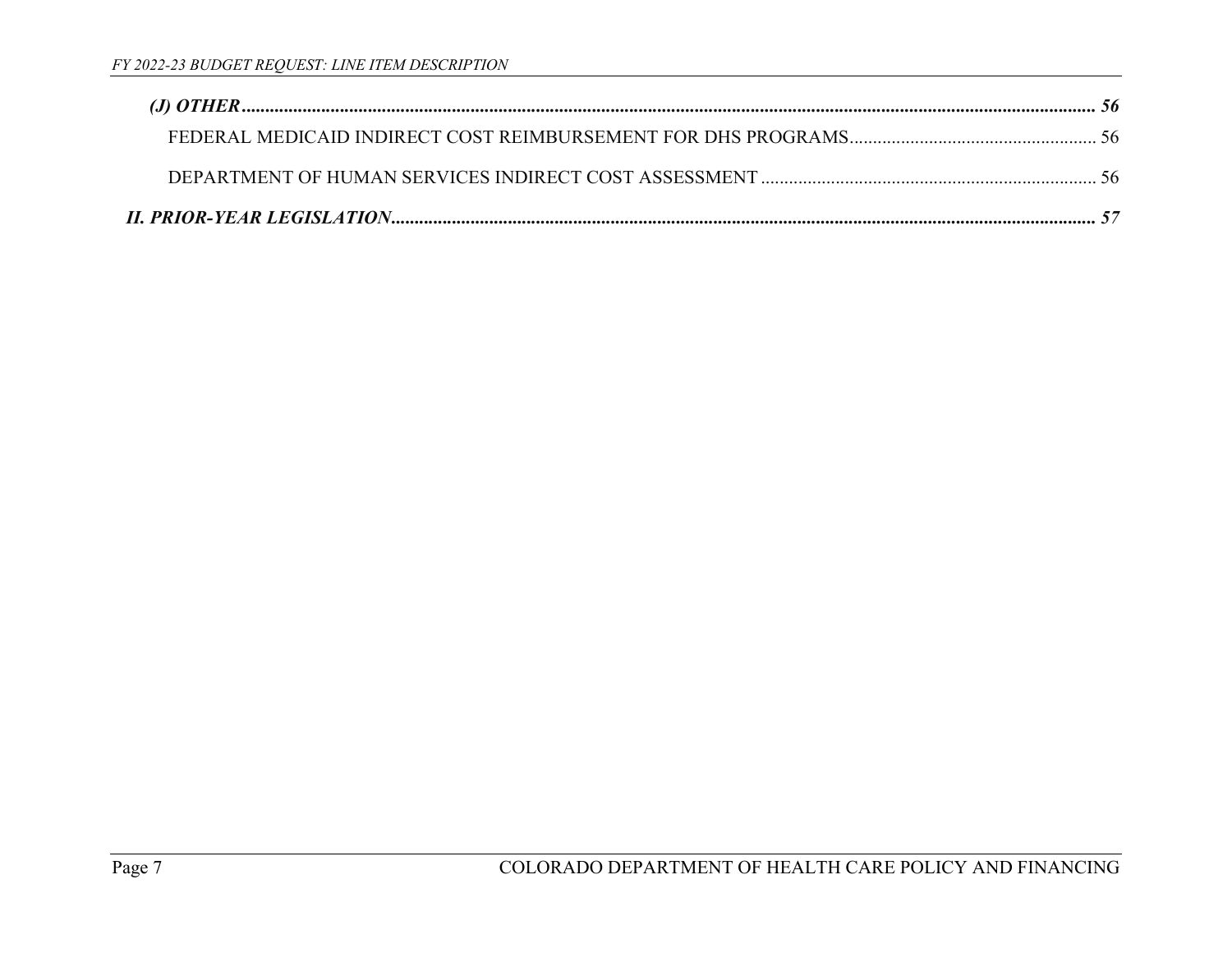***(J) OTHER*** ***56***

FEDERAL MEDICAID INDIRECT COST REIMBURSEMENT FOR DHS PROGRAMS 56

DEPARTMENT OF HUMAN SERVICES INDIRECT COST ASSESSMENT 56

***II. PRIOR-YEAR LEGISLATION*** ***57***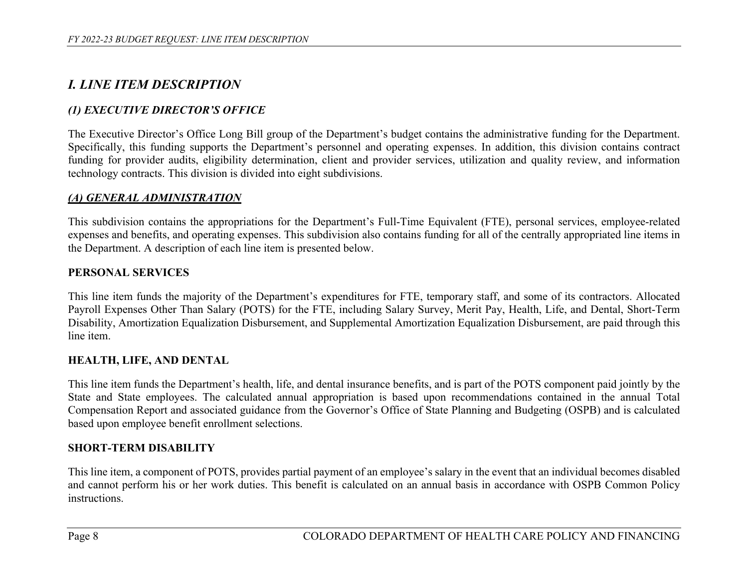## *I. LINE ITEM DESCRIPTION*

### *(1) EXECUTIVE DIRECTOR'S OFFICE*

The Executive Director's Office Long Bill group of the Department's budget contains the administrative funding for the Department. Specifically, this funding supports the Department's personnel and operating expenses. In addition, this division contains contract funding for provider audits, eligibility determination, client and provider services, utilization and quality review, and information technology contracts. This division is divided into eight subdivisions.

#### ***(A) GENERAL ADMINISTRATION***

This subdivision contains the appropriations for the Department's Full-Time Equivalent (FTE), personal services, employee-related expenses and benefits, and operating expenses. This subdivision also contains funding for all of the centrally appropriated line items in the Department. A description of each line item is presented below.

**PERSONAL SERVICES**

This line item funds the majority of the Department's expenditures for FTE, temporary staff, and some of its contractors. Allocated Payroll Expenses Other Than Salary (POTS) for the FTE, including Salary Survey, Merit Pay, Health, Life, and Dental, Short-Term Disability, Amortization Equalization Disbursement, and Supplemental Amortization Equalization Disbursement, are paid through this line item.

**HEALTH, LIFE, AND DENTAL**

This line item funds the Department's health, life, and dental insurance benefits, and is part of the POTS component paid jointly by the State and State employees. The calculated annual appropriation is based upon recommendations contained in the annual Total Compensation Report and associated guidance from the Governor's Office of State Planning and Budgeting (OSPB) and is calculated based upon employee benefit enrollment selections.

**SHORT-TERM DISABILITY**

This line item, a component of POTS, provides partial payment of an employee's salary in the event that an individual becomes disabled and cannot perform his or her work duties. This benefit is calculated on an annual basis in accordance with OSPB Common Policy instructions.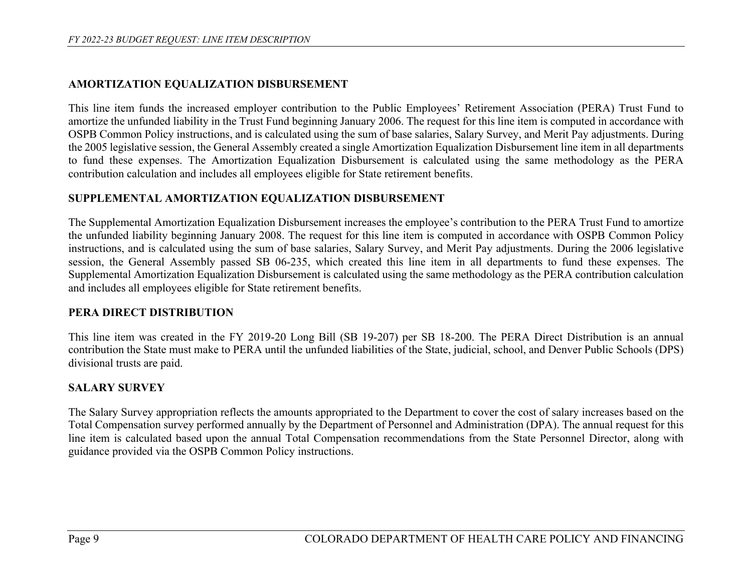## AMORTIZATION EQUALIZATION DISBURSEMENT

This line item funds the increased employer contribution to the Public Employees' Retirement Association (PERA) Trust Fund to amortize the unfunded liability in the Trust Fund beginning January 2006. The request for this line item is computed in accordance with OSPB Common Policy instructions, and is calculated using the sum of base salaries, Salary Survey, and Merit Pay adjustments. During the 2005 legislative session, the General Assembly created a single Amortization Equalization Disbursement line item in all departments to fund these expenses. The Amortization Equalization Disbursement is calculated using the same methodology as the PERA contribution calculation and includes all employees eligible for State retirement benefits.

## SUPPLEMENTAL AMORTIZATION EQUALIZATION DISBURSEMENT

The Supplemental Amortization Equalization Disbursement increases the employee's contribution to the PERA Trust Fund to amortize the unfunded liability beginning January 2008. The request for this line item is computed in accordance with OSPB Common Policy instructions, and is calculated using the sum of base salaries, Salary Survey, and Merit Pay adjustments. During the 2006 legislative session, the General Assembly passed SB 06-235, which created this line item in all departments to fund these expenses. The Supplemental Amortization Equalization Disbursement is calculated using the same methodology as the PERA contribution calculation and includes all employees eligible for State retirement benefits.

## PERA DIRECT DISTRIBUTION

This line item was created in the FY 2019-20 Long Bill (SB 19-207) per SB 18-200. The PERA Direct Distribution is an annual contribution the State must make to PERA until the unfunded liabilities of the State, judicial, school, and Denver Public Schools (DPS) divisional trusts are paid.

## SALARY SURVEY

The Salary Survey appropriation reflects the amounts appropriated to the Department to cover the cost of salary increases based on the Total Compensation survey performed annually by the Department of Personnel and Administration (DPA). The annual request for this line item is calculated based upon the annual Total Compensation recommendations from the State Personnel Director, along with guidance provided via the OSPB Common Policy instructions.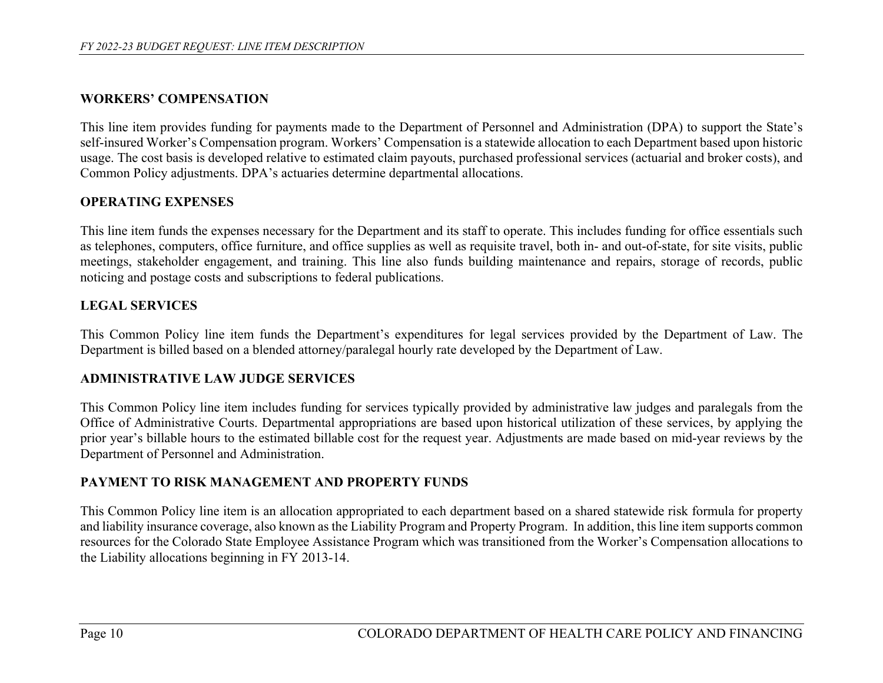### WORKERS' COMPENSATION

This line item provides funding for payments made to the Department of Personnel and Administration (DPA) to support the State's self-insured Worker's Compensation program. Workers' Compensation is a statewide allocation to each Department based upon historic usage. The cost basis is developed relative to estimated claim payouts, purchased professional services (actuarial and broker costs), and Common Policy adjustments. DPA's actuaries determine departmental allocations.

### OPERATING EXPENSES

This line item funds the expenses necessary for the Department and its staff to operate. This includes funding for office essentials such as telephones, computers, office furniture, and office supplies as well as requisite travel, both in- and out-of-state, for site visits, public meetings, stakeholder engagement, and training. This line also funds building maintenance and repairs, storage of records, public noticing and postage costs and subscriptions to federal publications.

### LEGAL SERVICES

This Common Policy line item funds the Department's expenditures for legal services provided by the Department of Law. The Department is billed based on a blended attorney/paralegal hourly rate developed by the Department of Law.

### ADMINISTRATIVE LAW JUDGE SERVICES

This Common Policy line item includes funding for services typically provided by administrative law judges and paralegals from the Office of Administrative Courts. Departmental appropriations are based upon historical utilization of these services, by applying the prior year's billable hours to the estimated billable cost for the request year. Adjustments are made based on mid-year reviews by the Department of Personnel and Administration.

### PAYMENT TO RISK MANAGEMENT AND PROPERTY FUNDS

This Common Policy line item is an allocation appropriated to each department based on a shared statewide risk formula for property and liability insurance coverage, also known as the Liability Program and Property Program. In addition, this line item supports common resources for the Colorado State Employee Assistance Program which was transitioned from the Worker's Compensation allocations to the Liability allocations beginning in FY 2013-14.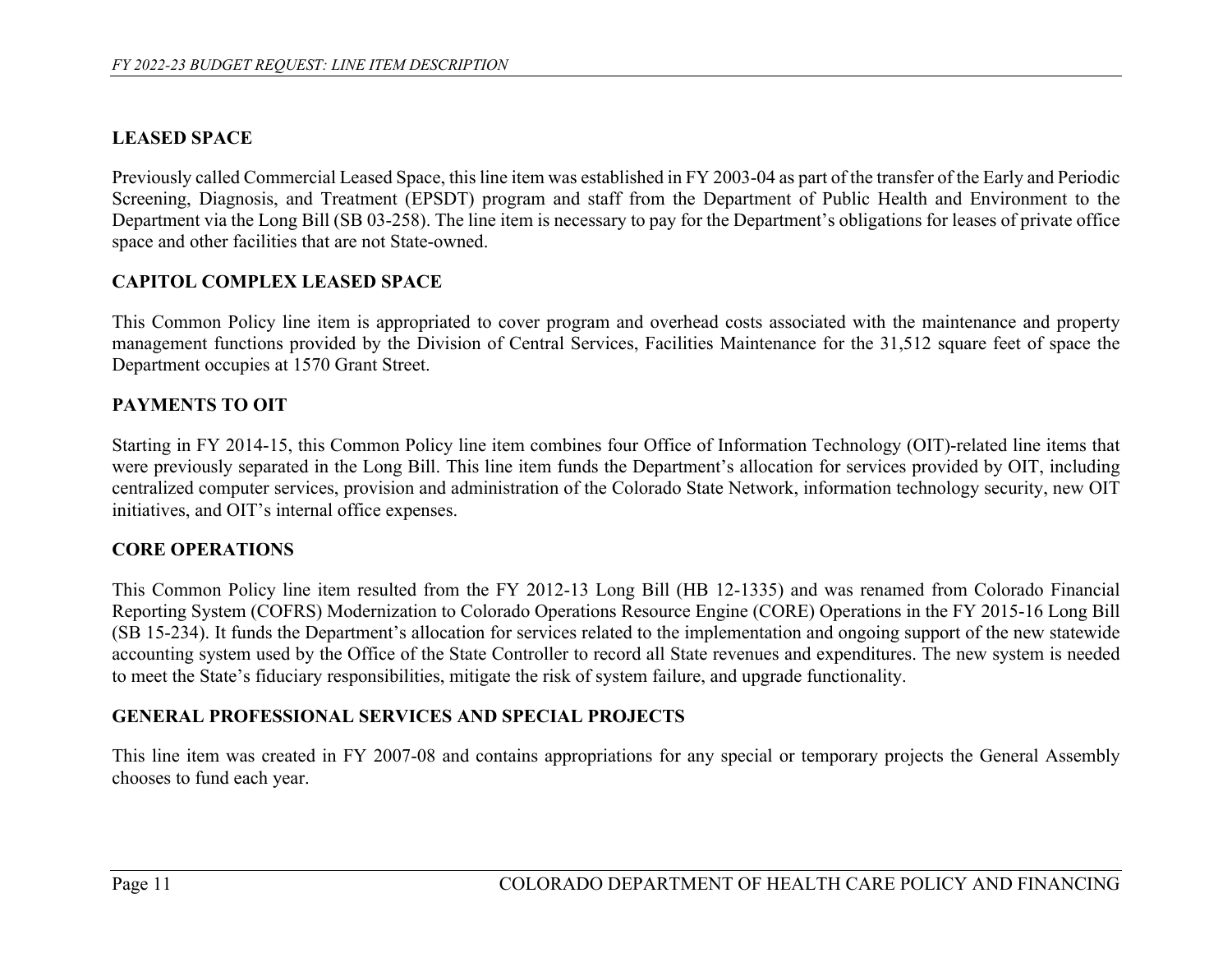## LEASED SPACE

Previously called Commercial Leased Space, this line item was established in FY 2003-04 as part of the transfer of the Early and Periodic Screening, Diagnosis, and Treatment (EPSDT) program and staff from the Department of Public Health and Environment to the Department via the Long Bill (SB 03-258). The line item is necessary to pay for the Department's obligations for leases of private office space and other facilities that are not State-owned.

## CAPITOL COMPLEX LEASED SPACE

This Common Policy line item is appropriated to cover program and overhead costs associated with the maintenance and property management functions provided by the Division of Central Services, Facilities Maintenance for the 31,512 square feet of space the Department occupies at 1570 Grant Street.

## PAYMENTS TO OIT

Starting in FY 2014-15, this Common Policy line item combines four Office of Information Technology (OIT)-related line items that were previously separated in the Long Bill. This line item funds the Department's allocation for services provided by OIT, including centralized computer services, provision and administration of the Colorado State Network, information technology security, new OIT initiatives, and OIT's internal office expenses.

## CORE OPERATIONS

This Common Policy line item resulted from the FY 2012-13 Long Bill (HB 12-1335) and was renamed from Colorado Financial Reporting System (COFRS) Modernization to Colorado Operations Resource Engine (CORE) Operations in the FY 2015-16 Long Bill (SB 15-234). It funds the Department's allocation for services related to the implementation and ongoing support of the new statewide accounting system used by the Office of the State Controller to record all State revenues and expenditures. The new system is needed to meet the State's fiduciary responsibilities, mitigate the risk of system failure, and upgrade functionality.

## GENERAL PROFESSIONAL SERVICES AND SPECIAL PROJECTS

This line item was created in FY 2007-08 and contains appropriations for any special or temporary projects the General Assembly chooses to fund each year.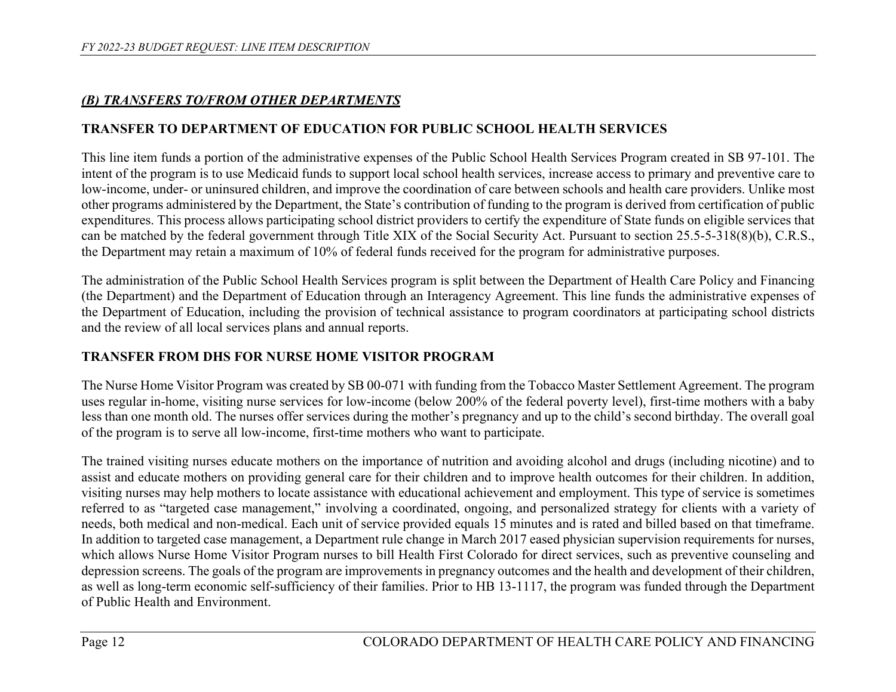## *(B) TRANSFERS TO/FROM OTHER DEPARTMENTS*

### TRANSFER TO DEPARTMENT OF EDUCATION FOR PUBLIC SCHOOL HEALTH SERVICES

This line item funds a portion of the administrative expenses of the Public School Health Services Program created in SB 97-101. The intent of the program is to use Medicaid funds to support local school health services, increase access to primary and preventive care to low-income, under- or uninsured children, and improve the coordination of care between schools and health care providers. Unlike most other programs administered by the Department, the State's contribution of funding to the program is derived from certification of public expenditures. This process allows participating school district providers to certify the expenditure of State funds on eligible services that can be matched by the federal government through Title XIX of the Social Security Act. Pursuant to section 25.5-5-318(8)(b), C.R.S., the Department may retain a maximum of 10% of federal funds received for the program for administrative purposes.

The administration of the Public School Health Services program is split between the Department of Health Care Policy and Financing (the Department) and the Department of Education through an Interagency Agreement. This line funds the administrative expenses of the Department of Education, including the provision of technical assistance to program coordinators at participating school districts and the review of all local services plans and annual reports.

### TRANSFER FROM DHS FOR NURSE HOME VISITOR PROGRAM

The Nurse Home Visitor Program was created by SB 00-071 with funding from the Tobacco Master Settlement Agreement. The program uses regular in-home, visiting nurse services for low-income (below 200% of the federal poverty level), first-time mothers with a baby less than one month old. The nurses offer services during the mother's pregnancy and up to the child's second birthday. The overall goal of the program is to serve all low-income, first-time mothers who want to participate.

The trained visiting nurses educate mothers on the importance of nutrition and avoiding alcohol and drugs (including nicotine) and to assist and educate mothers on providing general care for their children and to improve health outcomes for their children. In addition, visiting nurses may help mothers to locate assistance with educational achievement and employment. This type of service is sometimes referred to as "targeted case management," involving a coordinated, ongoing, and personalized strategy for clients with a variety of needs, both medical and non-medical. Each unit of service provided equals 15 minutes and is rated and billed based on that timeframe. In addition to targeted case management, a Department rule change in March 2017 eased physician supervision requirements for nurses, which allows Nurse Home Visitor Program nurses to bill Health First Colorado for direct services, such as preventive counseling and depression screens. The goals of the program are improvements in pregnancy outcomes and the health and development of their children, as well as long-term economic self-sufficiency of their families. Prior to HB 13-1117, the program was funded through the Department of Public Health and Environment.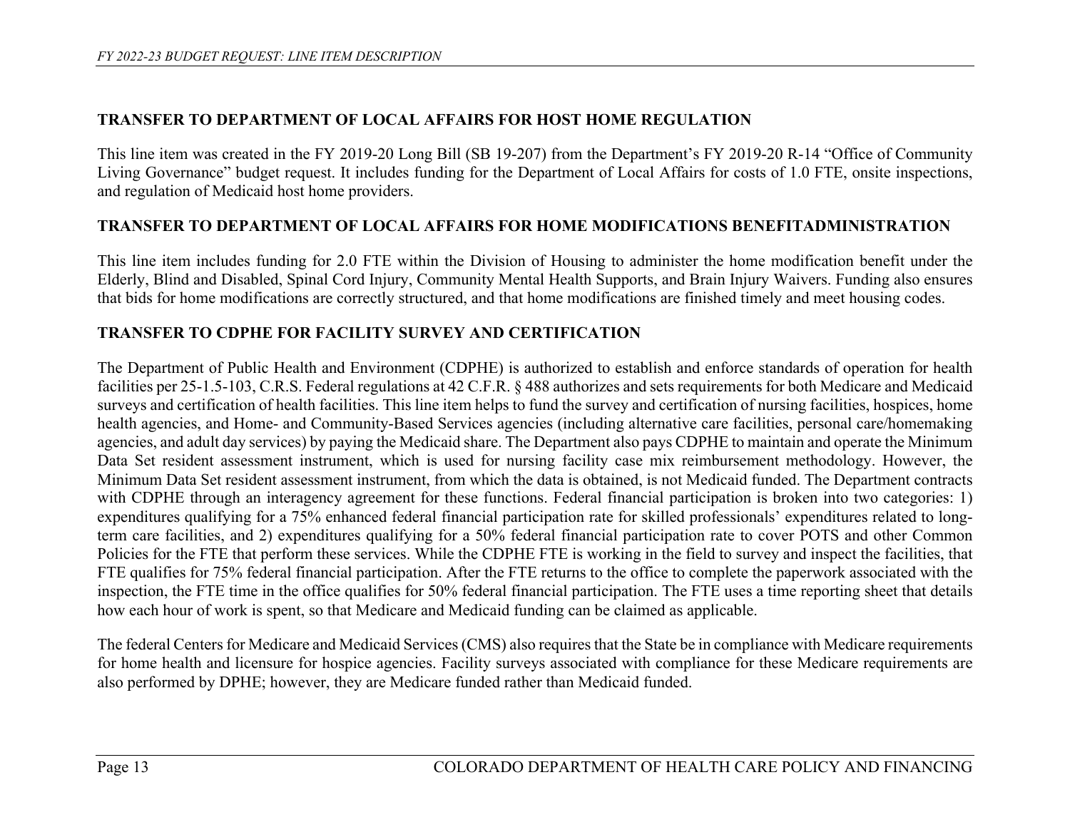## TRANSFER TO DEPARTMENT OF LOCAL AFFAIRS FOR HOST HOME REGULATION

This line item was created in the FY 2019-20 Long Bill (SB 19-207) from the Department's FY 2019-20 R-14 "Office of Community Living Governance" budget request. It includes funding for the Department of Local Affairs for costs of 1.0 FTE, onsite inspections, and regulation of Medicaid host home providers.

## TRANSFER TO DEPARTMENT OF LOCAL AFFAIRS FOR HOME MODIFICATIONS BENEFITADMINISTRATION

This line item includes funding for 2.0 FTE within the Division of Housing to administer the home modification benefit under the Elderly, Blind and Disabled, Spinal Cord Injury, Community Mental Health Supports, and Brain Injury Waivers. Funding also ensures that bids for home modifications are correctly structured, and that home modifications are finished timely and meet housing codes.

## TRANSFER TO CDPHE FOR FACILITY SURVEY AND CERTIFICATION

The Department of Public Health and Environment (CDPHE) is authorized to establish and enforce standards of operation for health facilities per 25-1.5-103, C.R.S. Federal regulations at 42 C.F.R. § 488 authorizes and sets requirements for both Medicare and Medicaid surveys and certification of health facilities. This line item helps to fund the survey and certification of nursing facilities, hospices, home health agencies, and Home- and Community-Based Services agencies (including alternative care facilities, personal care/homemaking agencies, and adult day services) by paying the Medicaid share. The Department also pays CDPHE to maintain and operate the Minimum Data Set resident assessment instrument, which is used for nursing facility case mix reimbursement methodology. However, the Minimum Data Set resident assessment instrument, from which the data is obtained, is not Medicaid funded. The Department contracts with CDPHE through an interagency agreement for these functions. Federal financial participation is broken into two categories: 1) expenditures qualifying for a 75% enhanced federal financial participation rate for skilled professionals' expenditures related to long-term care facilities, and 2) expenditures qualifying for a 50% federal financial participation rate to cover POTS and other Common Policies for the FTE that perform these services. While the CDPHE FTE is working in the field to survey and inspect the facilities, that FTE qualifies for 75% federal financial participation. After the FTE returns to the office to complete the paperwork associated with the inspection, the FTE time in the office qualifies for 50% federal financial participation. The FTE uses a time reporting sheet that details how each hour of work is spent, so that Medicare and Medicaid funding can be claimed as applicable.

The federal Centers for Medicare and Medicaid Services (CMS) also requires that the State be in compliance with Medicare requirements for home health and licensure for hospice agencies. Facility surveys associated with compliance for these Medicare requirements are also performed by DPHE; however, they are Medicare funded rather than Medicaid funded.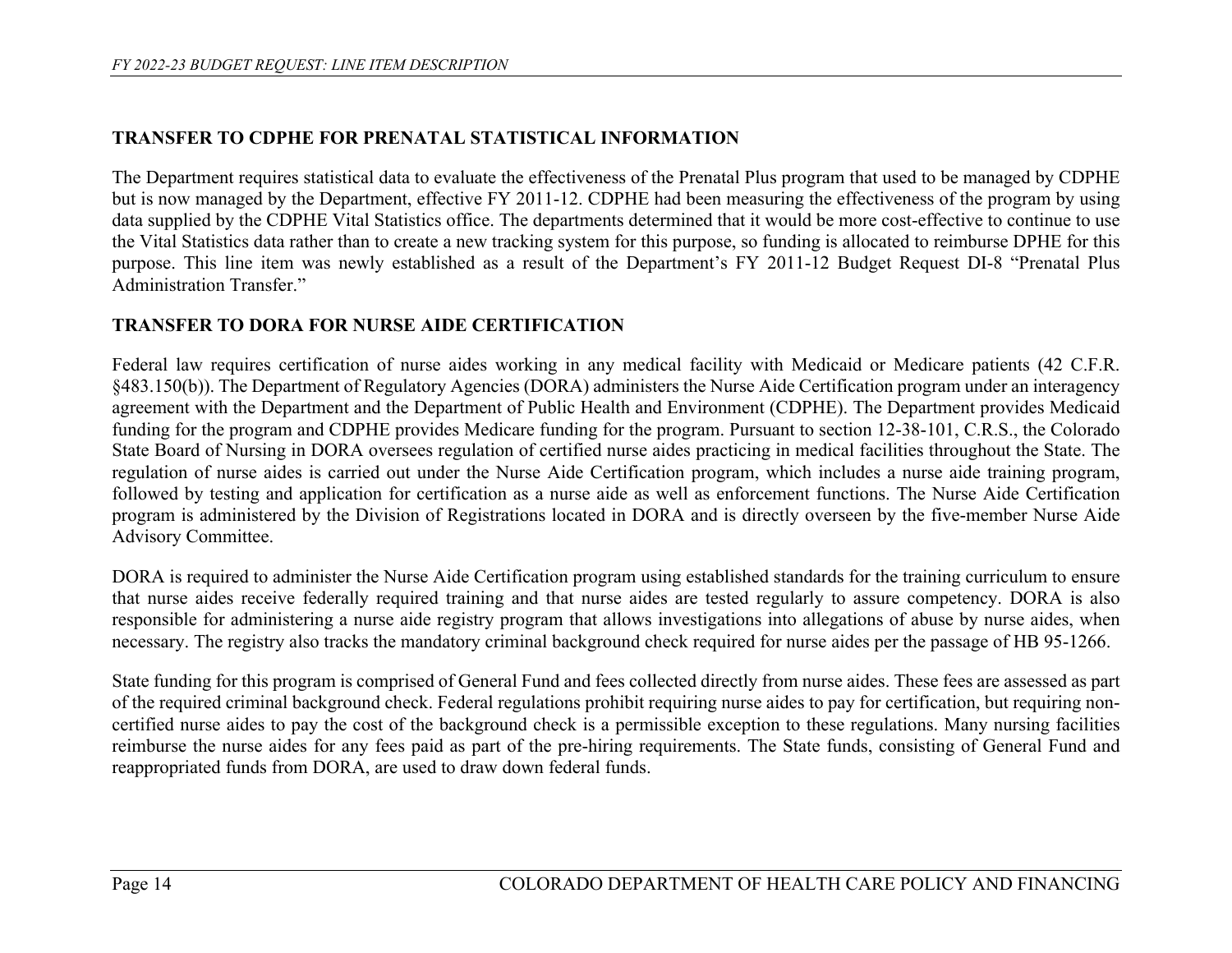## TRANSFER TO CDPHE FOR PRENATAL STATISTICAL INFORMATION

The Department requires statistical data to evaluate the effectiveness of the Prenatal Plus program that used to be managed by CDPHE but is now managed by the Department, effective FY 2011-12. CDPHE had been measuring the effectiveness of the program by using data supplied by the CDPHE Vital Statistics office. The departments determined that it would be more cost-effective to continue to use the Vital Statistics data rather than to create a new tracking system for this purpose, so funding is allocated to reimburse DPHE for this purpose. This line item was newly established as a result of the Department's FY 2011-12 Budget Request DI-8 "Prenatal Plus Administration Transfer."

## TRANSFER TO DORA FOR NURSE AIDE CERTIFICATION

Federal law requires certification of nurse aides working in any medical facility with Medicaid or Medicare patients (42 C.F.R. §483.150(b)). The Department of Regulatory Agencies (DORA) administers the Nurse Aide Certification program under an interagency agreement with the Department and the Department of Public Health and Environment (CDPHE). The Department provides Medicaid funding for the program and CDPHE provides Medicare funding for the program. Pursuant to section 12-38-101, C.R.S., the Colorado State Board of Nursing in DORA oversees regulation of certified nurse aides practicing in medical facilities throughout the State. The regulation of nurse aides is carried out under the Nurse Aide Certification program, which includes a nurse aide training program, followed by testing and application for certification as a nurse aide as well as enforcement functions. The Nurse Aide Certification program is administered by the Division of Registrations located in DORA and is directly overseen by the five-member Nurse Aide Advisory Committee.

DORA is required to administer the Nurse Aide Certification program using established standards for the training curriculum to ensure that nurse aides receive federally required training and that nurse aides are tested regularly to assure competency. DORA is also responsible for administering a nurse aide registry program that allows investigations into allegations of abuse by nurse aides, when necessary. The registry also tracks the mandatory criminal background check required for nurse aides per the passage of HB 95-1266.

State funding for this program is comprised of General Fund and fees collected directly from nurse aides. These fees are assessed as part of the required criminal background check. Federal regulations prohibit requiring nurse aides to pay for certification, but requiring non-certified nurse aides to pay the cost of the background check is a permissible exception to these regulations. Many nursing facilities reimburse the nurse aides for any fees paid as part of the pre-hiring requirements. The State funds, consisting of General Fund and reappropriated funds from DORA, are used to draw down federal funds.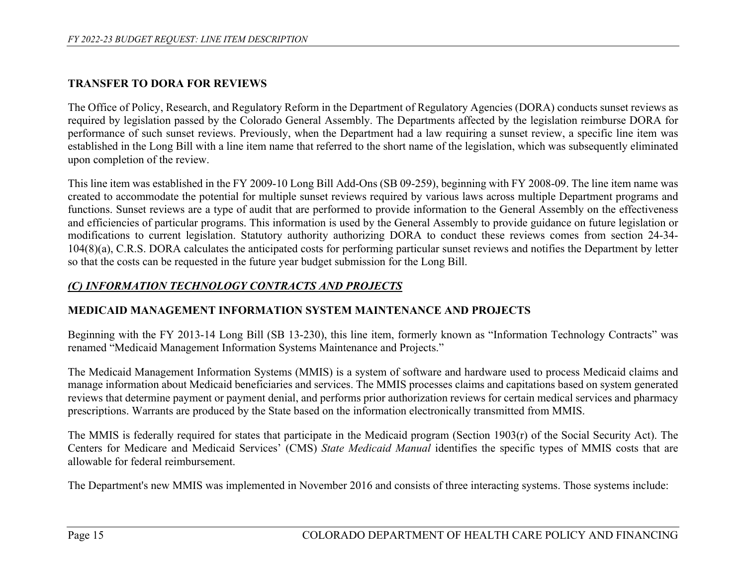## TRANSFER TO DORA FOR REVIEWS

The Office of Policy, Research, and Regulatory Reform in the Department of Regulatory Agencies (DORA) conducts sunset reviews as required by legislation passed by the Colorado General Assembly. The Departments affected by the legislation reimburse DORA for performance of such sunset reviews. Previously, when the Department had a law requiring a sunset review, a specific line item was established in the Long Bill with a line item name that referred to the short name of the legislation, which was subsequently eliminated upon completion of the review.

This line item was established in the FY 2009-10 Long Bill Add-Ons (SB 09-259), beginning with FY 2008-09. The line item name was created to accommodate the potential for multiple sunset reviews required by various laws across multiple Department programs and functions. Sunset reviews are a type of audit that are performed to provide information to the General Assembly on the effectiveness and efficiencies of particular programs. This information is used by the General Assembly to provide guidance on future legislation or modifications to current legislation. Statutory authority authorizing DORA to conduct these reviews comes from section 24-34-104(8)(a), C.R.S. DORA calculates the anticipated costs for performing particular sunset reviews and notifies the Department by letter so that the costs can be requested in the future year budget submission for the Long Bill.

## *(C) INFORMATION TECHNOLOGY CONTRACTS AND PROJECTS*

## MEDICAID MANAGEMENT INFORMATION SYSTEM MAINTENANCE AND PROJECTS

Beginning with the FY 2013-14 Long Bill (SB 13-230), this line item, formerly known as "Information Technology Contracts" was renamed "Medicaid Management Information Systems Maintenance and Projects."

The Medicaid Management Information Systems (MMIS) is a system of software and hardware used to process Medicaid claims and manage information about Medicaid beneficiaries and services. The MMIS processes claims and capitations based on system generated reviews that determine payment or payment denial, and performs prior authorization reviews for certain medical services and pharmacy prescriptions. Warrants are produced by the State based on the information electronically transmitted from MMIS.

The MMIS is federally required for states that participate in the Medicaid program (Section 1903(r) of the Social Security Act). The Centers for Medicare and Medicaid Services' (CMS) *State Medicaid Manual* identifies the specific types of MMIS costs that are allowable for federal reimbursement.

The Department's new MMIS was implemented in November 2016 and consists of three interacting systems. Those systems include: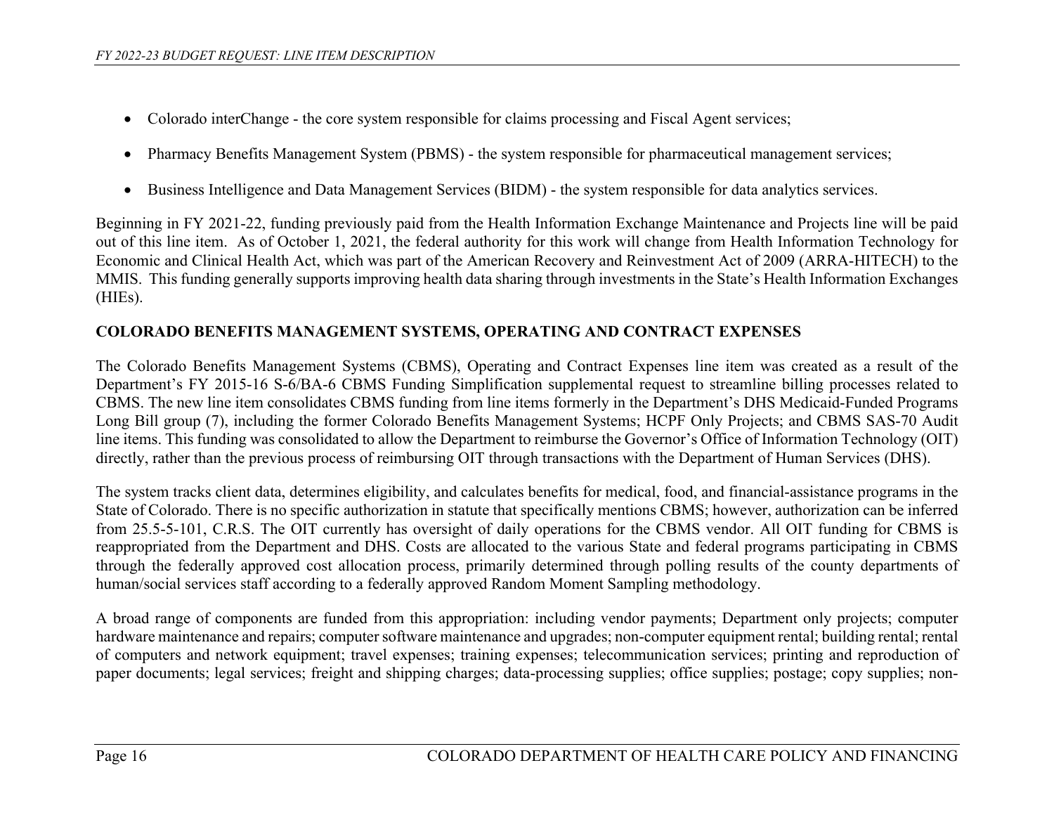- Colorado interChange - the core system responsible for claims processing and Fiscal Agent services;
- Pharmacy Benefits Management System (PBMS) - the system responsible for pharmaceutical management services;
- Business Intelligence and Data Management Services (BIDM) - the system responsible for data analytics services.

Beginning in FY 2021-22, funding previously paid from the Health Information Exchange Maintenance and Projects line will be paid out of this line item. As of October 1, 2021, the federal authority for this work will change from Health Information Technology for Economic and Clinical Health Act, which was part of the American Recovery and Reinvestment Act of 2009 (ARRA-HITECH) to the MMIS. This funding generally supports improving health data sharing through investments in the State's Health Information Exchanges (HIEs).

## COLORADO BENEFITS MANAGEMENT SYSTEMS, OPERATING AND CONTRACT EXPENSES

The Colorado Benefits Management Systems (CBMS), Operating and Contract Expenses line item was created as a result of the Department's FY 2015-16 S-6/BA-6 CBMS Funding Simplification supplemental request to streamline billing processes related to CBMS. The new line item consolidates CBMS funding from line items formerly in the Department's DHS Medicaid-Funded Programs Long Bill group (7), including the former Colorado Benefits Management Systems; HCPF Only Projects; and CBMS SAS-70 Audit line items. This funding was consolidated to allow the Department to reimburse the Governor's Office of Information Technology (OIT) directly, rather than the previous process of reimbursing OIT through transactions with the Department of Human Services (DHS).

The system tracks client data, determines eligibility, and calculates benefits for medical, food, and financial-assistance programs in the State of Colorado. There is no specific authorization in statute that specifically mentions CBMS; however, authorization can be inferred from 25.5-5-101, C.R.S. The OIT currently has oversight of daily operations for the CBMS vendor. All OIT funding for CBMS is reappropriated from the Department and DHS. Costs are allocated to the various State and federal programs participating in CBMS through the federally approved cost allocation process, primarily determined through polling results of the county departments of human/social services staff according to a federally approved Random Moment Sampling methodology.

A broad range of components are funded from this appropriation: including vendor payments; Department only projects; computer hardware maintenance and repairs; computer software maintenance and upgrades; non-computer equipment rental; building rental; rental of computers and network equipment; travel expenses; training expenses; telecommunication services; printing and reproduction of paper documents; legal services; freight and shipping charges; data-processing supplies; office supplies; postage; copy supplies; non-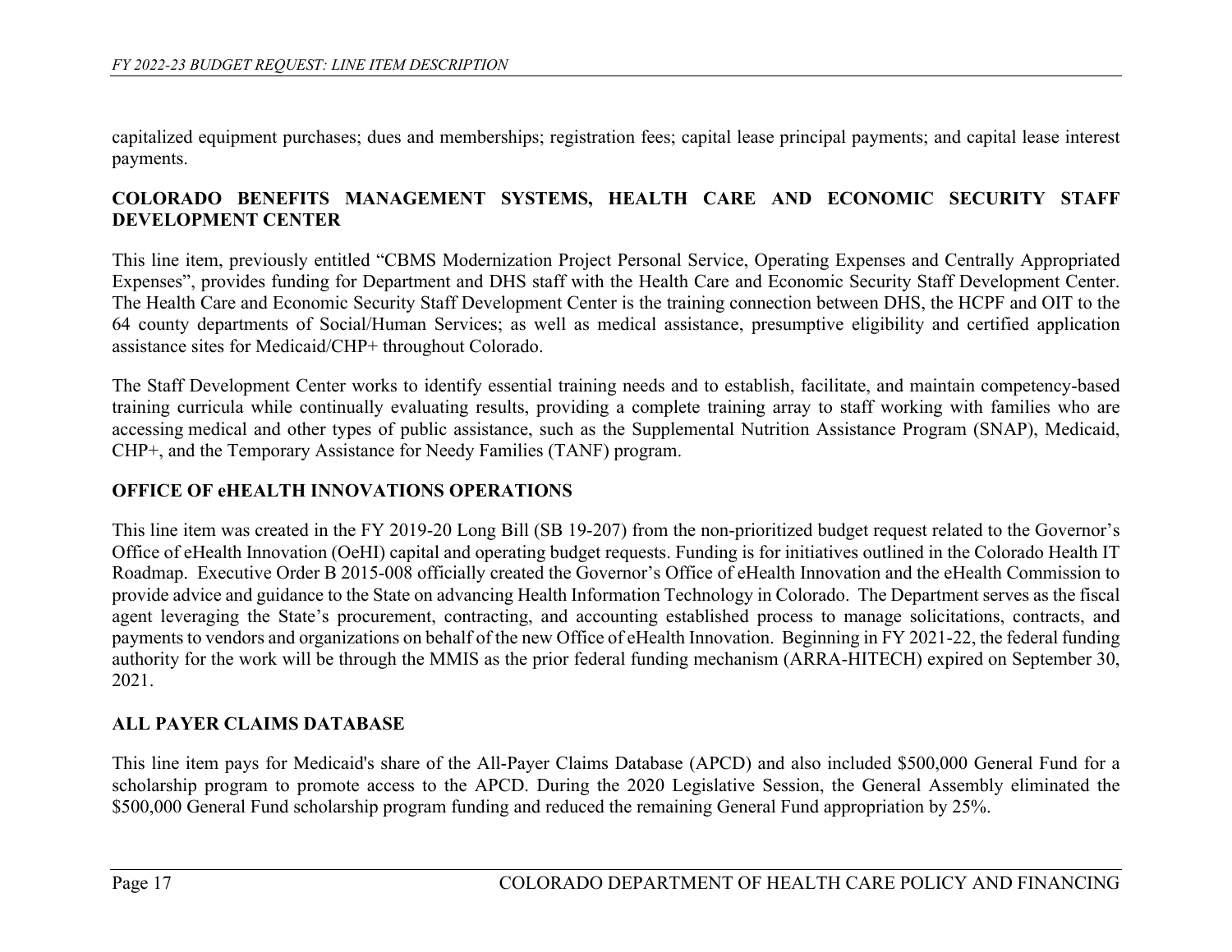capitalized equipment purchases; dues and memberships; registration fees; capital lease principal payments; and capital lease interest payments.

## COLORADO BENEFITS MANAGEMENT SYSTEMS, HEALTH CARE AND ECONOMIC SECURITY STAFF DEVELOPMENT CENTER

This line item, previously entitled "CBMS Modernization Project Personal Service, Operating Expenses and Centrally Appropriated Expenses", provides funding for Department and DHS staff with the Health Care and Economic Security Staff Development Center. The Health Care and Economic Security Staff Development Center is the training connection between DHS, the HCPF and OIT to the 64 county departments of Social/Human Services; as well as medical assistance, presumptive eligibility and certified application assistance sites for Medicaid/CHP+ throughout Colorado.

The Staff Development Center works to identify essential training needs and to establish, facilitate, and maintain competency-based training curricula while continually evaluating results, providing a complete training array to staff working with families who are accessing medical and other types of public assistance, such as the Supplemental Nutrition Assistance Program (SNAP), Medicaid, CHP+, and the Temporary Assistance for Needy Families (TANF) program.

## OFFICE OF eHEALTH INNOVATIONS OPERATIONS

This line item was created in the FY 2019-20 Long Bill (SB 19-207) from the non-prioritized budget request related to the Governor's Office of eHealth Innovation (OeHI) capital and operating budget requests. Funding is for initiatives outlined in the Colorado Health IT Roadmap. Executive Order B 2015-008 officially created the Governor's Office of eHealth Innovation and the eHealth Commission to provide advice and guidance to the State on advancing Health Information Technology in Colorado. The Department serves as the fiscal agent leveraging the State's procurement, contracting, and accounting established process to manage solicitations, contracts, and payments to vendors and organizations on behalf of the new Office of eHealth Innovation. Beginning in FY 2021-22, the federal funding authority for the work will be through the MMIS as the prior federal funding mechanism (ARRA-HITECH) expired on September 30, 2021.

## ALL PAYER CLAIMS DATABASE

This line item pays for Medicaid's share of the All-Payer Claims Database (APCD) and also included $500,000 General Fund for a scholarship program to promote access to the APCD. During the 2020 Legislative Session, the General Assembly eliminated the $500,000 General Fund scholarship program funding and reduced the remaining General Fund appropriation by 25%.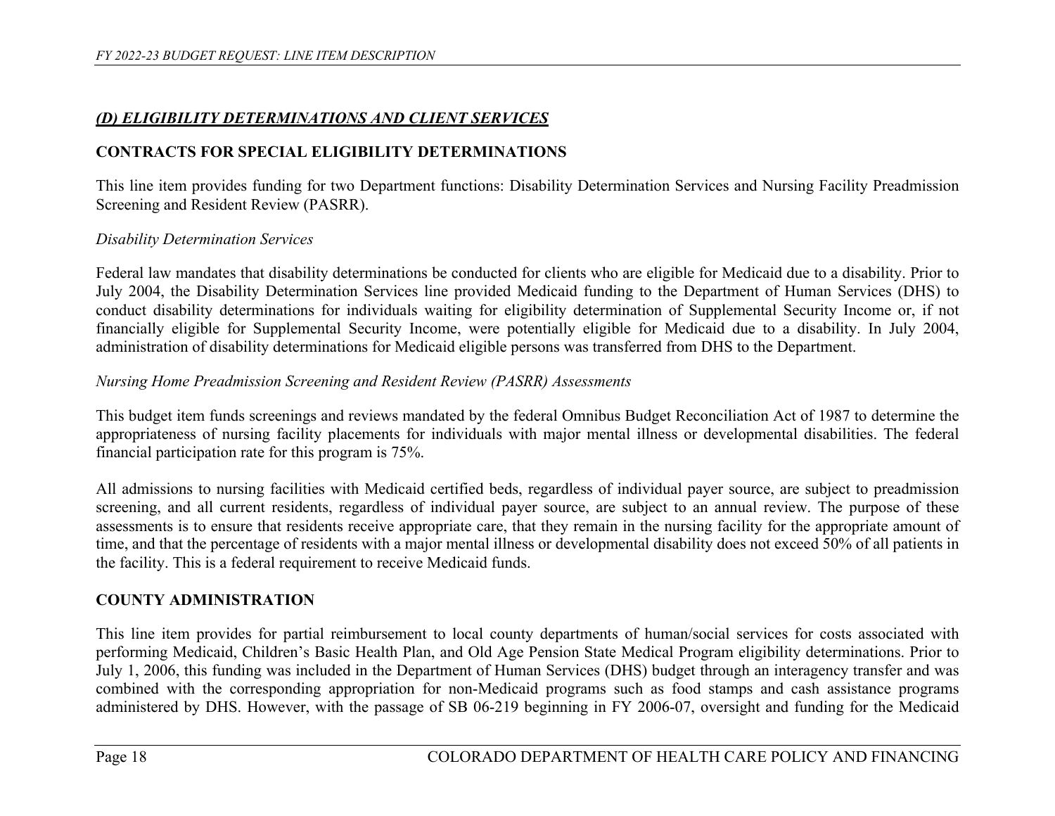## *(D) ELIGIBILITY DETERMINATIONS AND CLIENT SERVICES*

### CONTRACTS FOR SPECIAL ELIGIBILITY DETERMINATIONS

This line item provides funding for two Department functions: Disability Determination Services and Nursing Facility Preadmission Screening and Resident Review (PASRR).

*Disability Determination Services*

Federal law mandates that disability determinations be conducted for clients who are eligible for Medicaid due to a disability. Prior to July 2004, the Disability Determination Services line provided Medicaid funding to the Department of Human Services (DHS) to conduct disability determinations for individuals waiting for eligibility determination of Supplemental Security Income or, if not financially eligible for Supplemental Security Income, were potentially eligible for Medicaid due to a disability. In July 2004, administration of disability determinations for Medicaid eligible persons was transferred from DHS to the Department.

*Nursing Home Preadmission Screening and Resident Review (PASRR) Assessments*

This budget item funds screenings and reviews mandated by the federal Omnibus Budget Reconciliation Act of 1987 to determine the appropriateness of nursing facility placements for individuals with major mental illness or developmental disabilities. The federal financial participation rate for this program is 75%.

All admissions to nursing facilities with Medicaid certified beds, regardless of individual payer source, are subject to preadmission screening, and all current residents, regardless of individual payer source, are subject to an annual review. The purpose of these assessments is to ensure that residents receive appropriate care, that they remain in the nursing facility for the appropriate amount of time, and that the percentage of residents with a major mental illness or developmental disability does not exceed 50% of all patients in the facility. This is a federal requirement to receive Medicaid funds.

### COUNTY ADMINISTRATION

This line item provides for partial reimbursement to local county departments of human/social services for costs associated with performing Medicaid, Children's Basic Health Plan, and Old Age Pension State Medical Program eligibility determinations. Prior to July 1, 2006, this funding was included in the Department of Human Services (DHS) budget through an interagency transfer and was combined with the corresponding appropriation for non-Medicaid programs such as food stamps and cash assistance programs administered by DHS. However, with the passage of SB 06-219 beginning in FY 2006-07, oversight and funding for the Medicaid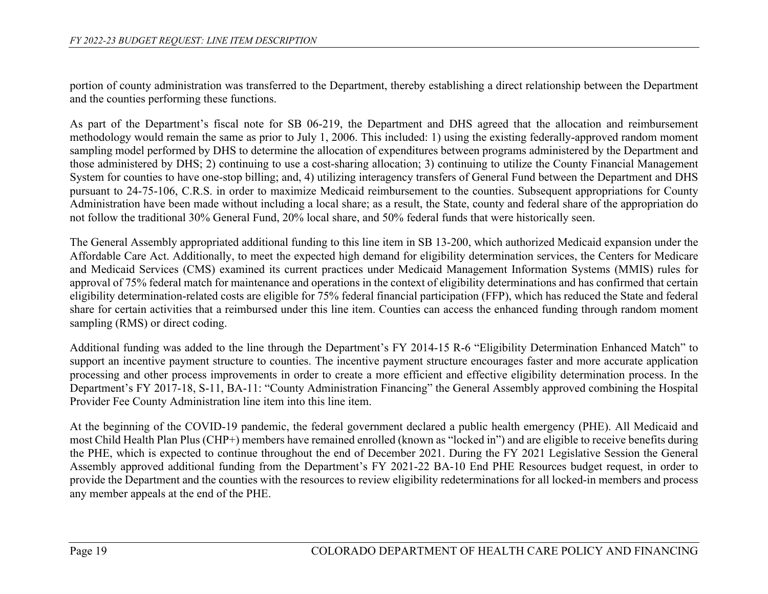portion of county administration was transferred to the Department, thereby establishing a direct relationship between the Department and the counties performing these functions.

As part of the Department's fiscal note for SB 06-219, the Department and DHS agreed that the allocation and reimbursement methodology would remain the same as prior to July 1, 2006. This included: 1) using the existing federally-approved random moment sampling model performed by DHS to determine the allocation of expenditures between programs administered by the Department and those administered by DHS; 2) continuing to use a cost-sharing allocation; 3) continuing to utilize the County Financial Management System for counties to have one-stop billing; and, 4) utilizing interagency transfers of General Fund between the Department and DHS pursuant to 24-75-106, C.R.S. in order to maximize Medicaid reimbursement to the counties. Subsequent appropriations for County Administration have been made without including a local share; as a result, the State, county and federal share of the appropriation do not follow the traditional 30% General Fund, 20% local share, and 50% federal funds that were historically seen.

The General Assembly appropriated additional funding to this line item in SB 13-200, which authorized Medicaid expansion under the Affordable Care Act. Additionally, to meet the expected high demand for eligibility determination services, the Centers for Medicare and Medicaid Services (CMS) examined its current practices under Medicaid Management Information Systems (MMIS) rules for approval of 75% federal match for maintenance and operations in the context of eligibility determinations and has confirmed that certain eligibility determination-related costs are eligible for 75% federal financial participation (FFP), which has reduced the State and federal share for certain activities that a reimbursed under this line item. Counties can access the enhanced funding through random moment sampling (RMS) or direct coding.

Additional funding was added to the line through the Department's FY 2014-15 R-6 "Eligibility Determination Enhanced Match" to support an incentive payment structure to counties. The incentive payment structure encourages faster and more accurate application processing and other process improvements in order to create a more efficient and effective eligibility determination process. In the Department's FY 2017-18, S-11, BA-11: "County Administration Financing" the General Assembly approved combining the Hospital Provider Fee County Administration line item into this line item.

At the beginning of the COVID-19 pandemic, the federal government declared a public health emergency (PHE). All Medicaid and most Child Health Plan Plus (CHP+) members have remained enrolled (known as "locked in") and are eligible to receive benefits during the PHE, which is expected to continue throughout the end of December 2021. During the FY 2021 Legislative Session the General Assembly approved additional funding from the Department's FY 2021-22 BA-10 End PHE Resources budget request, in order to provide the Department and the counties with the resources to review eligibility redeterminations for all locked-in members and process any member appeals at the end of the PHE.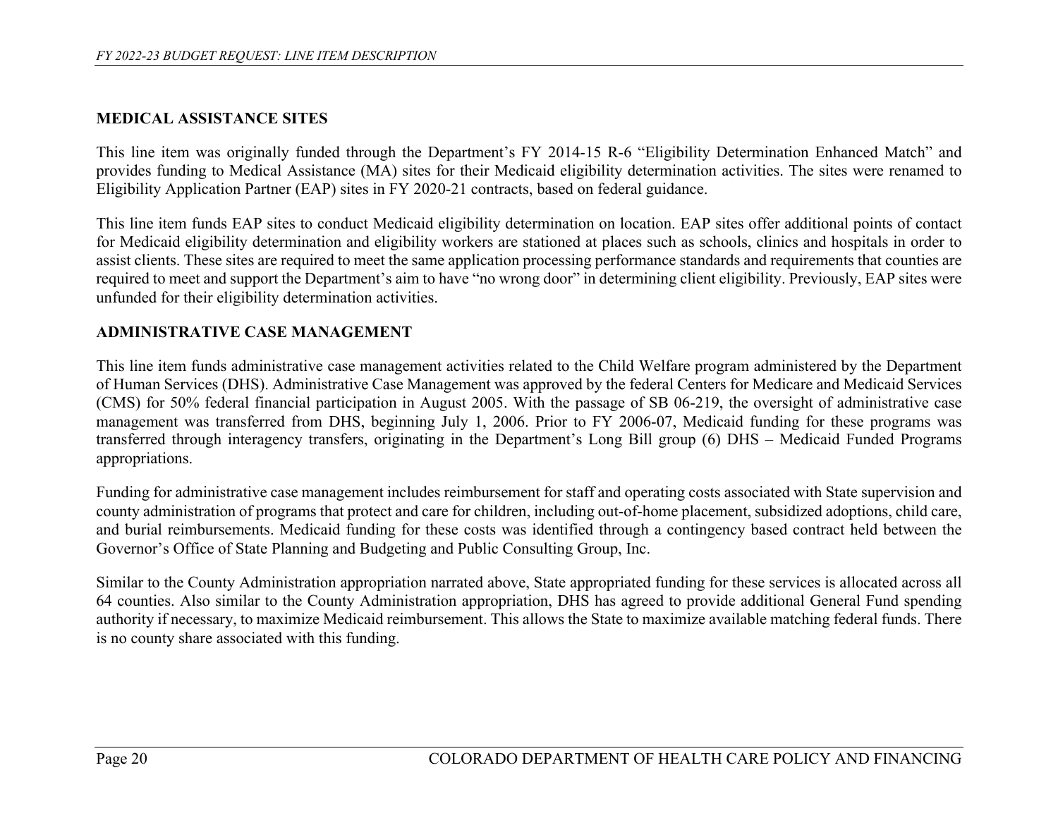## MEDICAL ASSISTANCE SITES

This line item was originally funded through the Department's FY 2014-15 R-6 "Eligibility Determination Enhanced Match" and provides funding to Medical Assistance (MA) sites for their Medicaid eligibility determination activities. The sites were renamed to Eligibility Application Partner (EAP) sites in FY 2020-21 contracts, based on federal guidance.

This line item funds EAP sites to conduct Medicaid eligibility determination on location. EAP sites offer additional points of contact for Medicaid eligibility determination and eligibility workers are stationed at places such as schools, clinics and hospitals in order to assist clients. These sites are required to meet the same application processing performance standards and requirements that counties are required to meet and support the Department's aim to have "no wrong door" in determining client eligibility. Previously, EAP sites were unfunded for their eligibility determination activities.

## ADMINISTRATIVE CASE MANAGEMENT

This line item funds administrative case management activities related to the Child Welfare program administered by the Department of Human Services (DHS). Administrative Case Management was approved by the federal Centers for Medicare and Medicaid Services (CMS) for 50% federal financial participation in August 2005. With the passage of SB 06-219, the oversight of administrative case management was transferred from DHS, beginning July 1, 2006. Prior to FY 2006-07, Medicaid funding for these programs was transferred through interagency transfers, originating in the Department's Long Bill group (6) DHS – Medicaid Funded Programs appropriations.

Funding for administrative case management includes reimbursement for staff and operating costs associated with State supervision and county administration of programs that protect and care for children, including out-of-home placement, subsidized adoptions, child care, and burial reimbursements. Medicaid funding for these costs was identified through a contingency based contract held between the Governor's Office of State Planning and Budgeting and Public Consulting Group, Inc.

Similar to the County Administration appropriation narrated above, State appropriated funding for these services is allocated across all 64 counties. Also similar to the County Administration appropriation, DHS has agreed to provide additional General Fund spending authority if necessary, to maximize Medicaid reimbursement. This allows the State to maximize available matching federal funds. There is no county share associated with this funding.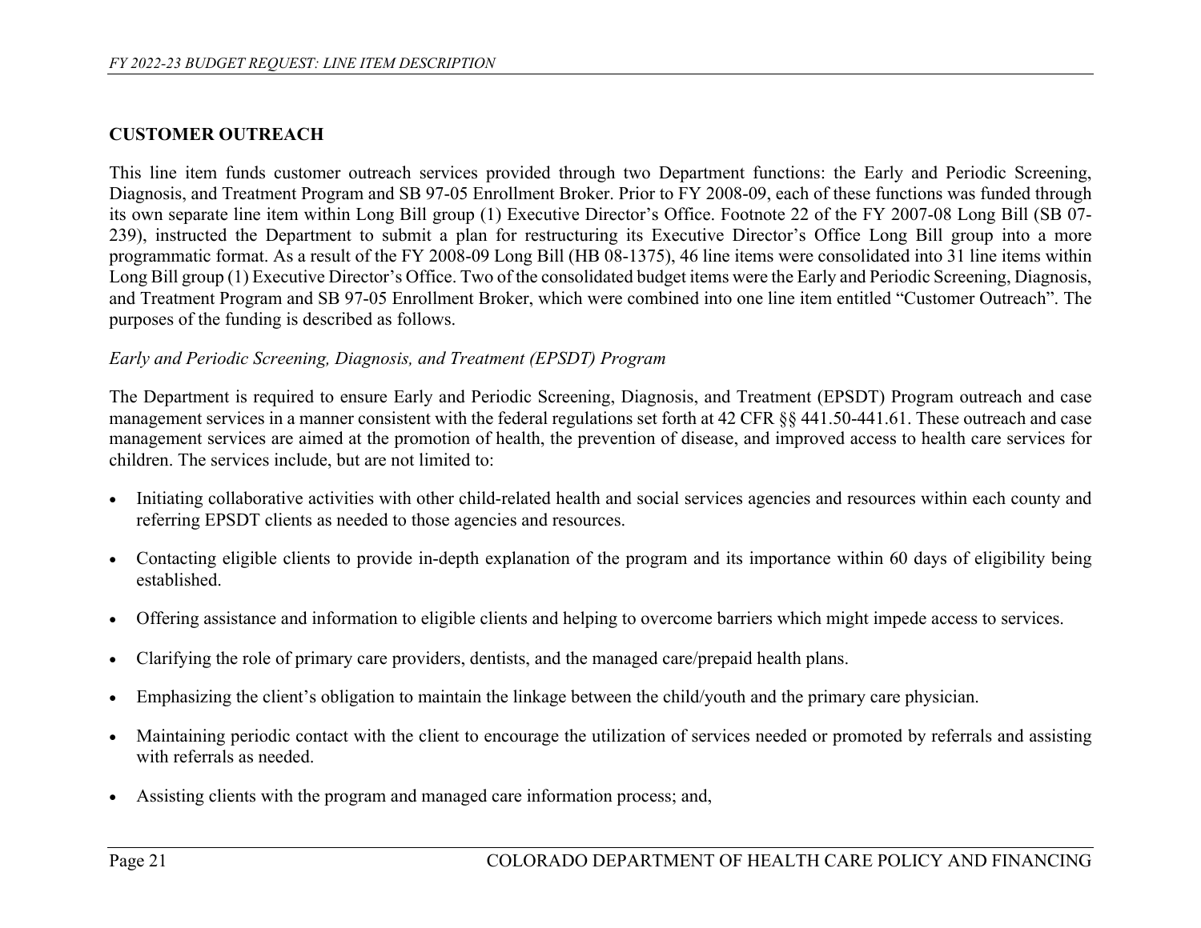## CUSTOMER OUTREACH

This line item funds customer outreach services provided through two Department functions: the Early and Periodic Screening, Diagnosis, and Treatment Program and SB 97-05 Enrollment Broker. Prior to FY 2008-09, each of these functions was funded through its own separate line item within Long Bill group (1) Executive Director's Office. Footnote 22 of the FY 2007-08 Long Bill (SB 07-239), instructed the Department to submit a plan for restructuring its Executive Director's Office Long Bill group into a more programmatic format. As a result of the FY 2008-09 Long Bill (HB 08-1375), 46 line items were consolidated into 31 line items within Long Bill group (1) Executive Director's Office. Two of the consolidated budget items were the Early and Periodic Screening, Diagnosis, and Treatment Program and SB 97-05 Enrollment Broker, which were combined into one line item entitled "Customer Outreach". The purposes of the funding is described as follows.

*Early and Periodic Screening, Diagnosis, and Treatment (EPSDT) Program*

The Department is required to ensure Early and Periodic Screening, Diagnosis, and Treatment (EPSDT) Program outreach and case management services in a manner consistent with the federal regulations set forth at 42 CFR §§ 441.50-441.61. These outreach and case management services are aimed at the promotion of health, the prevention of disease, and improved access to health care services for children. The services include, but are not limited to:

- Initiating collaborative activities with other child-related health and social services agencies and resources within each county and referring EPSDT clients as needed to those agencies and resources.
- Contacting eligible clients to provide in-depth explanation of the program and its importance within 60 days of eligibility being established.
- Offering assistance and information to eligible clients and helping to overcome barriers which might impede access to services.
- Clarifying the role of primary care providers, dentists, and the managed care/prepaid health plans.
- Emphasizing the client's obligation to maintain the linkage between the child/youth and the primary care physician.
- Maintaining periodic contact with the client to encourage the utilization of services needed or promoted by referrals and assisting with referrals as needed.
- Assisting clients with the program and managed care information process; and,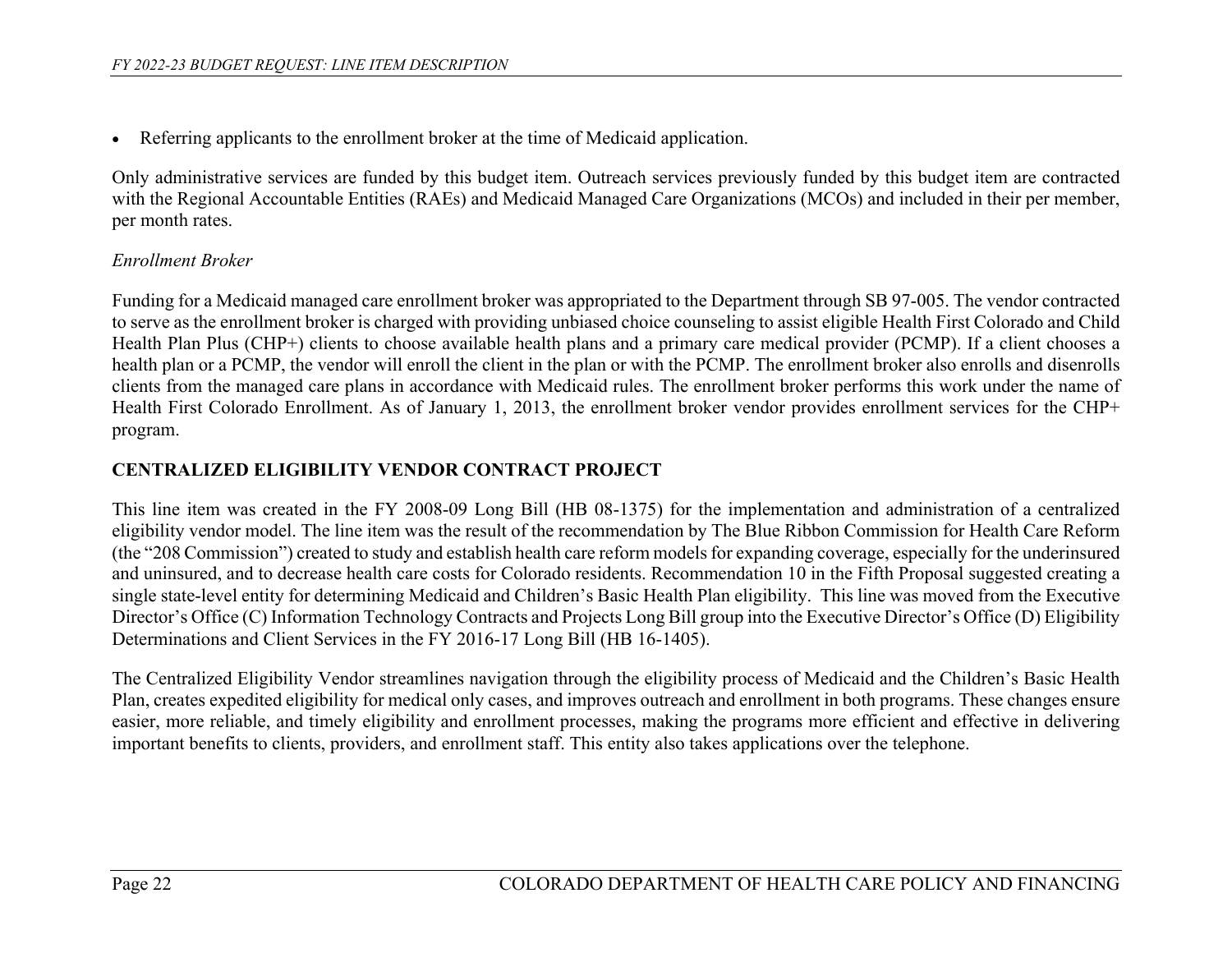- Referring applicants to the enrollment broker at the time of Medicaid application.

Only administrative services are funded by this budget item. Outreach services previously funded by this budget item are contracted with the Regional Accountable Entities (RAEs) and Medicaid Managed Care Organizations (MCOs) and included in their per member, per month rates.

*Enrollment Broker*

Funding for a Medicaid managed care enrollment broker was appropriated to the Department through SB 97-005. The vendor contracted to serve as the enrollment broker is charged with providing unbiased choice counseling to assist eligible Health First Colorado and Child Health Plan Plus (CHP+) clients to choose available health plans and a primary care medical provider (PCMP). If a client chooses a health plan or a PCMP, the vendor will enroll the client in the plan or with the PCMP. The enrollment broker also enrolls and disenrolls clients from the managed care plans in accordance with Medicaid rules. The enrollment broker performs this work under the name of Health First Colorado Enrollment. As of January 1, 2013, the enrollment broker vendor provides enrollment services for the CHP+ program.

**CENTRALIZED ELIGIBILITY VENDOR CONTRACT PROJECT**

This line item was created in the FY 2008-09 Long Bill (HB 08-1375) for the implementation and administration of a centralized eligibility vendor model. The line item was the result of the recommendation by The Blue Ribbon Commission for Health Care Reform (the "208 Commission") created to study and establish health care reform models for expanding coverage, especially for the underinsured and uninsured, and to decrease health care costs for Colorado residents. Recommendation 10 in the Fifth Proposal suggested creating a single state-level entity for determining Medicaid and Children's Basic Health Plan eligibility. This line was moved from the Executive Director's Office (C) Information Technology Contracts and Projects Long Bill group into the Executive Director's Office (D) Eligibility Determinations and Client Services in the FY 2016-17 Long Bill (HB 16-1405).

The Centralized Eligibility Vendor streamlines navigation through the eligibility process of Medicaid and the Children's Basic Health Plan, creates expedited eligibility for medical only cases, and improves outreach and enrollment in both programs. These changes ensure easier, more reliable, and timely eligibility and enrollment processes, making the programs more efficient and effective in delivering important benefits to clients, providers, and enrollment staff. This entity also takes applications over the telephone.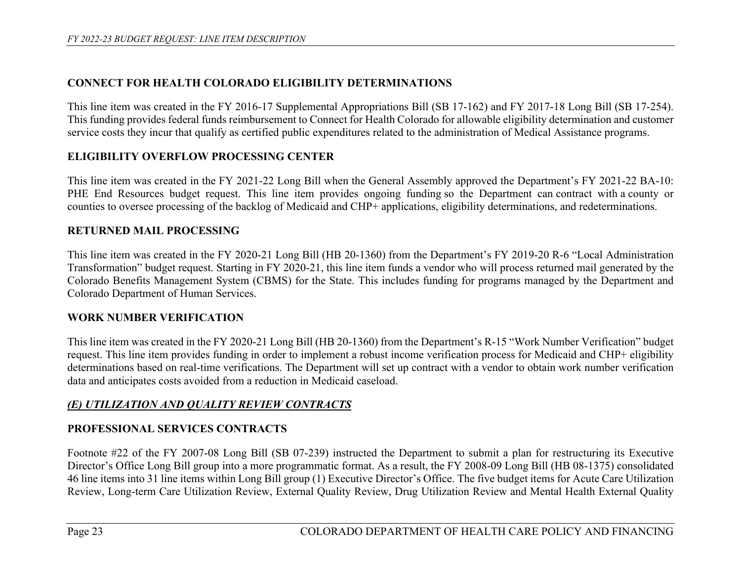## CONNECT FOR HEALTH COLORADO ELIGIBILITY DETERMINATIONS

This line item was created in the FY 2016-17 Supplemental Appropriations Bill (SB 17-162) and FY 2017-18 Long Bill (SB 17-254). This funding provides federal funds reimbursement to Connect for Health Colorado for allowable eligibility determination and customer service costs they incur that qualify as certified public expenditures related to the administration of Medical Assistance programs.

## ELIGIBILITY OVERFLOW PROCESSING CENTER

This line item was created in the FY 2021-22 Long Bill when the General Assembly approved the Department's FY 2021-22 BA-10: PHE End Resources budget request. This line item provides ongoing funding so the Department can contract with a county or counties to oversee processing of the backlog of Medicaid and CHP+ applications, eligibility determinations, and redeterminations.

## RETURNED MAIL PROCESSING

This line item was created in the FY 2020-21 Long Bill (HB 20-1360) from the Department's FY 2019-20 R-6 "Local Administration Transformation" budget request. Starting in FY 2020-21, this line item funds a vendor who will process returned mail generated by the Colorado Benefits Management System (CBMS) for the State. This includes funding for programs managed by the Department and Colorado Department of Human Services.

## WORK NUMBER VERIFICATION

This line item was created in the FY 2020-21 Long Bill (HB 20-1360) from the Department's R-15 "Work Number Verification" budget request. This line item provides funding in order to implement a robust income verification process for Medicaid and CHP+ eligibility determinations based on real-time verifications. The Department will set up contract with a vendor to obtain work number verification data and anticipates costs avoided from a reduction in Medicaid caseload.

## *(E) UTILIZATION AND QUALITY REVIEW CONTRACTS*

## PROFESSIONAL SERVICES CONTRACTS

Footnote #22 of the FY 2007-08 Long Bill (SB 07-239) instructed the Department to submit a plan for restructuring its Executive Director's Office Long Bill group into a more programmatic format. As a result, the FY 2008-09 Long Bill (HB 08-1375) consolidated 46 line items into 31 line items within Long Bill group (1) Executive Director's Office. The five budget items for Acute Care Utilization Review, Long-term Care Utilization Review, External Quality Review, Drug Utilization Review and Mental Health External Quality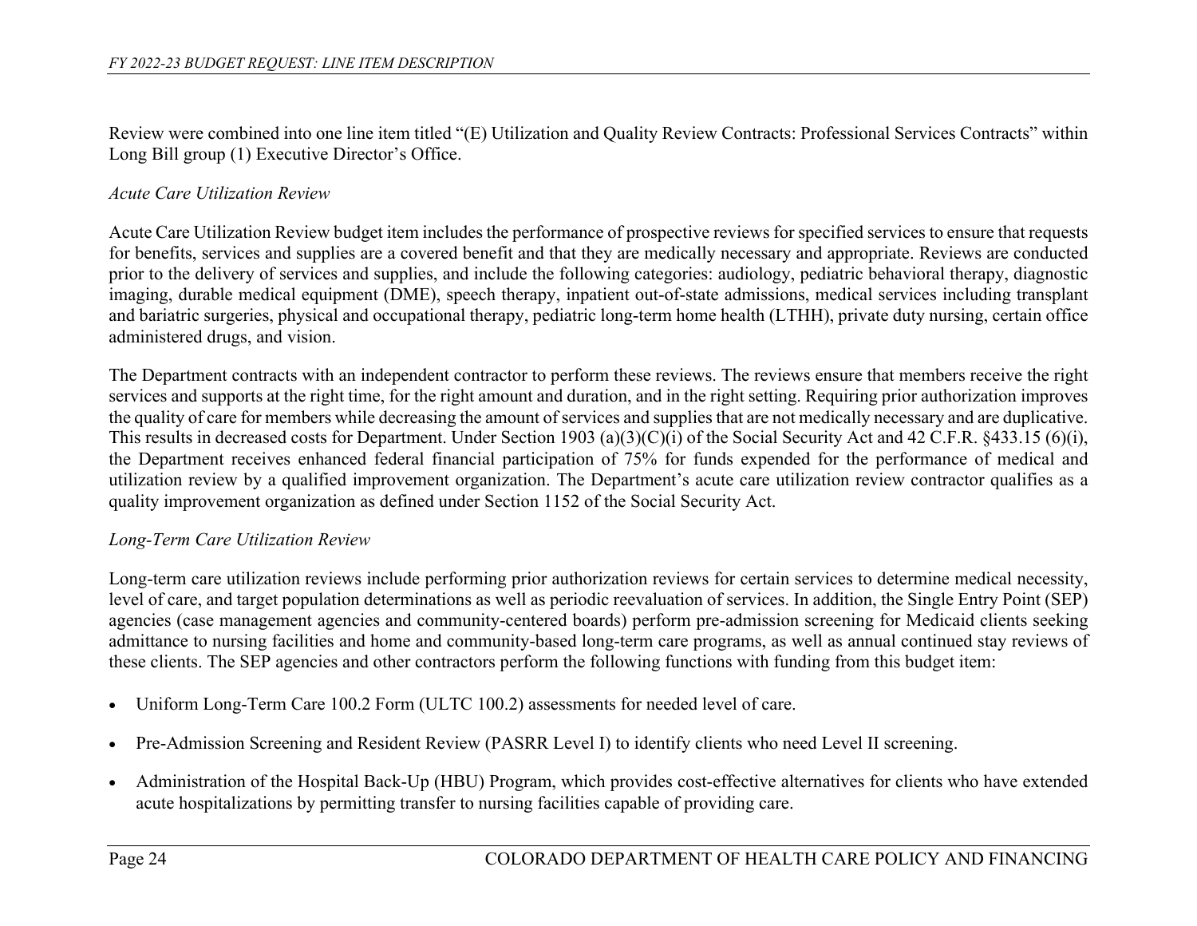Review were combined into one line item titled "(E) Utilization and Quality Review Contracts: Professional Services Contracts" within Long Bill group (1) Executive Director's Office.

*Acute Care Utilization Review*

Acute Care Utilization Review budget item includes the performance of prospective reviews for specified services to ensure that requests for benefits, services and supplies are a covered benefit and that they are medically necessary and appropriate. Reviews are conducted prior to the delivery of services and supplies, and include the following categories: audiology, pediatric behavioral therapy, diagnostic imaging, durable medical equipment (DME), speech therapy, inpatient out-of-state admissions, medical services including transplant and bariatric surgeries, physical and occupational therapy, pediatric long-term home health (LTHH), private duty nursing, certain office administered drugs, and vision.

The Department contracts with an independent contractor to perform these reviews. The reviews ensure that members receive the right services and supports at the right time, for the right amount and duration, and in the right setting. Requiring prior authorization improves the quality of care for members while decreasing the amount of services and supplies that are not medically necessary and are duplicative. This results in decreased costs for Department. Under Section 1903 (a)(3)(C)(i) of the Social Security Act and 42 C.F.R. §433.15 (6)(i), the Department receives enhanced federal financial participation of 75% for funds expended for the performance of medical and utilization review by a qualified improvement organization. The Department's acute care utilization review contractor qualifies as a quality improvement organization as defined under Section 1152 of the Social Security Act.

*Long-Term Care Utilization Review*

Long-term care utilization reviews include performing prior authorization reviews for certain services to determine medical necessity, level of care, and target population determinations as well as periodic reevaluation of services. In addition, the Single Entry Point (SEP) agencies (case management agencies and community-centered boards) perform pre-admission screening for Medicaid clients seeking admittance to nursing facilities and home and community-based long-term care programs, as well as annual continued stay reviews of these clients. The SEP agencies and other contractors perform the following functions with funding from this budget item:

- Uniform Long-Term Care 100.2 Form (ULTC 100.2) assessments for needed level of care.
- Pre-Admission Screening and Resident Review (PASRR Level I) to identify clients who need Level II screening.
- Administration of the Hospital Back-Up (HBU) Program, which provides cost-effective alternatives for clients who have extended acute hospitalizations by permitting transfer to nursing facilities capable of providing care.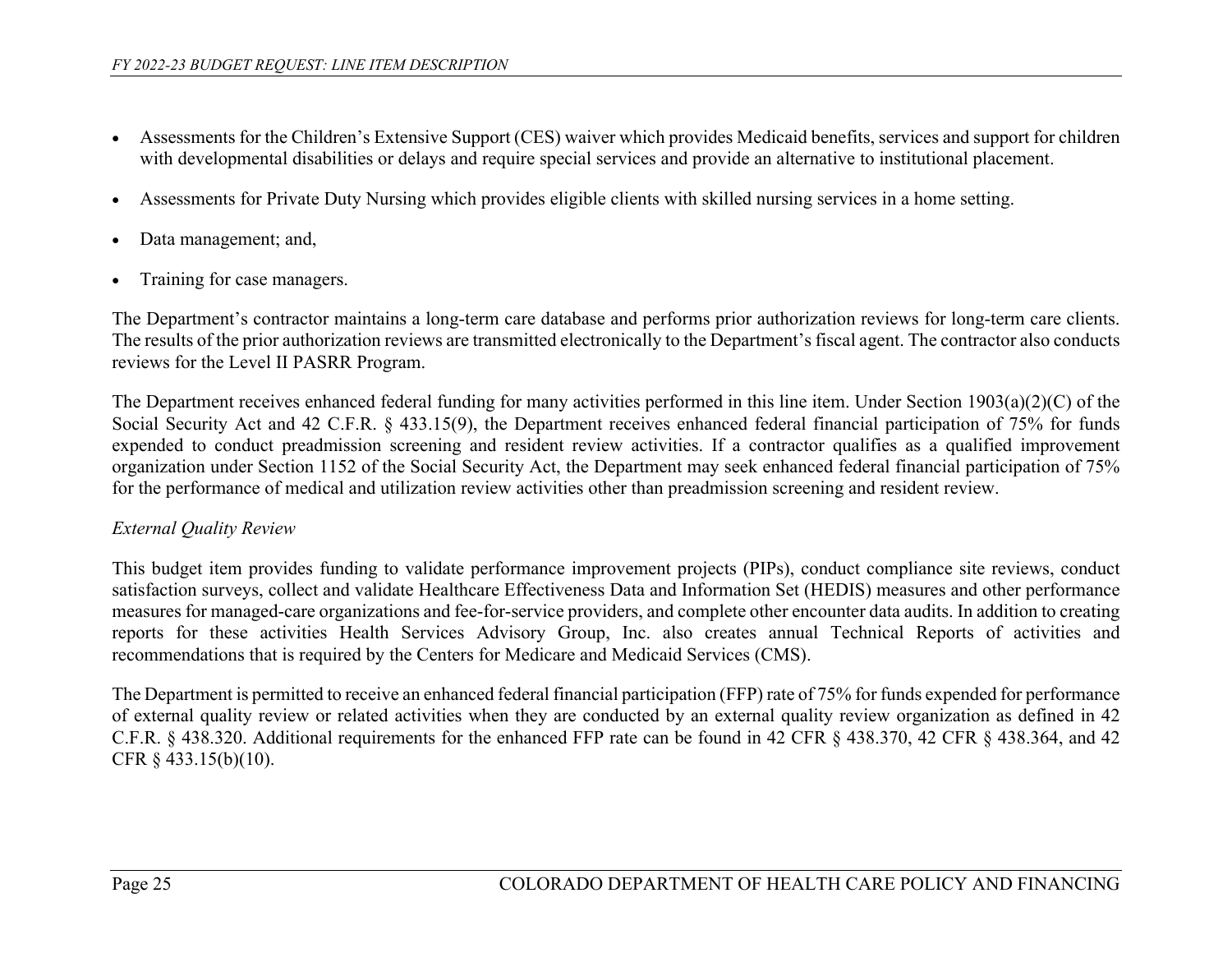- Assessments for the Children's Extensive Support (CES) waiver which provides Medicaid benefits, services and support for children with developmental disabilities or delays and require special services and provide an alternative to institutional placement.

- Assessments for Private Duty Nursing which provides eligible clients with skilled nursing services in a home setting.

- Data management; and,

- Training for case managers.

The Department's contractor maintains a long-term care database and performs prior authorization reviews for long-term care clients. The results of the prior authorization reviews are transmitted electronically to the Department's fiscal agent. The contractor also conducts reviews for the Level II PASRR Program.

The Department receives enhanced federal funding for many activities performed in this line item. Under Section 1903(a)(2)(C) of the Social Security Act and 42 C.F.R. § 433.15(9), the Department receives enhanced federal financial participation of 75% for funds expended to conduct preadmission screening and resident review activities. If a contractor qualifies as a qualified improvement organization under Section 1152 of the Social Security Act, the Department may seek enhanced federal financial participation of 75% for the performance of medical and utilization review activities other than preadmission screening and resident review.

*External Quality Review*

This budget item provides funding to validate performance improvement projects (PIPs), conduct compliance site reviews, conduct satisfaction surveys, collect and validate Healthcare Effectiveness Data and Information Set (HEDIS) measures and other performance measures for managed-care organizations and fee-for-service providers, and complete other encounter data audits. In addition to creating reports for these activities Health Services Advisory Group, Inc. also creates annual Technical Reports of activities and recommendations that is required by the Centers for Medicare and Medicaid Services (CMS).

The Department is permitted to receive an enhanced federal financial participation (FFP) rate of 75% for funds expended for performance of external quality review or related activities when they are conducted by an external quality review organization as defined in 42 C.F.R. § 438.320. Additional requirements for the enhanced FFP rate can be found in 42 CFR § 438.370, 42 CFR § 438.364, and 42 CFR § 433.15(b)(10).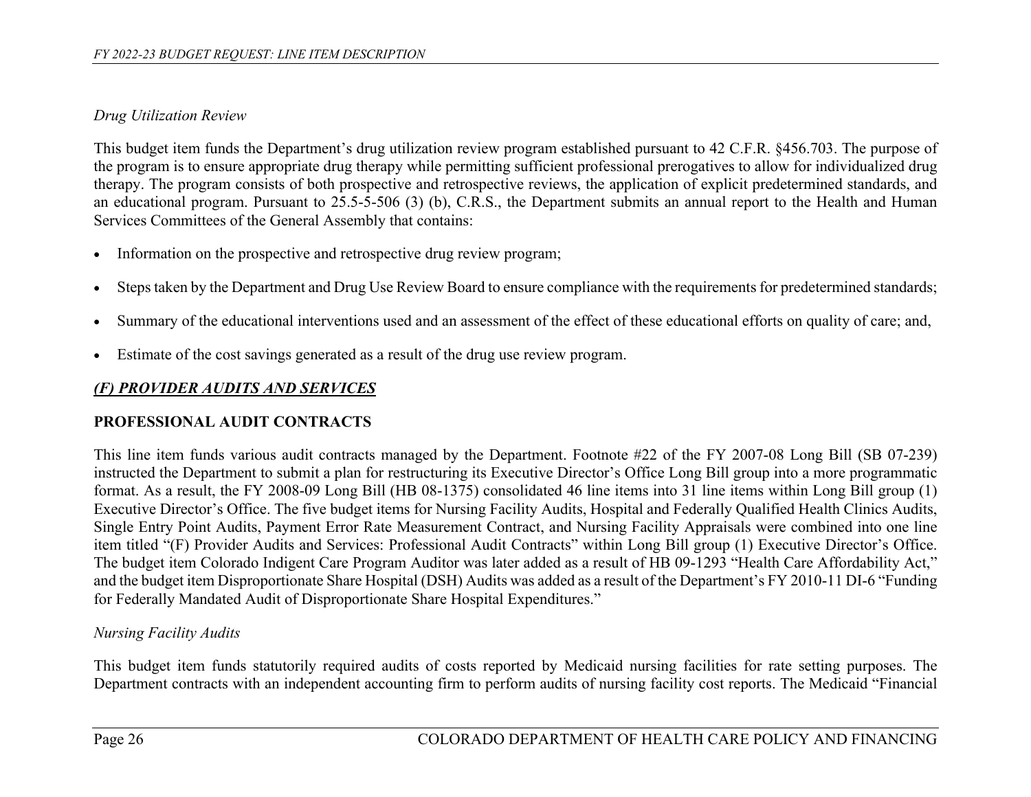*Drug Utilization Review*

This budget item funds the Department's drug utilization review program established pursuant to 42 C.F.R. §456.703. The purpose of the program is to ensure appropriate drug therapy while permitting sufficient professional prerogatives to allow for individualized drug therapy. The program consists of both prospective and retrospective reviews, the application of explicit predetermined standards, and an educational program. Pursuant to 25.5-5-506 (3) (b), C.R.S., the Department submits an annual report to the Health and Human Services Committees of the General Assembly that contains:

- Information on the prospective and retrospective drug review program;
- Steps taken by the Department and Drug Use Review Board to ensure compliance with the requirements for predetermined standards;
- Summary of the educational interventions used and an assessment of the effect of these educational efforts on quality of care; and,
- Estimate of the cost savings generated as a result of the drug use review program.

## ***(F) PROVIDER AUDITS AND SERVICES***

### PROFESSIONAL AUDIT CONTRACTS

This line item funds various audit contracts managed by the Department. Footnote #22 of the FY 2007-08 Long Bill (SB 07-239) instructed the Department to submit a plan for restructuring its Executive Director's Office Long Bill group into a more programmatic format. As a result, the FY 2008-09 Long Bill (HB 08-1375) consolidated 46 line items into 31 line items within Long Bill group (1) Executive Director's Office. The five budget items for Nursing Facility Audits, Hospital and Federally Qualified Health Clinics Audits, Single Entry Point Audits, Payment Error Rate Measurement Contract, and Nursing Facility Appraisals were combined into one line item titled "(F) Provider Audits and Services: Professional Audit Contracts" within Long Bill group (1) Executive Director's Office. The budget item Colorado Indigent Care Program Auditor was later added as a result of HB 09-1293 "Health Care Affordability Act," and the budget item Disproportionate Share Hospital (DSH) Audits was added as a result of the Department's FY 2010-11 DI-6 "Funding for Federally Mandated Audit of Disproportionate Share Hospital Expenditures."

*Nursing Facility Audits*

This budget item funds statutorily required audits of costs reported by Medicaid nursing facilities for rate setting purposes. The Department contracts with an independent accounting firm to perform audits of nursing facility cost reports. The Medicaid "Financial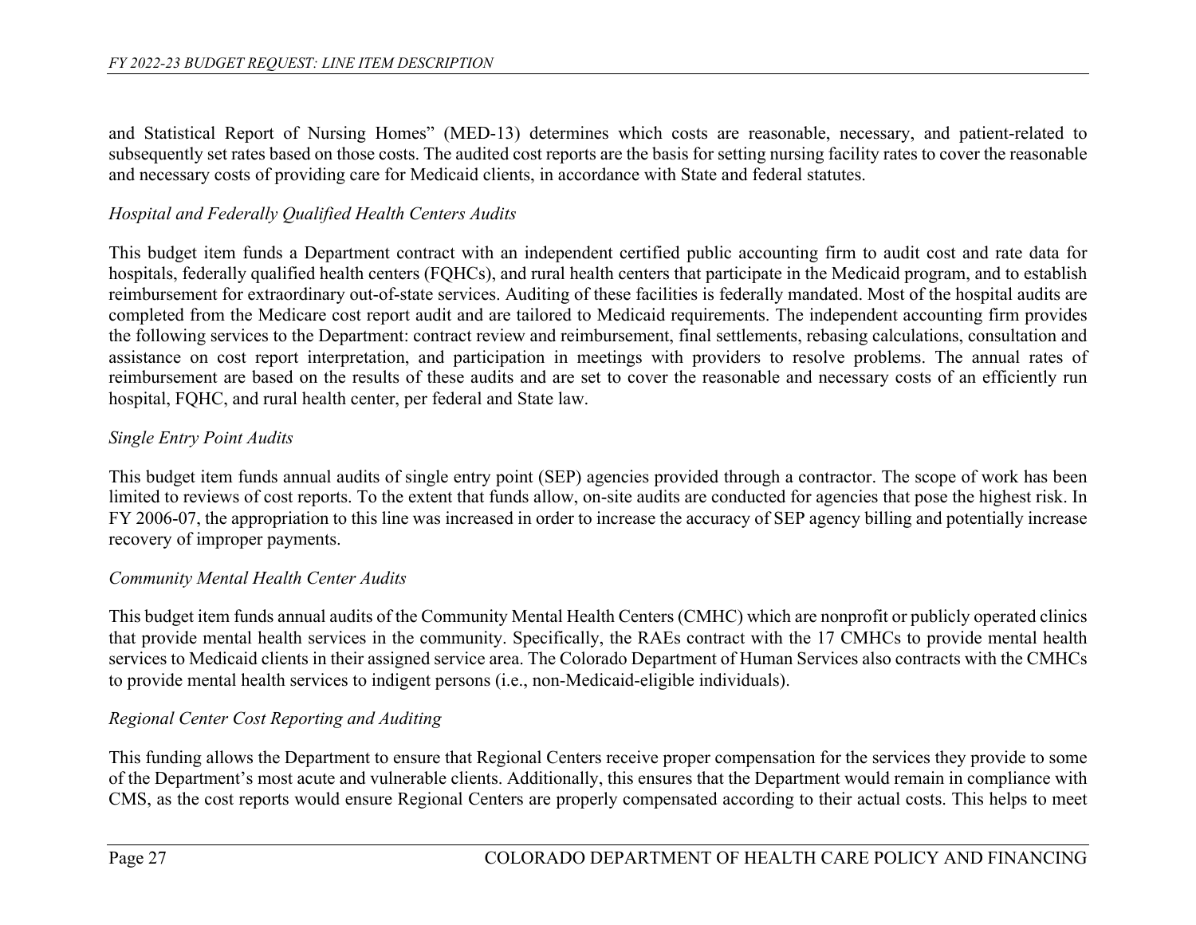and Statistical Report of Nursing Homes" (MED-13) determines which costs are reasonable, necessary, and patient-related to subsequently set rates based on those costs. The audited cost reports are the basis for setting nursing facility rates to cover the reasonable and necessary costs of providing care for Medicaid clients, in accordance with State and federal statutes.

*Hospital and Federally Qualified Health Centers Audits*

This budget item funds a Department contract with an independent certified public accounting firm to audit cost and rate data for hospitals, federally qualified health centers (FQHCs), and rural health centers that participate in the Medicaid program, and to establish reimbursement for extraordinary out-of-state services. Auditing of these facilities is federally mandated. Most of the hospital audits are completed from the Medicare cost report audit and are tailored to Medicaid requirements. The independent accounting firm provides the following services to the Department: contract review and reimbursement, final settlements, rebasing calculations, consultation and assistance on cost report interpretation, and participation in meetings with providers to resolve problems. The annual rates of reimbursement are based on the results of these audits and are set to cover the reasonable and necessary costs of an efficiently run hospital, FQHC, and rural health center, per federal and State law.

*Single Entry Point Audits*

This budget item funds annual audits of single entry point (SEP) agencies provided through a contractor. The scope of work has been limited to reviews of cost reports. To the extent that funds allow, on-site audits are conducted for agencies that pose the highest risk. In FY 2006-07, the appropriation to this line was increased in order to increase the accuracy of SEP agency billing and potentially increase recovery of improper payments.

*Community Mental Health Center Audits*

This budget item funds annual audits of the Community Mental Health Centers (CMHC) which are nonprofit or publicly operated clinics that provide mental health services in the community. Specifically, the RAEs contract with the 17 CMHCs to provide mental health services to Medicaid clients in their assigned service area. The Colorado Department of Human Services also contracts with the CMHCs to provide mental health services to indigent persons (i.e., non-Medicaid-eligible individuals).

*Regional Center Cost Reporting and Auditing*

This funding allows the Department to ensure that Regional Centers receive proper compensation for the services they provide to some of the Department's most acute and vulnerable clients. Additionally, this ensures that the Department would remain in compliance with CMS, as the cost reports would ensure Regional Centers are properly compensated according to their actual costs. This helps to meet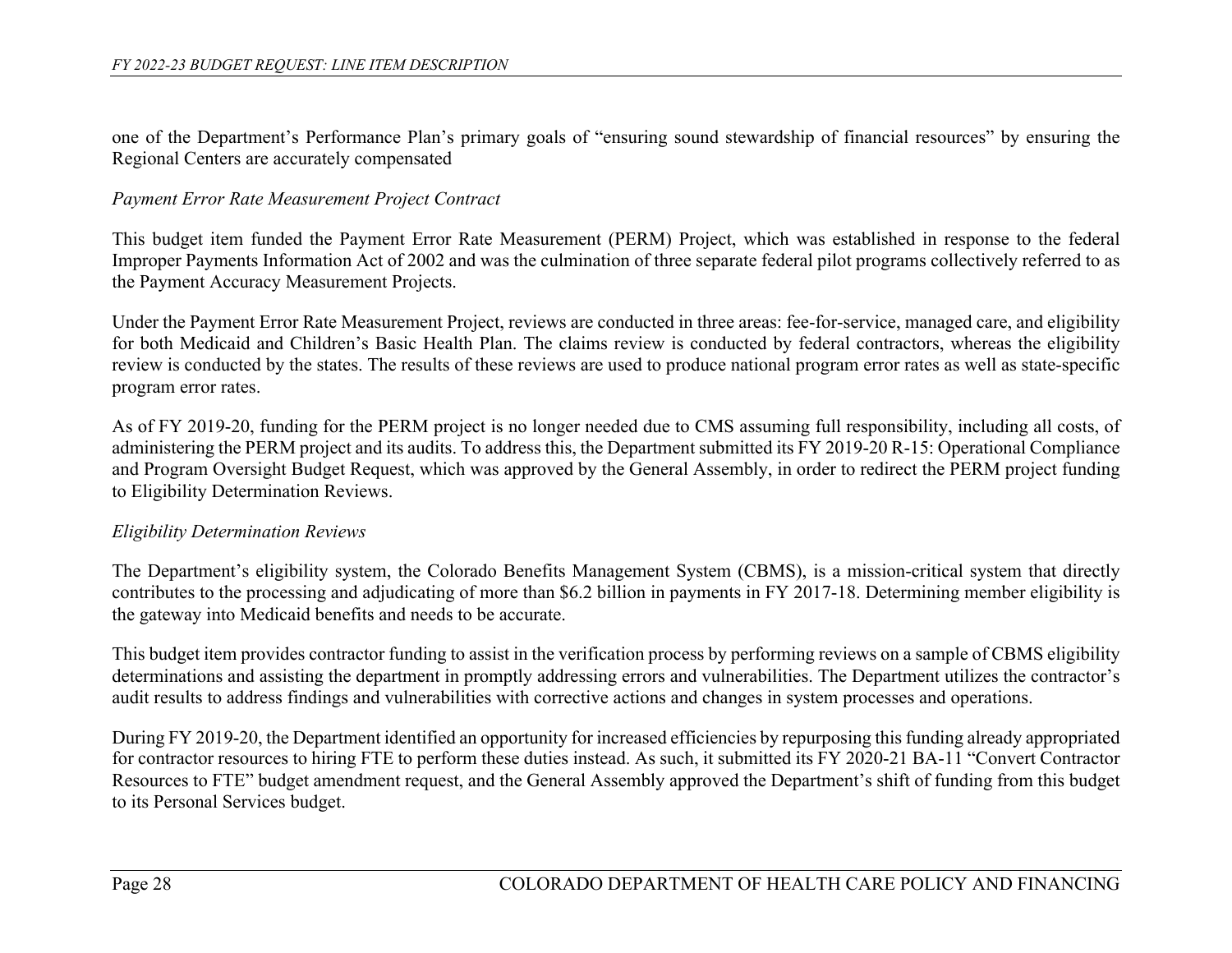one of the Department's Performance Plan's primary goals of "ensuring sound stewardship of financial resources" by ensuring the Regional Centers are accurately compensated

*Payment Error Rate Measurement Project Contract*

This budget item funded the Payment Error Rate Measurement (PERM) Project, which was established in response to the federal Improper Payments Information Act of 2002 and was the culmination of three separate federal pilot programs collectively referred to as the Payment Accuracy Measurement Projects.

Under the Payment Error Rate Measurement Project, reviews are conducted in three areas: fee-for-service, managed care, and eligibility for both Medicaid and Children's Basic Health Plan. The claims review is conducted by federal contractors, whereas the eligibility review is conducted by the states. The results of these reviews are used to produce national program error rates as well as state-specific program error rates.

As of FY 2019-20, funding for the PERM project is no longer needed due to CMS assuming full responsibility, including all costs, of administering the PERM project and its audits. To address this, the Department submitted its FY 2019-20 R-15: Operational Compliance and Program Oversight Budget Request, which was approved by the General Assembly, in order to redirect the PERM project funding to Eligibility Determination Reviews.

*Eligibility Determination Reviews*

The Department's eligibility system, the Colorado Benefits Management System (CBMS), is a mission-critical system that directly contributes to the processing and adjudicating of more than $6.2 billion in payments in FY 2017-18. Determining member eligibility is the gateway into Medicaid benefits and needs to be accurate.

This budget item provides contractor funding to assist in the verification process by performing reviews on a sample of CBMS eligibility determinations and assisting the department in promptly addressing errors and vulnerabilities. The Department utilizes the contractor's audit results to address findings and vulnerabilities with corrective actions and changes in system processes and operations.

During FY 2019-20, the Department identified an opportunity for increased efficiencies by repurposing this funding already appropriated for contractor resources to hiring FTE to perform these duties instead. As such, it submitted its FY 2020-21 BA-11 "Convert Contractor Resources to FTE" budget amendment request, and the General Assembly approved the Department's shift of funding from this budget to its Personal Services budget.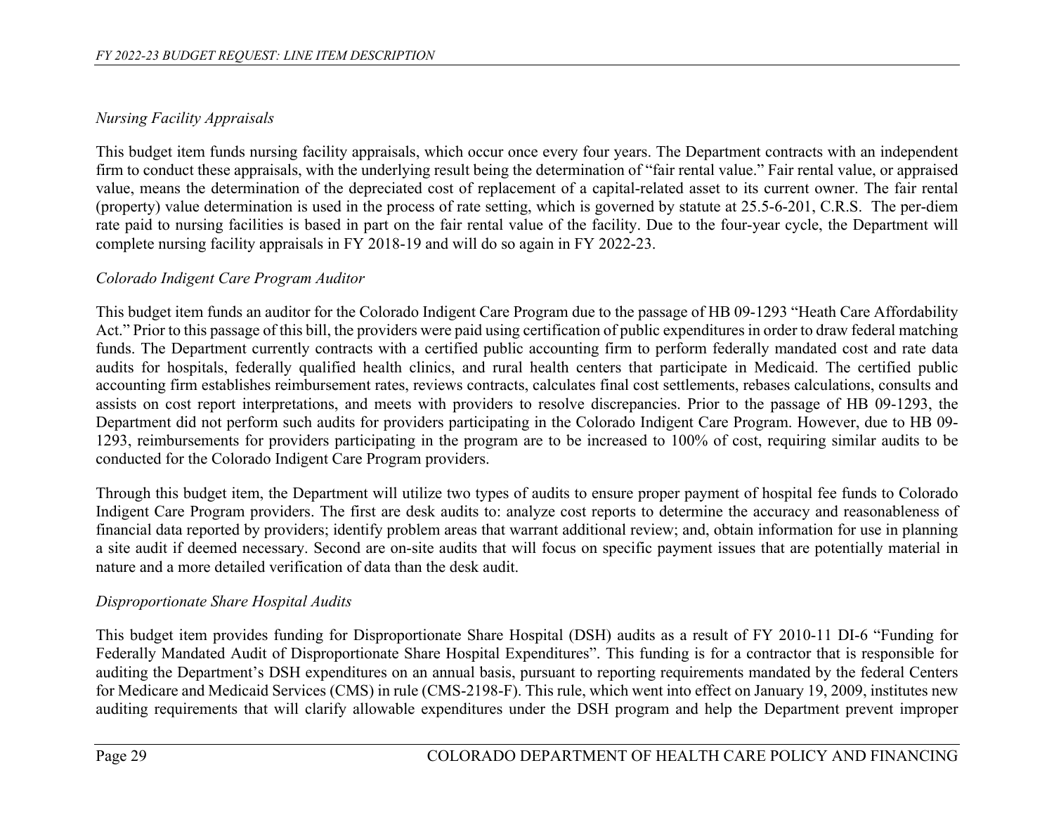*Nursing Facility Appraisals*

This budget item funds nursing facility appraisals, which occur once every four years. The Department contracts with an independent firm to conduct these appraisals, with the underlying result being the determination of "fair rental value." Fair rental value, or appraised value, means the determination of the depreciated cost of replacement of a capital-related asset to its current owner. The fair rental (property) value determination is used in the process of rate setting, which is governed by statute at 25.5-6-201, C.R.S. The per-diem rate paid to nursing facilities is based in part on the fair rental value of the facility. Due to the four-year cycle, the Department will complete nursing facility appraisals in FY 2018-19 and will do so again in FY 2022-23.

*Colorado Indigent Care Program Auditor*

This budget item funds an auditor for the Colorado Indigent Care Program due to the passage of HB 09-1293 "Heath Care Affordability Act." Prior to this passage of this bill, the providers were paid using certification of public expenditures in order to draw federal matching funds. The Department currently contracts with a certified public accounting firm to perform federally mandated cost and rate data audits for hospitals, federally qualified health clinics, and rural health centers that participate in Medicaid. The certified public accounting firm establishes reimbursement rates, reviews contracts, calculates final cost settlements, rebases calculations, consults and assists on cost report interpretations, and meets with providers to resolve discrepancies. Prior to the passage of HB 09-1293, the Department did not perform such audits for providers participating in the Colorado Indigent Care Program. However, due to HB 09-1293, reimbursements for providers participating in the program are to be increased to 100% of cost, requiring similar audits to be conducted for the Colorado Indigent Care Program providers.

Through this budget item, the Department will utilize two types of audits to ensure proper payment of hospital fee funds to Colorado Indigent Care Program providers. The first are desk audits to: analyze cost reports to determine the accuracy and reasonableness of financial data reported by providers; identify problem areas that warrant additional review; and, obtain information for use in planning a site audit if deemed necessary. Second are on-site audits that will focus on specific payment issues that are potentially material in nature and a more detailed verification of data than the desk audit.

*Disproportionate Share Hospital Audits*

This budget item provides funding for Disproportionate Share Hospital (DSH) audits as a result of FY 2010-11 DI-6 "Funding for Federally Mandated Audit of Disproportionate Share Hospital Expenditures". This funding is for a contractor that is responsible for auditing the Department's DSH expenditures on an annual basis, pursuant to reporting requirements mandated by the federal Centers for Medicare and Medicaid Services (CMS) in rule (CMS-2198-F). This rule, which went into effect on January 19, 2009, institutes new auditing requirements that will clarify allowable expenditures under the DSH program and help the Department prevent improper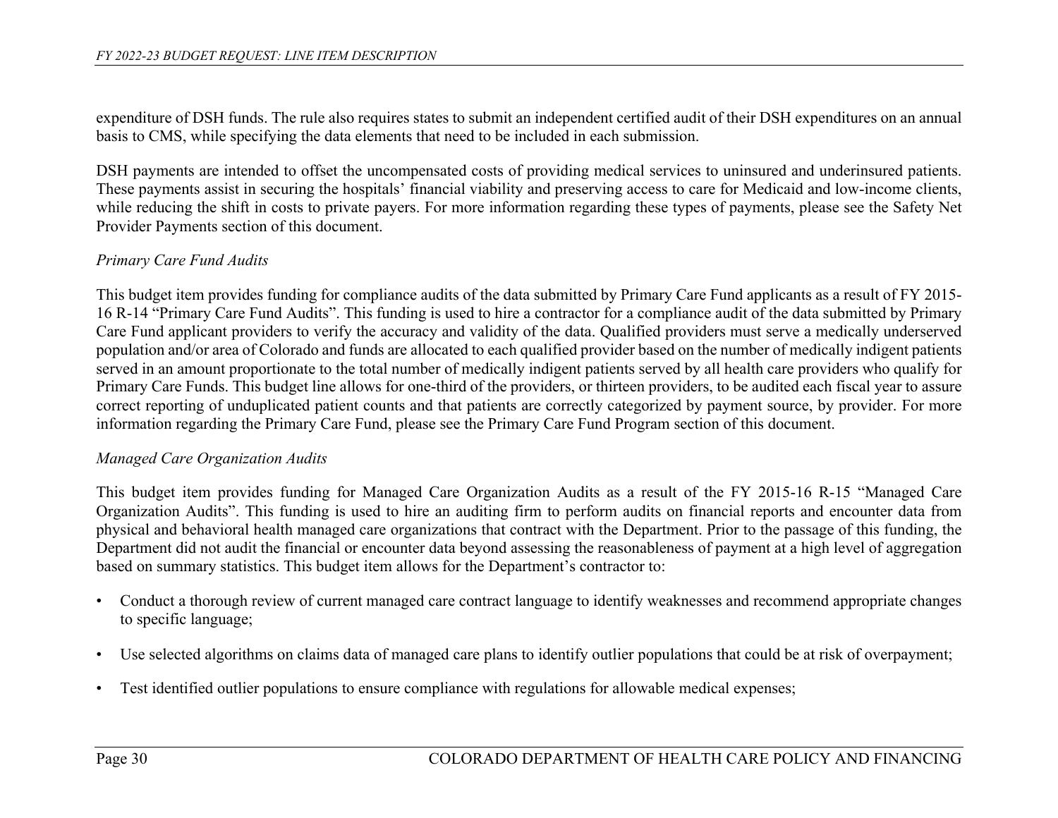expenditure of DSH funds. The rule also requires states to submit an independent certified audit of their DSH expenditures on an annual basis to CMS, while specifying the data elements that need to be included in each submission.

DSH payments are intended to offset the uncompensated costs of providing medical services to uninsured and underinsured patients. These payments assist in securing the hospitals' financial viability and preserving access to care for Medicaid and low-income clients, while reducing the shift in costs to private payers. For more information regarding these types of payments, please see the Safety Net Provider Payments section of this document.

*Primary Care Fund Audits*

This budget item provides funding for compliance audits of the data submitted by Primary Care Fund applicants as a result of FY 2015-16 R-14 "Primary Care Fund Audits". This funding is used to hire a contractor for a compliance audit of the data submitted by Primary Care Fund applicant providers to verify the accuracy and validity of the data. Qualified providers must serve a medically underserved population and/or area of Colorado and funds are allocated to each qualified provider based on the number of medically indigent patients served in an amount proportionate to the total number of medically indigent patients served by all health care providers who qualify for Primary Care Funds. This budget line allows for one-third of the providers, or thirteen providers, to be audited each fiscal year to assure correct reporting of unduplicated patient counts and that patients are correctly categorized by payment source, by provider. For more information regarding the Primary Care Fund, please see the Primary Care Fund Program section of this document.

*Managed Care Organization Audits*

This budget item provides funding for Managed Care Organization Audits as a result of the FY 2015-16 R-15 "Managed Care Organization Audits". This funding is used to hire an auditing firm to perform audits on financial reports and encounter data from physical and behavioral health managed care organizations that contract with the Department. Prior to the passage of this funding, the Department did not audit the financial or encounter data beyond assessing the reasonableness of payment at a high level of aggregation based on summary statistics. This budget item allows for the Department's contractor to:

- Conduct a thorough review of current managed care contract language to identify weaknesses and recommend appropriate changes to specific language;
- Use selected algorithms on claims data of managed care plans to identify outlier populations that could be at risk of overpayment;
- Test identified outlier populations to ensure compliance with regulations for allowable medical expenses;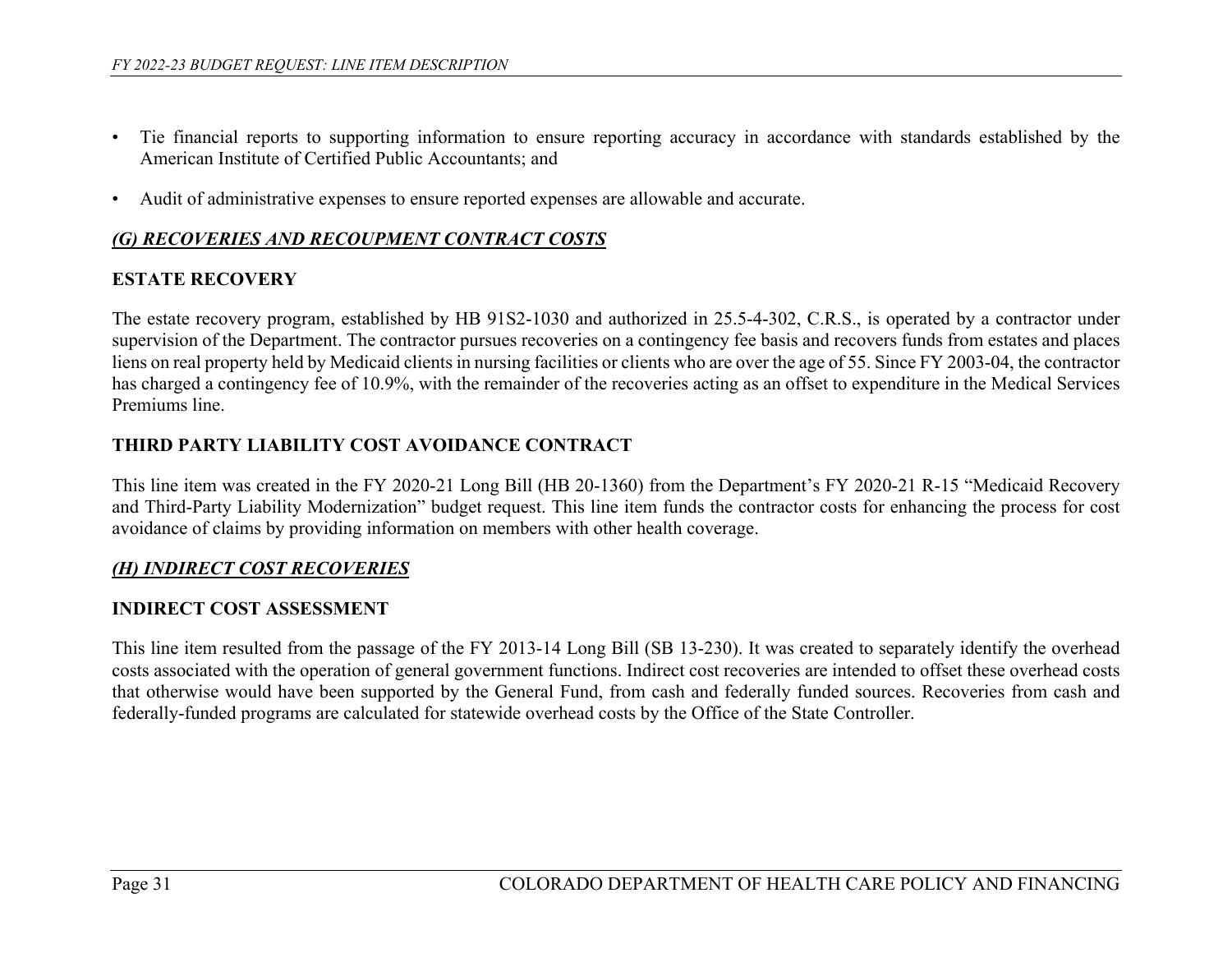- Tie financial reports to supporting information to ensure reporting accuracy in accordance with standards established by the American Institute of Certified Public Accountants; and

- Audit of administrative expenses to ensure reported expenses are allowable and accurate.

## ***(G) RECOVERIES AND RECOUPMENT CONTRACT COSTS***

### ESTATE RECOVERY

The estate recovery program, established by HB 91S2-1030 and authorized in 25.5-4-302, C.R.S., is operated by a contractor under supervision of the Department. The contractor pursues recoveries on a contingency fee basis and recovers funds from estates and places liens on real property held by Medicaid clients in nursing facilities or clients who are over the age of 55. Since FY 2003-04, the contractor has charged a contingency fee of 10.9%, with the remainder of the recoveries acting as an offset to expenditure in the Medical Services Premiums line.

### THIRD PARTY LIABILITY COST AVOIDANCE CONTRACT

This line item was created in the FY 2020-21 Long Bill (HB 20-1360) from the Department's FY 2020-21 R-15 "Medicaid Recovery and Third-Party Liability Modernization" budget request. This line item funds the contractor costs for enhancing the process for cost avoidance of claims by providing information on members with other health coverage.

## ***(H) INDIRECT COST RECOVERIES***

### INDIRECT COST ASSESSMENT

This line item resulted from the passage of the FY 2013-14 Long Bill (SB 13-230). It was created to separately identify the overhead costs associated with the operation of general government functions. Indirect cost recoveries are intended to offset these overhead costs that otherwise would have been supported by the General Fund, from cash and federally funded sources. Recoveries from cash and federally-funded programs are calculated for statewide overhead costs by the Office of the State Controller.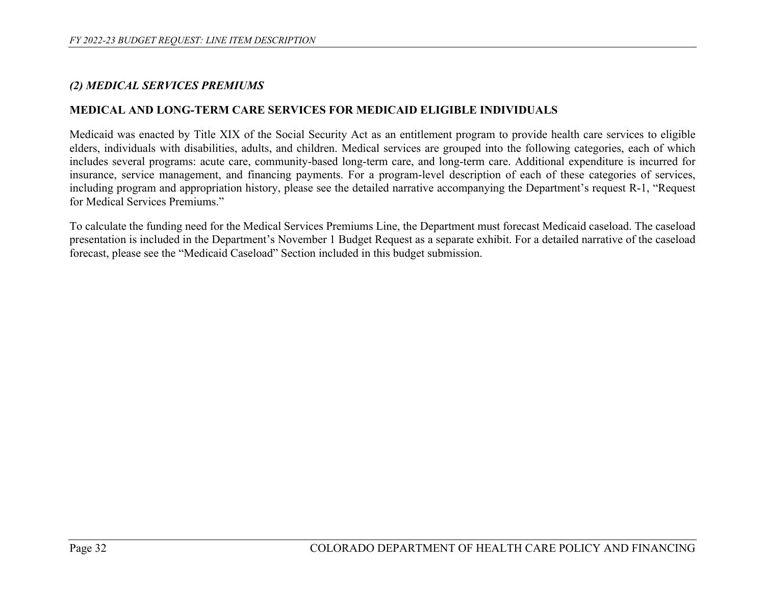## *(2) MEDICAL SERVICES PREMIUMS*

### **MEDICAL AND LONG-TERM CARE SERVICES FOR MEDICAID ELIGIBLE INDIVIDUALS**

Medicaid was enacted by Title XIX of the Social Security Act as an entitlement program to provide health care services to eligible elders, individuals with disabilities, adults, and children. Medical services are grouped into the following categories, each of which includes several programs: acute care, community-based long-term care, and long-term care. Additional expenditure is incurred for insurance, service management, and financing payments. For a program-level description of each of these categories of services, including program and appropriation history, please see the detailed narrative accompanying the Department's request R-1, "Request for Medical Services Premiums."

To calculate the funding need for the Medical Services Premiums Line, the Department must forecast Medicaid caseload. The caseload presentation is included in the Department's November 1 Budget Request as a separate exhibit. For a detailed narrative of the caseload forecast, please see the "Medicaid Caseload" Section included in this budget submission.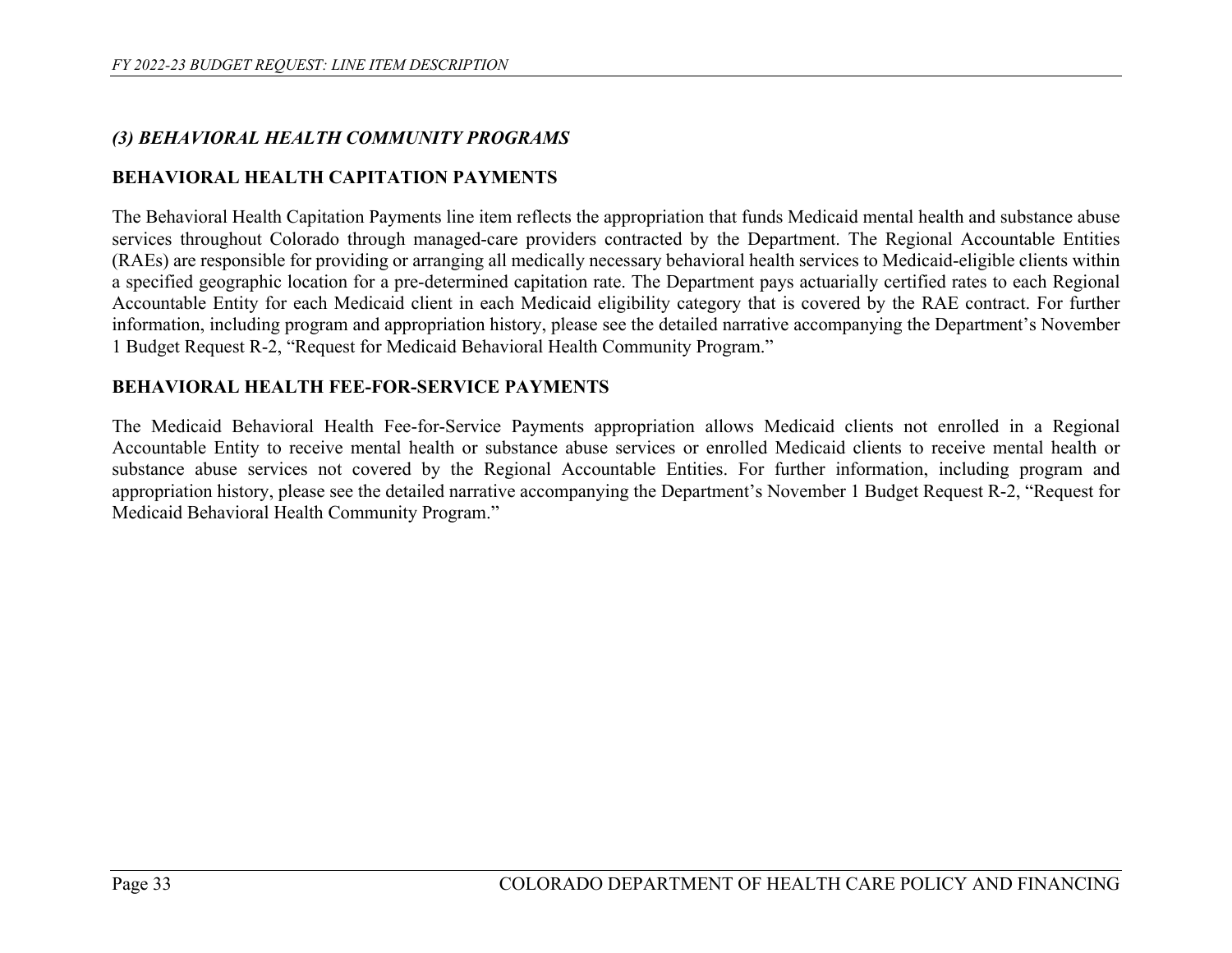## *(3) BEHAVIORAL HEALTH COMMUNITY PROGRAMS*

### BEHAVIORAL HEALTH CAPITATION PAYMENTS

The Behavioral Health Capitation Payments line item reflects the appropriation that funds Medicaid mental health and substance abuse services throughout Colorado through managed-care providers contracted by the Department. The Regional Accountable Entities (RAEs) are responsible for providing or arranging all medically necessary behavioral health services to Medicaid-eligible clients within a specified geographic location for a pre-determined capitation rate. The Department pays actuarially certified rates to each Regional Accountable Entity for each Medicaid client in each Medicaid eligibility category that is covered by the RAE contract. For further information, including program and appropriation history, please see the detailed narrative accompanying the Department's November 1 Budget Request R-2, "Request for Medicaid Behavioral Health Community Program."

### BEHAVIORAL HEALTH FEE-FOR-SERVICE PAYMENTS

The Medicaid Behavioral Health Fee-for-Service Payments appropriation allows Medicaid clients not enrolled in a Regional Accountable Entity to receive mental health or substance abuse services or enrolled Medicaid clients to receive mental health or substance abuse services not covered by the Regional Accountable Entities. For further information, including program and appropriation history, please see the detailed narrative accompanying the Department's November 1 Budget Request R-2, "Request for Medicaid Behavioral Health Community Program."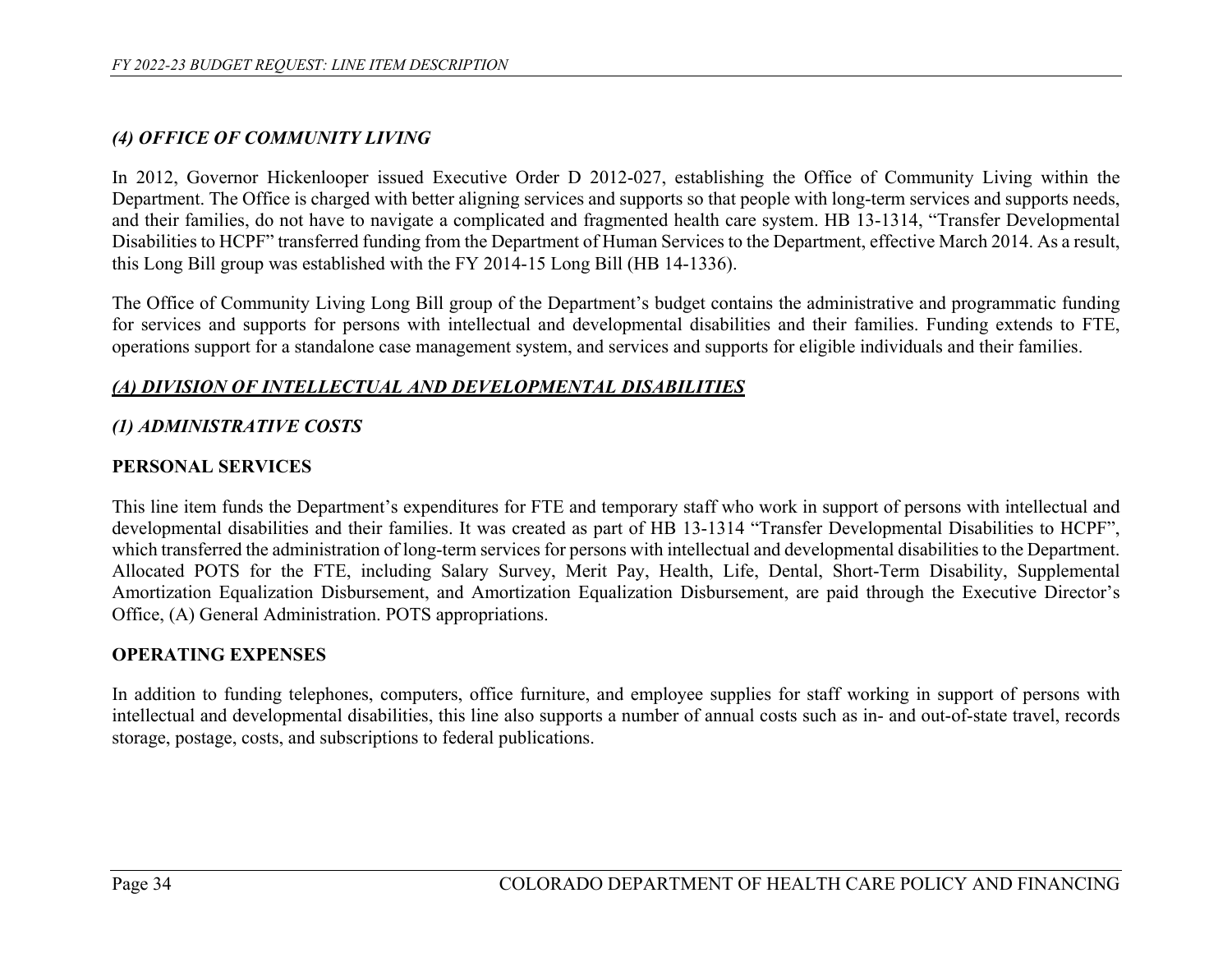## *(4) OFFICE OF COMMUNITY LIVING*

In 2012, Governor Hickenlooper issued Executive Order D 2012-027, establishing the Office of Community Living within the Department. The Office is charged with better aligning services and supports so that people with long-term services and supports needs, and their families, do not have to navigate a complicated and fragmented health care system. HB 13-1314, "Transfer Developmental Disabilities to HCPF" transferred funding from the Department of Human Services to the Department, effective March 2014. As a result, this Long Bill group was established with the FY 2014-15 Long Bill (HB 14-1336).

The Office of Community Living Long Bill group of the Department's budget contains the administrative and programmatic funding for services and supports for persons with intellectual and developmental disabilities and their families. Funding extends to FTE, operations support for a standalone case management system, and services and supports for eligible individuals and their families.

### ***<u>(A) DIVISION OF INTELLECTUAL AND DEVELOPMENTAL DISABILITIES</u>***

### *(1) ADMINISTRATIVE COSTS*

#### **PERSONAL SERVICES**

This line item funds the Department's expenditures for FTE and temporary staff who work in support of persons with intellectual and developmental disabilities and their families. It was created as part of HB 13-1314 "Transfer Developmental Disabilities to HCPF", which transferred the administration of long-term services for persons with intellectual and developmental disabilities to the Department. Allocated POTS for the FTE, including Salary Survey, Merit Pay, Health, Life, Dental, Short-Term Disability, Supplemental Amortization Equalization Disbursement, and Amortization Equalization Disbursement, are paid through the Executive Director's Office, (A) General Administration. POTS appropriations.

#### **OPERATING EXPENSES**

In addition to funding telephones, computers, office furniture, and employee supplies for staff working in support of persons with intellectual and developmental disabilities, this line also supports a number of annual costs such as in- and out-of-state travel, records storage, postage, costs, and subscriptions to federal publications.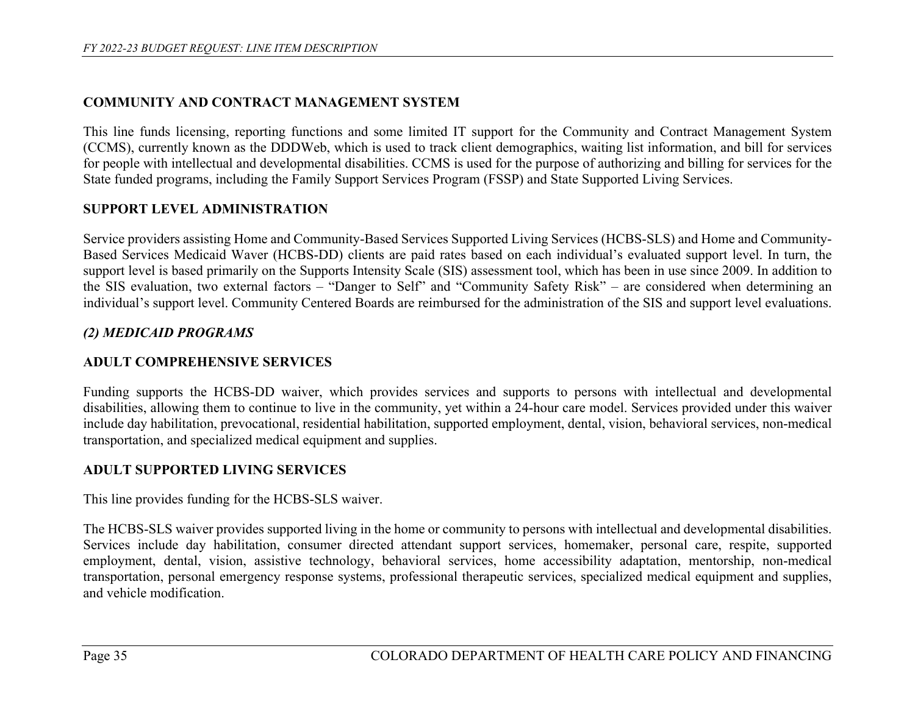## COMMUNITY AND CONTRACT MANAGEMENT SYSTEM

This line funds licensing, reporting functions and some limited IT support for the Community and Contract Management System (CCMS), currently known as the DDDWeb, which is used to track client demographics, waiting list information, and bill for services for people with intellectual and developmental disabilities. CCMS is used for the purpose of authorizing and billing for services for the State funded programs, including the Family Support Services Program (FSSP) and State Supported Living Services.

## SUPPORT LEVEL ADMINISTRATION

Service providers assisting Home and Community-Based Services Supported Living Services (HCBS-SLS) and Home and Community-Based Services Medicaid Waver (HCBS-DD) clients are paid rates based on each individual's evaluated support level. In turn, the support level is based primarily on the Supports Intensity Scale (SIS) assessment tool, which has been in use since 2009. In addition to the SIS evaluation, two external factors – "Danger to Self" and "Community Safety Risk" – are considered when determining an individual's support level. Community Centered Boards are reimbursed for the administration of the SIS and support level evaluations.

## *(2) MEDICAID PROGRAMS*

## ADULT COMPREHENSIVE SERVICES

Funding supports the HCBS-DD waiver, which provides services and supports to persons with intellectual and developmental disabilities, allowing them to continue to live in the community, yet within a 24-hour care model. Services provided under this waiver include day habilitation, prevocational, residential habilitation, supported employment, dental, vision, behavioral services, non-medical transportation, and specialized medical equipment and supplies.

## ADULT SUPPORTED LIVING SERVICES

This line provides funding for the HCBS-SLS waiver.

The HCBS-SLS waiver provides supported living in the home or community to persons with intellectual and developmental disabilities. Services include day habilitation, consumer directed attendant support services, homemaker, personal care, respite, supported employment, dental, vision, assistive technology, behavioral services, home accessibility adaptation, mentorship, non-medical transportation, personal emergency response systems, professional therapeutic services, specialized medical equipment and supplies, and vehicle modification.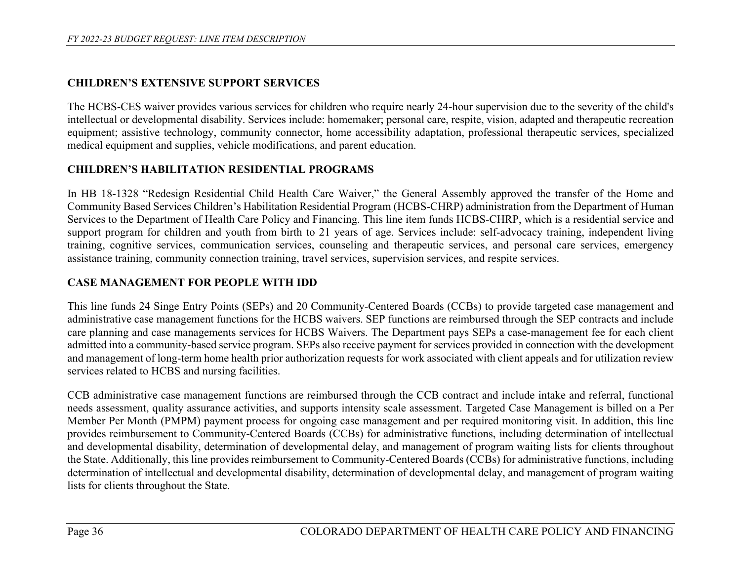## CHILDREN'S EXTENSIVE SUPPORT SERVICES

The HCBS-CES waiver provides various services for children who require nearly 24-hour supervision due to the severity of the child's intellectual or developmental disability. Services include: homemaker; personal care, respite, vision, adapted and therapeutic recreation equipment; assistive technology, community connector, home accessibility adaptation, professional therapeutic services, specialized medical equipment and supplies, vehicle modifications, and parent education.

## CHILDREN'S HABILITATION RESIDENTIAL PROGRAMS

In HB 18-1328 "Redesign Residential Child Health Care Waiver," the General Assembly approved the transfer of the Home and Community Based Services Children's Habilitation Residential Program (HCBS-CHRP) administration from the Department of Human Services to the Department of Health Care Policy and Financing. This line item funds HCBS-CHRP, which is a residential service and support program for children and youth from birth to 21 years of age. Services include: self-advocacy training, independent living training, cognitive services, communication services, counseling and therapeutic services, and personal care services, emergency assistance training, community connection training, travel services, supervision services, and respite services.

## CASE MANAGEMENT FOR PEOPLE WITH IDD

This line funds 24 Singe Entry Points (SEPs) and 20 Community-Centered Boards (CCBs) to provide targeted case management and administrative case management functions for the HCBS waivers. SEP functions are reimbursed through the SEP contracts and include care planning and case managements services for HCBS Waivers. The Department pays SEPs a case-management fee for each client admitted into a community-based service program. SEPs also receive payment for services provided in connection with the development and management of long-term home health prior authorization requests for work associated with client appeals and for utilization review services related to HCBS and nursing facilities.

CCB administrative case management functions are reimbursed through the CCB contract and include intake and referral, functional needs assessment, quality assurance activities, and supports intensity scale assessment. Targeted Case Management is billed on a Per Member Per Month (PMPM) payment process for ongoing case management and per required monitoring visit. In addition, this line provides reimbursement to Community-Centered Boards (CCBs) for administrative functions, including determination of intellectual and developmental disability, determination of developmental delay, and management of program waiting lists for clients throughout the State. Additionally, this line provides reimbursement to Community-Centered Boards (CCBs) for administrative functions, including determination of intellectual and developmental disability, determination of developmental delay, and management of program waiting lists for clients throughout the State.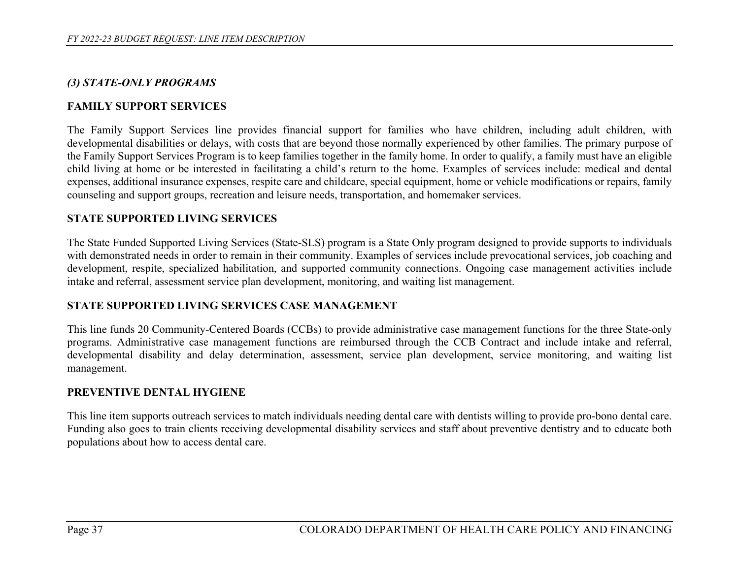### *(3) STATE-ONLY PROGRAMS*

#### FAMILY SUPPORT SERVICES

The Family Support Services line provides financial support for families who have children, including adult children, with developmental disabilities or delays, with costs that are beyond those normally experienced by other families. The primary purpose of the Family Support Services Program is to keep families together in the family home. In order to qualify, a family must have an eligible child living at home or be interested in facilitating a child's return to the home. Examples of services include: medical and dental expenses, additional insurance expenses, respite care and childcare, special equipment, home or vehicle modifications or repairs, family counseling and support groups, recreation and leisure needs, transportation, and homemaker services.

#### STATE SUPPORTED LIVING SERVICES

The State Funded Supported Living Services (State-SLS) program is a State Only program designed to provide supports to individuals with demonstrated needs in order to remain in their community. Examples of services include prevocational services, job coaching and development, respite, specialized habilitation, and supported community connections. Ongoing case management activities include intake and referral, assessment service plan development, monitoring, and waiting list management.

#### STATE SUPPORTED LIVING SERVICES CASE MANAGEMENT

This line funds 20 Community-Centered Boards (CCBs) to provide administrative case management functions for the three State-only programs. Administrative case management functions are reimbursed through the CCB Contract and include intake and referral, developmental disability and delay determination, assessment, service plan development, service monitoring, and waiting list management.

#### PREVENTIVE DENTAL HYGIENE

This line item supports outreach services to match individuals needing dental care with dentists willing to provide pro-bono dental care. Funding also goes to train clients receiving developmental disability services and staff about preventive dentistry and to educate both populations about how to access dental care.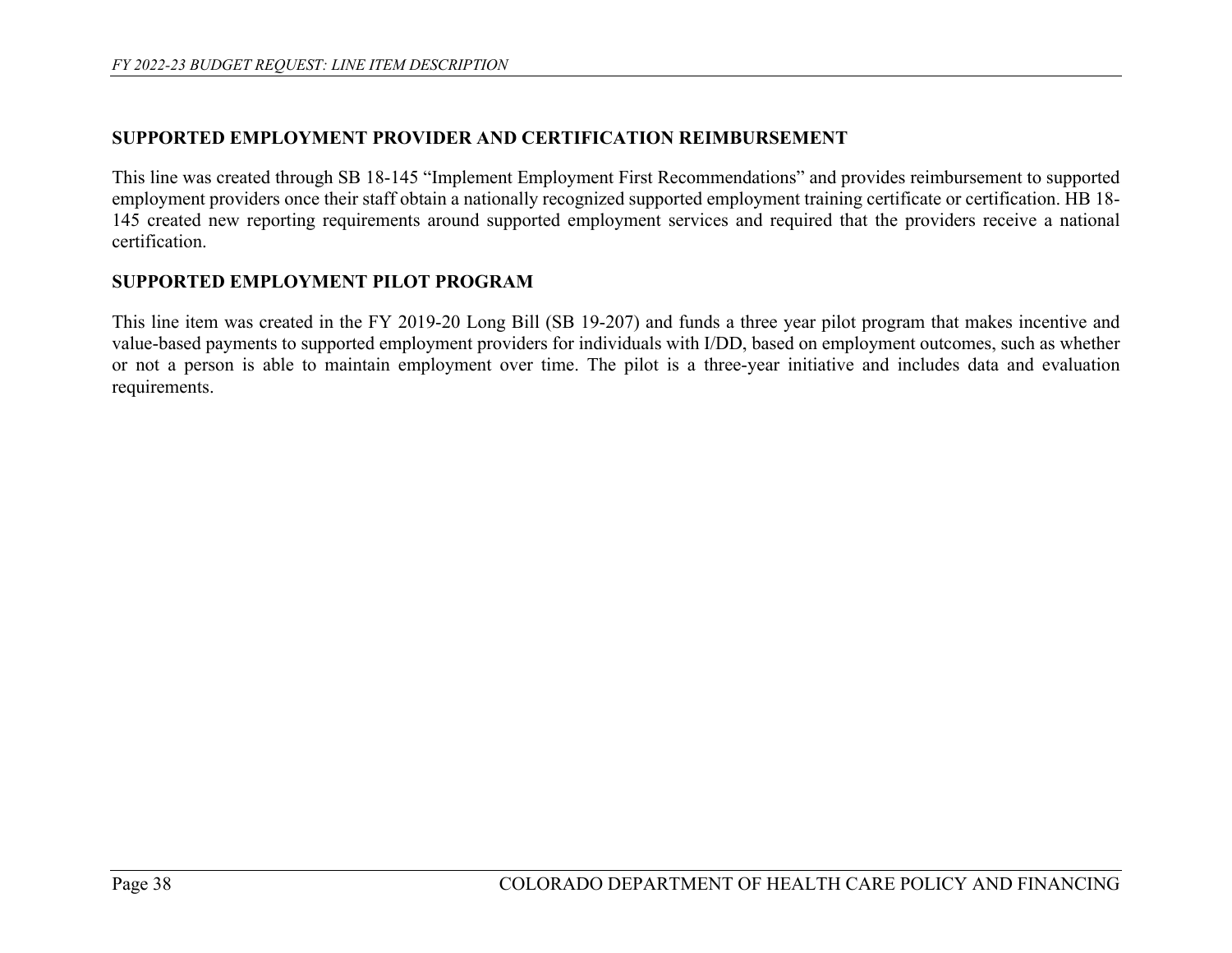## SUPPORTED EMPLOYMENT PROVIDER AND CERTIFICATION REIMBURSEMENT

This line was created through SB 18-145 "Implement Employment First Recommendations" and provides reimbursement to supported employment providers once their staff obtain a nationally recognized supported employment training certificate or certification. HB 18-145 created new reporting requirements around supported employment services and required that the providers receive a national certification.

## SUPPORTED EMPLOYMENT PILOT PROGRAM

This line item was created in the FY 2019-20 Long Bill (SB 19-207) and funds a three year pilot program that makes incentive and value-based payments to supported employment providers for individuals with I/DD, based on employment outcomes, such as whether or not a person is able to maintain employment over time. The pilot is a three-year initiative and includes data and evaluation requirements.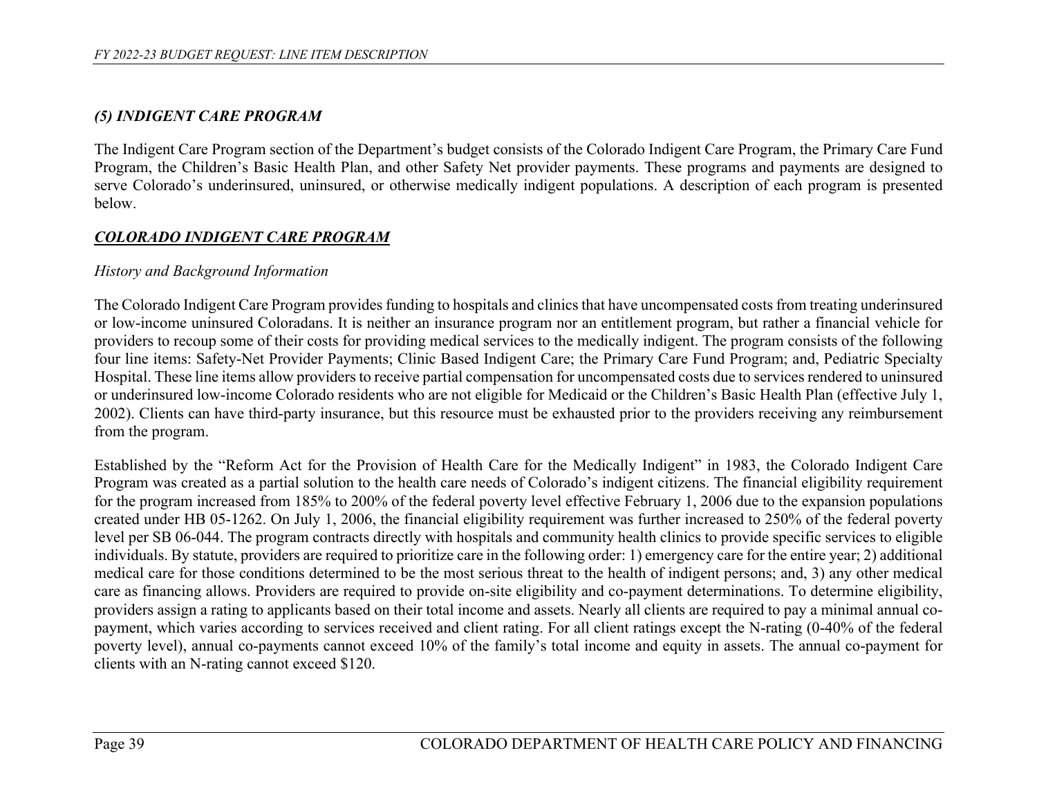### *(5) INDIGENT CARE PROGRAM*

The Indigent Care Program section of the Department's budget consists of the Colorado Indigent Care Program, the Primary Care Fund Program, the Children's Basic Health Plan, and other Safety Net provider payments. These programs and payments are designed to serve Colorado's underinsured, uninsured, or otherwise medically indigent populations. A description of each program is presented below.

### ***<u>COLORADO INDIGENT CARE PROGRAM</u>***

*History and Background Information*

The Colorado Indigent Care Program provides funding to hospitals and clinics that have uncompensated costs from treating underinsured or low-income uninsured Coloradans. It is neither an insurance program nor an entitlement program, but rather a financial vehicle for providers to recoup some of their costs for providing medical services to the medically indigent. The program consists of the following four line items: Safety-Net Provider Payments; Clinic Based Indigent Care; the Primary Care Fund Program; and, Pediatric Specialty Hospital. These line items allow providers to receive partial compensation for uncompensated costs due to services rendered to uninsured or underinsured low-income Colorado residents who are not eligible for Medicaid or the Children's Basic Health Plan (effective July 1, 2002). Clients can have third-party insurance, but this resource must be exhausted prior to the providers receiving any reimbursement from the program.

Established by the "Reform Act for the Provision of Health Care for the Medically Indigent" in 1983, the Colorado Indigent Care Program was created as a partial solution to the health care needs of Colorado's indigent citizens. The financial eligibility requirement for the program increased from 185% to 200% of the federal poverty level effective February 1, 2006 due to the expansion populations created under HB 05-1262. On July 1, 2006, the financial eligibility requirement was further increased to 250% of the federal poverty level per SB 06-044. The program contracts directly with hospitals and community health clinics to provide specific services to eligible individuals. By statute, providers are required to prioritize care in the following order: 1) emergency care for the entire year; 2) additional medical care for those conditions determined to be the most serious threat to the health of indigent persons; and, 3) any other medical care as financing allows. Providers are required to provide on-site eligibility and co-payment determinations. To determine eligibility, providers assign a rating to applicants based on their total income and assets. Nearly all clients are required to pay a minimal annual co-payment, which varies according to services received and client rating. For all client ratings except the N-rating (0-40% of the federal poverty level), annual co-payments cannot exceed 10% of the family's total income and equity in assets. The annual co-payment for clients with an N-rating cannot exceed $120.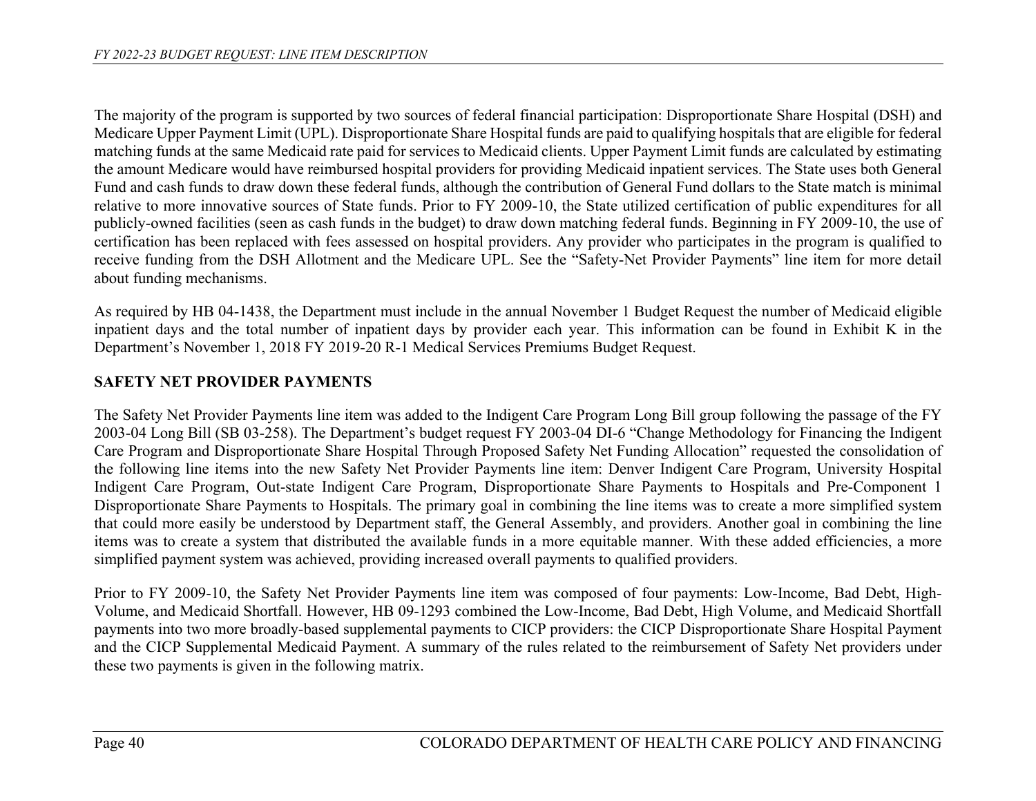The majority of the program is supported by two sources of federal financial participation: Disproportionate Share Hospital (DSH) and Medicare Upper Payment Limit (UPL). Disproportionate Share Hospital funds are paid to qualifying hospitals that are eligible for federal matching funds at the same Medicaid rate paid for services to Medicaid clients. Upper Payment Limit funds are calculated by estimating the amount Medicare would have reimbursed hospital providers for providing Medicaid inpatient services. The State uses both General Fund and cash funds to draw down these federal funds, although the contribution of General Fund dollars to the State match is minimal relative to more innovative sources of State funds. Prior to FY 2009-10, the State utilized certification of public expenditures for all publicly-owned facilities (seen as cash funds in the budget) to draw down matching federal funds. Beginning in FY 2009-10, the use of certification has been replaced with fees assessed on hospital providers. Any provider who participates in the program is qualified to receive funding from the DSH Allotment and the Medicare UPL. See the "Safety-Net Provider Payments" line item for more detail about funding mechanisms.

As required by HB 04-1438, the Department must include in the annual November 1 Budget Request the number of Medicaid eligible inpatient days and the total number of inpatient days by provider each year. This information can be found in Exhibit K in the Department's November 1, 2018 FY 2019-20 R-1 Medical Services Premiums Budget Request.

## SAFETY NET PROVIDER PAYMENTS

The Safety Net Provider Payments line item was added to the Indigent Care Program Long Bill group following the passage of the FY 2003-04 Long Bill (SB 03-258). The Department's budget request FY 2003-04 DI-6 "Change Methodology for Financing the Indigent Care Program and Disproportionate Share Hospital Through Proposed Safety Net Funding Allocation" requested the consolidation of the following line items into the new Safety Net Provider Payments line item: Denver Indigent Care Program, University Hospital Indigent Care Program, Out-state Indigent Care Program, Disproportionate Share Payments to Hospitals and Pre-Component 1 Disproportionate Share Payments to Hospitals. The primary goal in combining the line items was to create a more simplified system that could more easily be understood by Department staff, the General Assembly, and providers. Another goal in combining the line items was to create a system that distributed the available funds in a more equitable manner. With these added efficiencies, a more simplified payment system was achieved, providing increased overall payments to qualified providers.

Prior to FY 2009-10, the Safety Net Provider Payments line item was composed of four payments: Low-Income, Bad Debt, High-Volume, and Medicaid Shortfall. However, HB 09-1293 combined the Low-Income, Bad Debt, High Volume, and Medicaid Shortfall payments into two more broadly-based supplemental payments to CICP providers: the CICP Disproportionate Share Hospital Payment and the CICP Supplemental Medicaid Payment. A summary of the rules related to the reimbursement of Safety Net providers under these two payments is given in the following matrix.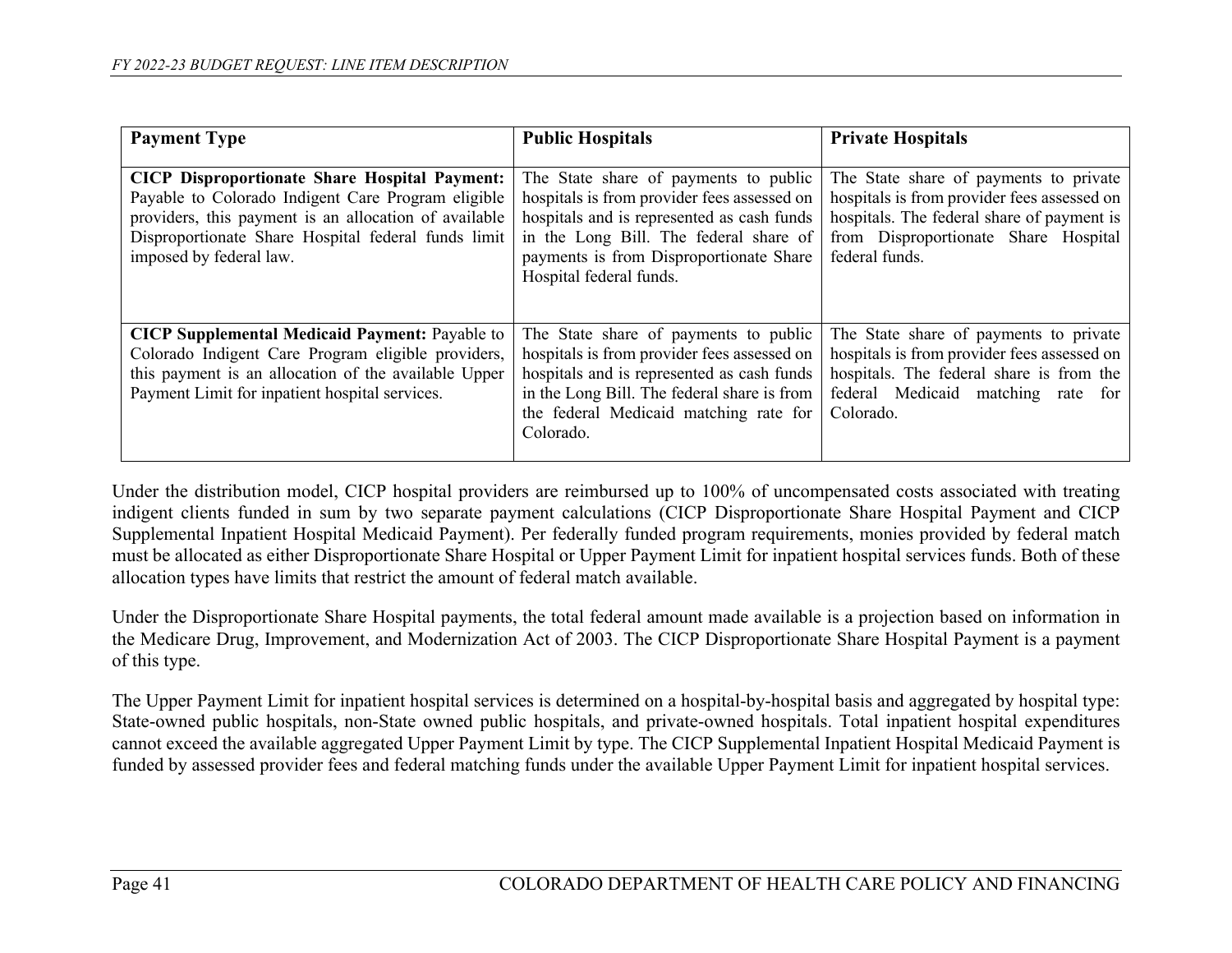| Payment Type | Public Hospitals | Private Hospitals |
|---|---|---|
| **CICP Disproportionate Share Hospital Payment:** Payable to Colorado Indigent Care Program eligible providers, this payment is an allocation of available Disproportionate Share Hospital federal funds limit imposed by federal law. | The State share of payments to public hospitals is from provider fees assessed on hospitals and is represented as cash funds in the Long Bill. The federal share of payments is from Disproportionate Share Hospital federal funds. | The State share of payments to private hospitals is from provider fees assessed on hospitals. The federal share of payment is from Disproportionate Share Hospital federal funds. |
| **CICP Supplemental Medicaid Payment:** Payable to Colorado Indigent Care Program eligible providers, this payment is an allocation of the available Upper Payment Limit for inpatient hospital services. | The State share of payments to public hospitals is from provider fees assessed on hospitals and is represented as cash funds in the Long Bill. The federal share is from the federal Medicaid matching rate for Colorado. | The State share of payments to private hospitals is from provider fees assessed on hospitals. The federal share is from the federal Medicaid matching rate for Colorado. |

Under the distribution model, CICP hospital providers are reimbursed up to 100% of uncompensated costs associated with treating indigent clients funded in sum by two separate payment calculations (CICP Disproportionate Share Hospital Payment and CICP Supplemental Inpatient Hospital Medicaid Payment). Per federally funded program requirements, monies provided by federal match must be allocated as either Disproportionate Share Hospital or Upper Payment Limit for inpatient hospital services funds. Both of these allocation types have limits that restrict the amount of federal match available.

Under the Disproportionate Share Hospital payments, the total federal amount made available is a projection based on information in the Medicare Drug, Improvement, and Modernization Act of 2003. The CICP Disproportionate Share Hospital Payment is a payment of this type.

The Upper Payment Limit for inpatient hospital services is determined on a hospital-by-hospital basis and aggregated by hospital type: State-owned public hospitals, non-State owned public hospitals, and private-owned hospitals. Total inpatient hospital expenditures cannot exceed the available aggregated Upper Payment Limit by type. The CICP Supplemental Inpatient Hospital Medicaid Payment is funded by assessed provider fees and federal matching funds under the available Upper Payment Limit for inpatient hospital services.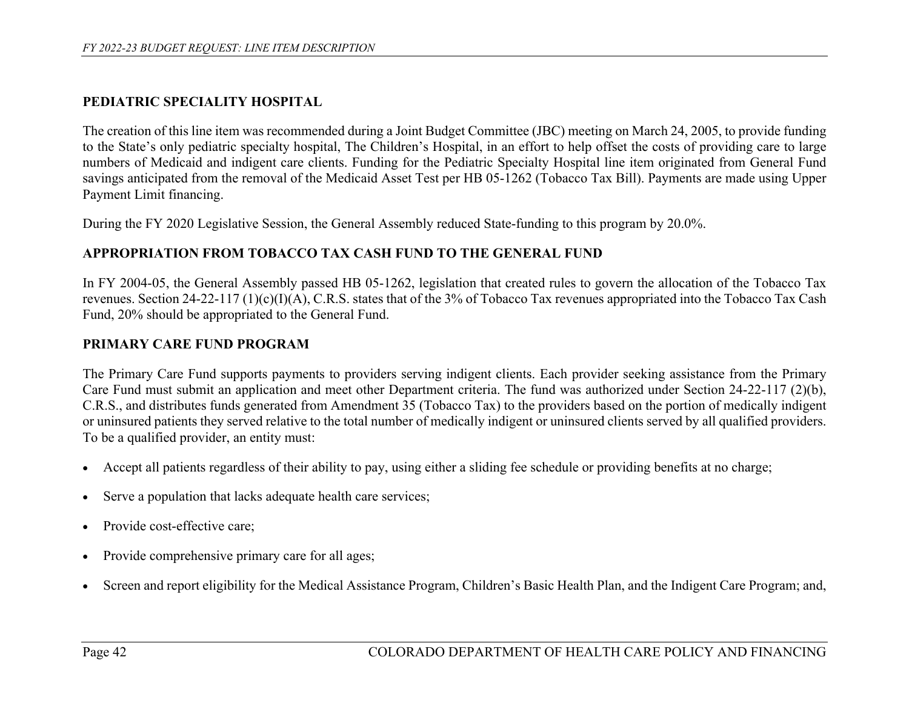## PEDIATRIC SPECIALITY HOSPITAL

The creation of this line item was recommended during a Joint Budget Committee (JBC) meeting on March 24, 2005, to provide funding to the State's only pediatric specialty hospital, The Children's Hospital, in an effort to help offset the costs of providing care to large numbers of Medicaid and indigent care clients. Funding for the Pediatric Specialty Hospital line item originated from General Fund savings anticipated from the removal of the Medicaid Asset Test per HB 05-1262 (Tobacco Tax Bill). Payments are made using Upper Payment Limit financing.

During the FY 2020 Legislative Session, the General Assembly reduced State-funding to this program by 20.0%.

## APPROPRIATION FROM TOBACCO TAX CASH FUND TO THE GENERAL FUND

In FY 2004-05, the General Assembly passed HB 05-1262, legislation that created rules to govern the allocation of the Tobacco Tax revenues. Section 24-22-117 (1)(c)(I)(A), C.R.S. states that of the 3% of Tobacco Tax revenues appropriated into the Tobacco Tax Cash Fund, 20% should be appropriated to the General Fund.

## PRIMARY CARE FUND PROGRAM

The Primary Care Fund supports payments to providers serving indigent clients. Each provider seeking assistance from the Primary Care Fund must submit an application and meet other Department criteria. The fund was authorized under Section 24-22-117 (2)(b), C.R.S., and distributes funds generated from Amendment 35 (Tobacco Tax) to the providers based on the portion of medically indigent or uninsured patients they served relative to the total number of medically indigent or uninsured clients served by all qualified providers. To be a qualified provider, an entity must:

- Accept all patients regardless of their ability to pay, using either a sliding fee schedule or providing benefits at no charge;
- Serve a population that lacks adequate health care services;
- Provide cost-effective care;
- Provide comprehensive primary care for all ages;
- Screen and report eligibility for the Medical Assistance Program, Children's Basic Health Plan, and the Indigent Care Program; and,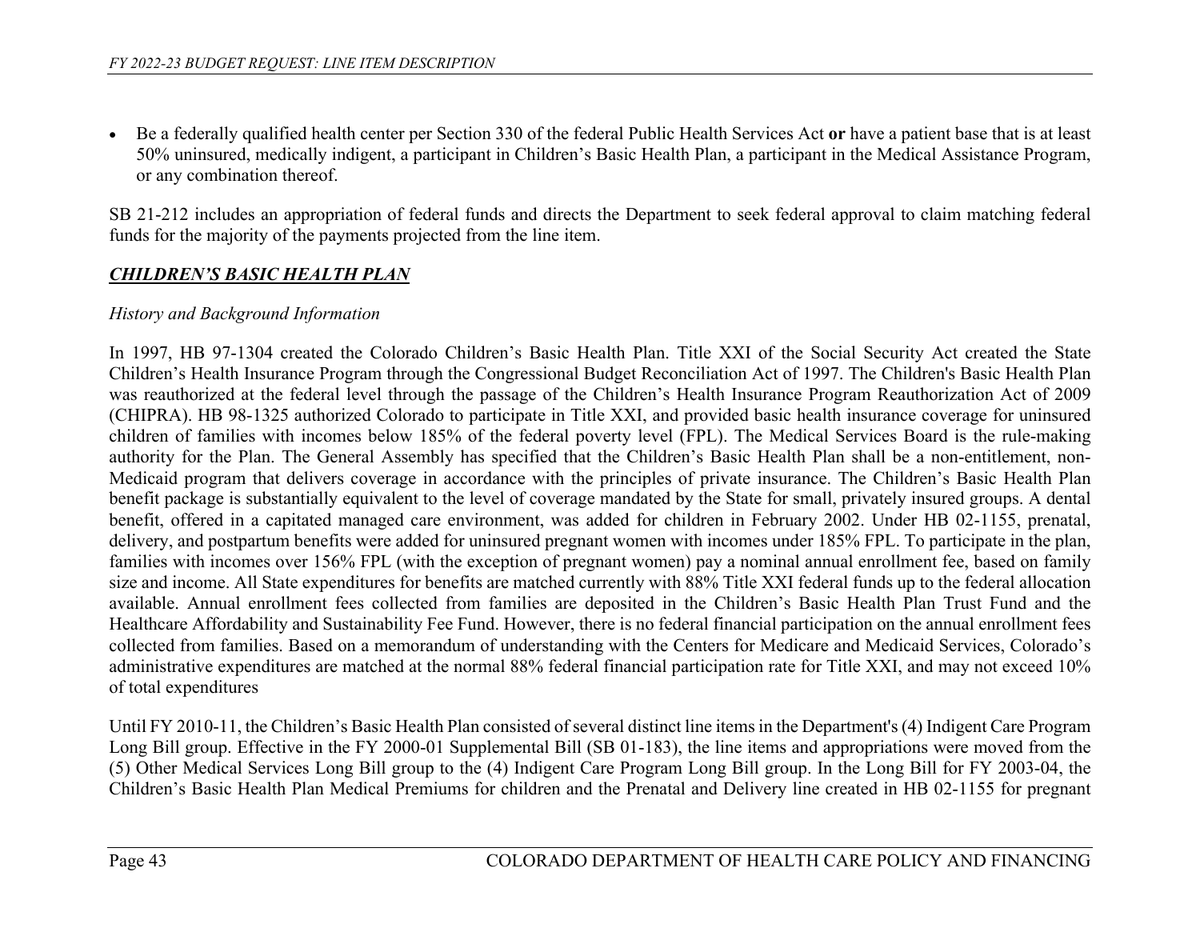- Be a federally qualified health center per Section 330 of the federal Public Health Services Act **or** have a patient base that is at least 50% uninsured, medically indigent, a participant in Children's Basic Health Plan, a participant in the Medical Assistance Program, or any combination thereof.

SB 21-212 includes an appropriation of federal funds and directs the Department to seek federal approval to claim matching federal funds for the majority of the payments projected from the line item.

### ***CHILDREN'S BASIC HEALTH PLAN***

*History and Background Information*

In 1997, HB 97-1304 created the Colorado Children's Basic Health Plan. Title XXI of the Social Security Act created the State Children's Health Insurance Program through the Congressional Budget Reconciliation Act of 1997. The Children's Basic Health Plan was reauthorized at the federal level through the passage of the Children's Health Insurance Program Reauthorization Act of 2009 (CHIPRA). HB 98-1325 authorized Colorado to participate in Title XXI, and provided basic health insurance coverage for uninsured children of families with incomes below 185% of the federal poverty level (FPL). The Medical Services Board is the rule-making authority for the Plan. The General Assembly has specified that the Children's Basic Health Plan shall be a non-entitlement, non-Medicaid program that delivers coverage in accordance with the principles of private insurance. The Children's Basic Health Plan benefit package is substantially equivalent to the level of coverage mandated by the State for small, privately insured groups. A dental benefit, offered in a capitated managed care environment, was added for children in February 2002. Under HB 02-1155, prenatal, delivery, and postpartum benefits were added for uninsured pregnant women with incomes under 185% FPL. To participate in the plan, families with incomes over 156% FPL (with the exception of pregnant women) pay a nominal annual enrollment fee, based on family size and income. All State expenditures for benefits are matched currently with 88% Title XXI federal funds up to the federal allocation available. Annual enrollment fees collected from families are deposited in the Children's Basic Health Plan Trust Fund and the Healthcare Affordability and Sustainability Fee Fund. However, there is no federal financial participation on the annual enrollment fees collected from families. Based on a memorandum of understanding with the Centers for Medicare and Medicaid Services, Colorado's administrative expenditures are matched at the normal 88% federal financial participation rate for Title XXI, and may not exceed 10% of total expenditures

Until FY 2010-11, the Children's Basic Health Plan consisted of several distinct line items in the Department's (4) Indigent Care Program Long Bill group. Effective in the FY 2000-01 Supplemental Bill (SB 01-183), the line items and appropriations were moved from the (5) Other Medical Services Long Bill group to the (4) Indigent Care Program Long Bill group. In the Long Bill for FY 2003-04, the Children's Basic Health Plan Medical Premiums for children and the Prenatal and Delivery line created in HB 02-1155 for pregnant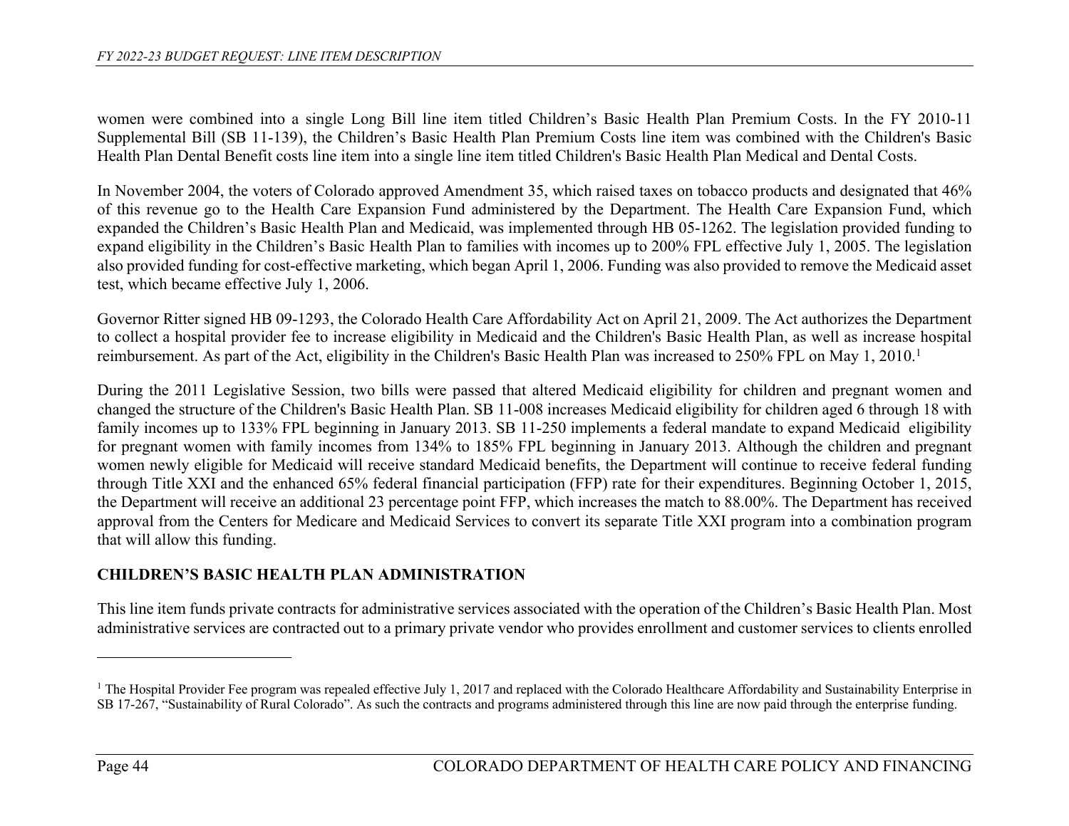women were combined into a single Long Bill line item titled Children's Basic Health Plan Premium Costs. In the FY 2010-11 Supplemental Bill (SB 11-139), the Children's Basic Health Plan Premium Costs line item was combined with the Children's Basic Health Plan Dental Benefit costs line item into a single line item titled Children's Basic Health Plan Medical and Dental Costs.

In November 2004, the voters of Colorado approved Amendment 35, which raised taxes on tobacco products and designated that 46% of this revenue go to the Health Care Expansion Fund administered by the Department. The Health Care Expansion Fund, which expanded the Children's Basic Health Plan and Medicaid, was implemented through HB 05-1262. The legislation provided funding to expand eligibility in the Children's Basic Health Plan to families with incomes up to 200% FPL effective July 1, 2005. The legislation also provided funding for cost-effective marketing, which began April 1, 2006. Funding was also provided to remove the Medicaid asset test, which became effective July 1, 2006.

Governor Ritter signed HB 09-1293, the Colorado Health Care Affordability Act on April 21, 2009. The Act authorizes the Department to collect a hospital provider fee to increase eligibility in Medicaid and the Children's Basic Health Plan, as well as increase hospital reimbursement. As part of the Act, eligibility in the Children's Basic Health Plan was increased to 250% FPL on May 1, 2010.[1]

During the 2011 Legislative Session, two bills were passed that altered Medicaid eligibility for children and pregnant women and changed the structure of the Children's Basic Health Plan. SB 11-008 increases Medicaid eligibility for children aged 6 through 18 with family incomes up to 133% FPL beginning in January 2013. SB 11-250 implements a federal mandate to expand Medicaid eligibility for pregnant women with family incomes from 134% to 185% FPL beginning in January 2013. Although the children and pregnant women newly eligible for Medicaid will receive standard Medicaid benefits, the Department will continue to receive federal funding through Title XXI and the enhanced 65% federal financial participation (FFP) rate for their expenditures. Beginning October 1, 2015, the Department will receive an additional 23 percentage point FFP, which increases the match to 88.00%. The Department has received approval from the Centers for Medicare and Medicaid Services to convert its separate Title XXI program into a combination program that will allow this funding.

## CHILDREN'S BASIC HEALTH PLAN ADMINISTRATION

This line item funds private contracts for administrative services associated with the operation of the Children's Basic Health Plan. Most administrative services are contracted out to a primary private vendor who provides enrollment and customer services to clients enrolled

---

[1] The Hospital Provider Fee program was repealed effective July 1, 2017 and replaced with the Colorado Healthcare Affordability and Sustainability Enterprise in SB 17-267, "Sustainability of Rural Colorado". As such the contracts and programs administered through this line are now paid through the enterprise funding.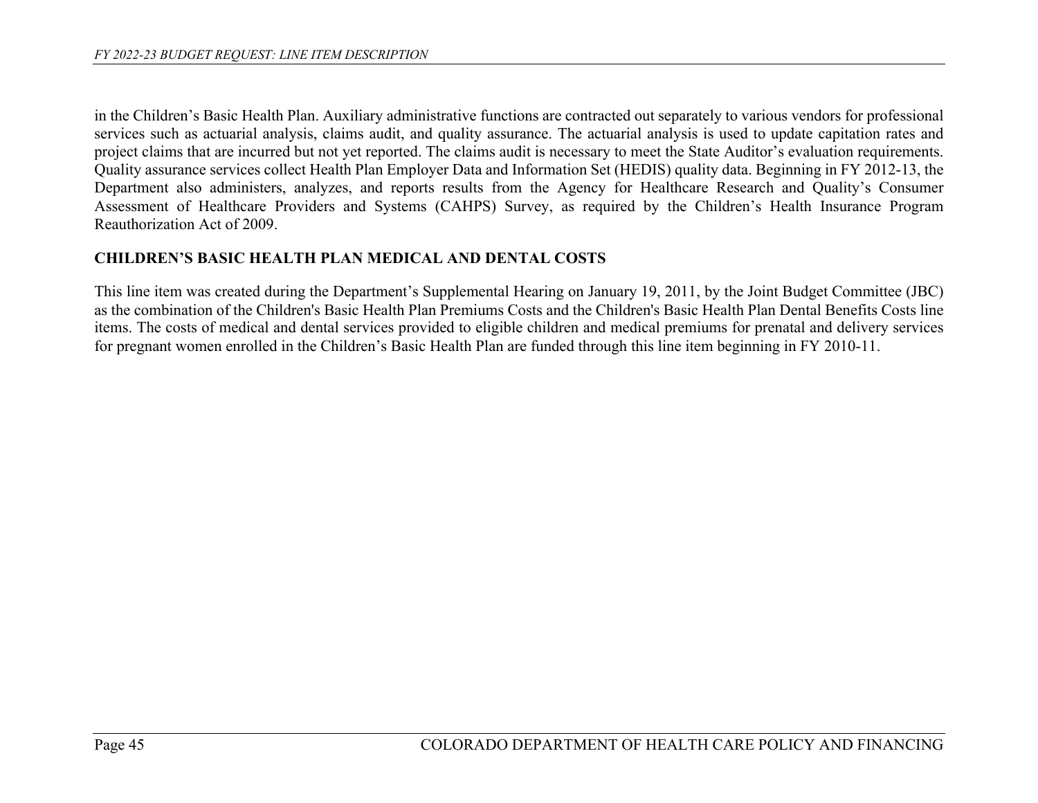in the Children's Basic Health Plan. Auxiliary administrative functions are contracted out separately to various vendors for professional services such as actuarial analysis, claims audit, and quality assurance. The actuarial analysis is used to update capitation rates and project claims that are incurred but not yet reported. The claims audit is necessary to meet the State Auditor's evaluation requirements. Quality assurance services collect Health Plan Employer Data and Information Set (HEDIS) quality data. Beginning in FY 2012-13, the Department also administers, analyzes, and reports results from the Agency for Healthcare Research and Quality's Consumer Assessment of Healthcare Providers and Systems (CAHPS) Survey, as required by the Children's Health Insurance Program Reauthorization Act of 2009.

**CHILDREN'S BASIC HEALTH PLAN MEDICAL AND DENTAL COSTS**

This line item was created during the Department's Supplemental Hearing on January 19, 2011, by the Joint Budget Committee (JBC) as the combination of the Children's Basic Health Plan Premiums Costs and the Children's Basic Health Plan Dental Benefits Costs line items. The costs of medical and dental services provided to eligible children and medical premiums for prenatal and delivery services for pregnant women enrolled in the Children's Basic Health Plan are funded through this line item beginning in FY 2010-11.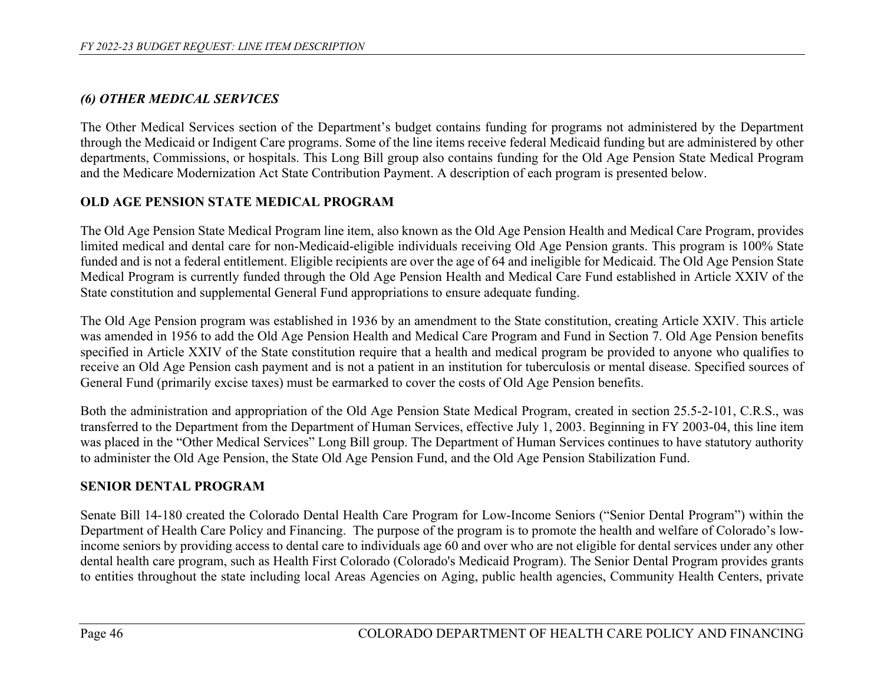### *(6) OTHER MEDICAL SERVICES*

The Other Medical Services section of the Department's budget contains funding for programs not administered by the Department through the Medicaid or Indigent Care programs. Some of the line items receive federal Medicaid funding but are administered by other departments, Commissions, or hospitals. This Long Bill group also contains funding for the Old Age Pension State Medical Program and the Medicare Modernization Act State Contribution Payment. A description of each program is presented below.

**OLD AGE PENSION STATE MEDICAL PROGRAM**

The Old Age Pension State Medical Program line item, also known as the Old Age Pension Health and Medical Care Program, provides limited medical and dental care for non-Medicaid-eligible individuals receiving Old Age Pension grants. This program is 100% State funded and is not a federal entitlement. Eligible recipients are over the age of 64 and ineligible for Medicaid. The Old Age Pension State Medical Program is currently funded through the Old Age Pension Health and Medical Care Fund established in Article XXIV of the State constitution and supplemental General Fund appropriations to ensure adequate funding.

The Old Age Pension program was established in 1936 by an amendment to the State constitution, creating Article XXIV. This article was amended in 1956 to add the Old Age Pension Health and Medical Care Program and Fund in Section 7. Old Age Pension benefits specified in Article XXIV of the State constitution require that a health and medical program be provided to anyone who qualifies to receive an Old Age Pension cash payment and is not a patient in an institution for tuberculosis or mental disease. Specified sources of General Fund (primarily excise taxes) must be earmarked to cover the costs of Old Age Pension benefits.

Both the administration and appropriation of the Old Age Pension State Medical Program, created in section 25.5-2-101, C.R.S., was transferred to the Department from the Department of Human Services, effective July 1, 2003. Beginning in FY 2003-04, this line item was placed in the "Other Medical Services" Long Bill group. The Department of Human Services continues to have statutory authority to administer the Old Age Pension, the State Old Age Pension Fund, and the Old Age Pension Stabilization Fund.

**SENIOR DENTAL PROGRAM**

Senate Bill 14-180 created the Colorado Dental Health Care Program for Low-Income Seniors ("Senior Dental Program") within the Department of Health Care Policy and Financing. The purpose of the program is to promote the health and welfare of Colorado's low-income seniors by providing access to dental care to individuals age 60 and over who are not eligible for dental services under any other dental health care program, such as Health First Colorado (Colorado's Medicaid Program). The Senior Dental Program provides grants to entities throughout the state including local Areas Agencies on Aging, public health agencies, Community Health Centers, private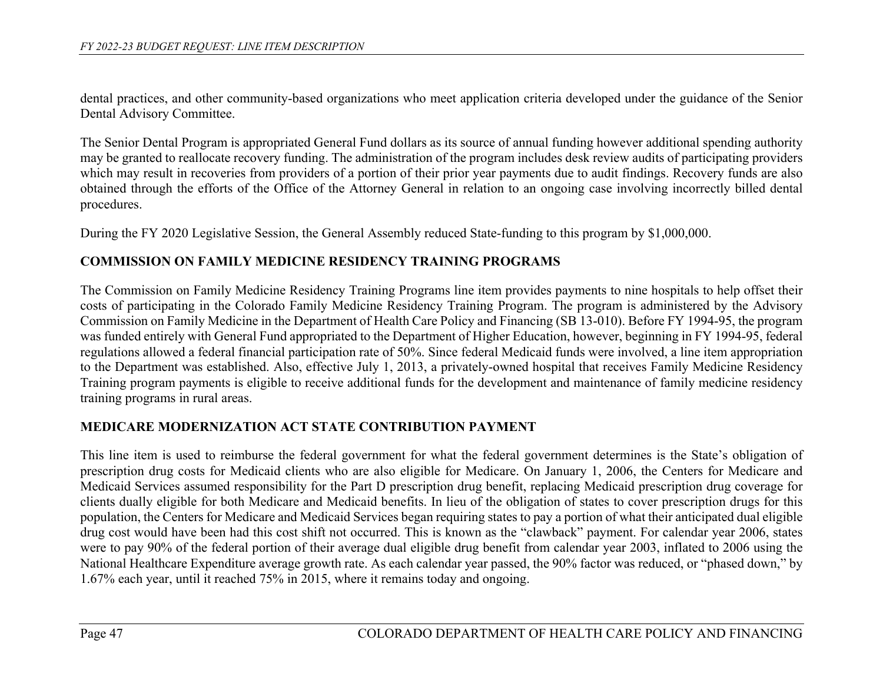dental practices, and other community-based organizations who meet application criteria developed under the guidance of the Senior Dental Advisory Committee.

The Senior Dental Program is appropriated General Fund dollars as its source of annual funding however additional spending authority may be granted to reallocate recovery funding. The administration of the program includes desk review audits of participating providers which may result in recoveries from providers of a portion of their prior year payments due to audit findings. Recovery funds are also obtained through the efforts of the Office of the Attorney General in relation to an ongoing case involving incorrectly billed dental procedures.

During the FY 2020 Legislative Session, the General Assembly reduced State-funding to this program by $1,000,000.

## COMMISSION ON FAMILY MEDICINE RESIDENCY TRAINING PROGRAMS

The Commission on Family Medicine Residency Training Programs line item provides payments to nine hospitals to help offset their costs of participating in the Colorado Family Medicine Residency Training Program. The program is administered by the Advisory Commission on Family Medicine in the Department of Health Care Policy and Financing (SB 13-010). Before FY 1994-95, the program was funded entirely with General Fund appropriated to the Department of Higher Education, however, beginning in FY 1994-95, federal regulations allowed a federal financial participation rate of 50%. Since federal Medicaid funds were involved, a line item appropriation to the Department was established. Also, effective July 1, 2013, a privately-owned hospital that receives Family Medicine Residency Training program payments is eligible to receive additional funds for the development and maintenance of family medicine residency training programs in rural areas.

## MEDICARE MODERNIZATION ACT STATE CONTRIBUTION PAYMENT

This line item is used to reimburse the federal government for what the federal government determines is the State's obligation of prescription drug costs for Medicaid clients who are also eligible for Medicare. On January 1, 2006, the Centers for Medicare and Medicaid Services assumed responsibility for the Part D prescription drug benefit, replacing Medicaid prescription drug coverage for clients dually eligible for both Medicare and Medicaid benefits. In lieu of the obligation of states to cover prescription drugs for this population, the Centers for Medicare and Medicaid Services began requiring states to pay a portion of what their anticipated dual eligible drug cost would have been had this cost shift not occurred. This is known as the "clawback" payment. For calendar year 2006, states were to pay 90% of the federal portion of their average dual eligible drug benefit from calendar year 2003, inflated to 2006 using the National Healthcare Expenditure average growth rate. As each calendar year passed, the 90% factor was reduced, or "phased down," by 1.67% each year, until it reached 75% in 2015, where it remains today and ongoing.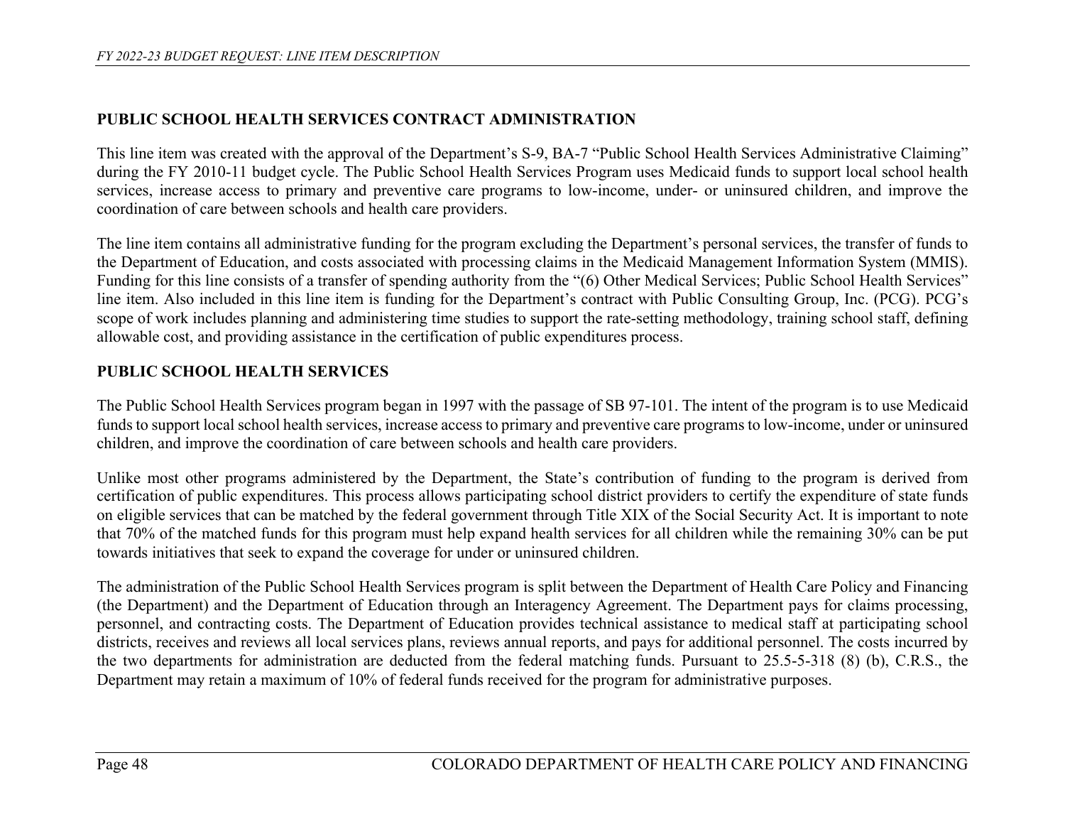## PUBLIC SCHOOL HEALTH SERVICES CONTRACT ADMINISTRATION

This line item was created with the approval of the Department's S-9, BA-7 "Public School Health Services Administrative Claiming" during the FY 2010-11 budget cycle. The Public School Health Services Program uses Medicaid funds to support local school health services, increase access to primary and preventive care programs to low-income, under- or uninsured children, and improve the coordination of care between schools and health care providers.

The line item contains all administrative funding for the program excluding the Department's personal services, the transfer of funds to the Department of Education, and costs associated with processing claims in the Medicaid Management Information System (MMIS). Funding for this line consists of a transfer of spending authority from the "(6) Other Medical Services; Public School Health Services" line item. Also included in this line item is funding for the Department's contract with Public Consulting Group, Inc. (PCG). PCG's scope of work includes planning and administering time studies to support the rate-setting methodology, training school staff, defining allowable cost, and providing assistance in the certification of public expenditures process.

## PUBLIC SCHOOL HEALTH SERVICES

The Public School Health Services program began in 1997 with the passage of SB 97-101. The intent of the program is to use Medicaid funds to support local school health services, increase access to primary and preventive care programs to low-income, under or uninsured children, and improve the coordination of care between schools and health care providers.

Unlike most other programs administered by the Department, the State's contribution of funding to the program is derived from certification of public expenditures. This process allows participating school district providers to certify the expenditure of state funds on eligible services that can be matched by the federal government through Title XIX of the Social Security Act. It is important to note that 70% of the matched funds for this program must help expand health services for all children while the remaining 30% can be put towards initiatives that seek to expand the coverage for under or uninsured children.

The administration of the Public School Health Services program is split between the Department of Health Care Policy and Financing (the Department) and the Department of Education through an Interagency Agreement. The Department pays for claims processing, personnel, and contracting costs. The Department of Education provides technical assistance to medical staff at participating school districts, receives and reviews all local services plans, reviews annual reports, and pays for additional personnel. The costs incurred by the two departments for administration are deducted from the federal matching funds. Pursuant to 25.5-5-318 (8) (b), C.R.S., the Department may retain a maximum of 10% of federal funds received for the program for administrative purposes.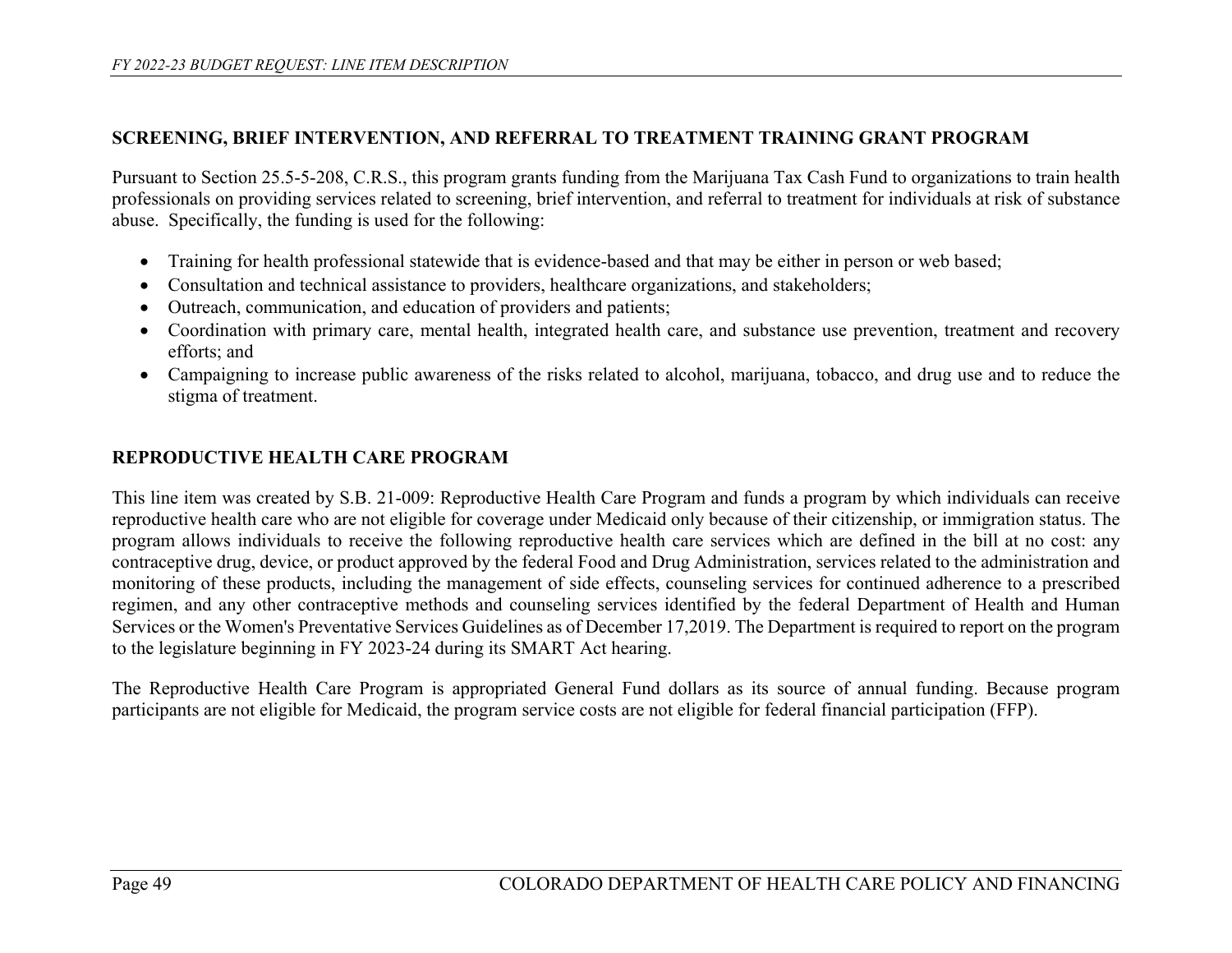## SCREENING, BRIEF INTERVENTION, AND REFERRAL TO TREATMENT TRAINING GRANT PROGRAM

Pursuant to Section 25.5-5-208, C.R.S., this program grants funding from the Marijuana Tax Cash Fund to organizations to train health professionals on providing services related to screening, brief intervention, and referral to treatment for individuals at risk of substance abuse. Specifically, the funding is used for the following:

- Training for health professional statewide that is evidence-based and that may be either in person or web based;
- Consultation and technical assistance to providers, healthcare organizations, and stakeholders;
- Outreach, communication, and education of providers and patients;
- Coordination with primary care, mental health, integrated health care, and substance use prevention, treatment and recovery efforts; and
- Campaigning to increase public awareness of the risks related to alcohol, marijuana, tobacco, and drug use and to reduce the stigma of treatment.

## REPRODUCTIVE HEALTH CARE PROGRAM

This line item was created by S.B. 21-009: Reproductive Health Care Program and funds a program by which individuals can receive reproductive health care who are not eligible for coverage under Medicaid only because of their citizenship, or immigration status. The program allows individuals to receive the following reproductive health care services which are defined in the bill at no cost: any contraceptive drug, device, or product approved by the federal Food and Drug Administration, services related to the administration and monitoring of these products, including the management of side effects, counseling services for continued adherence to a prescribed regimen, and any other contraceptive methods and counseling services identified by the federal Department of Health and Human Services or the Women's Preventative Services Guidelines as of December 17,2019. The Department is required to report on the program to the legislature beginning in FY 2023-24 during its SMART Act hearing.

The Reproductive Health Care Program is appropriated General Fund dollars as its source of annual funding. Because program participants are not eligible for Medicaid, the program service costs are not eligible for federal financial participation (FFP).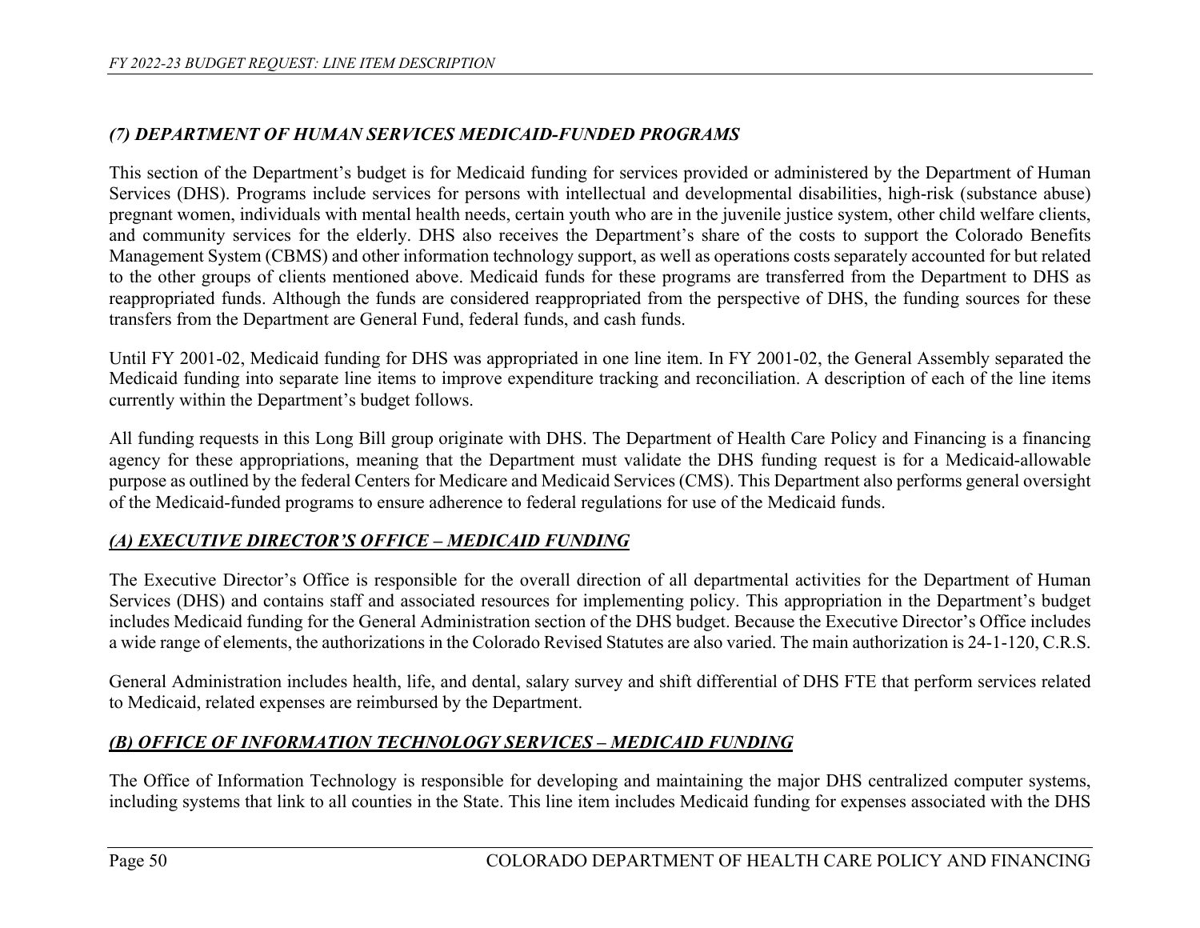## *(7) DEPARTMENT OF HUMAN SERVICES MEDICAID-FUNDED PROGRAMS*

This section of the Department's budget is for Medicaid funding for services provided or administered by the Department of Human Services (DHS). Programs include services for persons with intellectual and developmental disabilities, high-risk (substance abuse) pregnant women, individuals with mental health needs, certain youth who are in the juvenile justice system, other child welfare clients, and community services for the elderly. DHS also receives the Department's share of the costs to support the Colorado Benefits Management System (CBMS) and other information technology support, as well as operations costs separately accounted for but related to the other groups of clients mentioned above. Medicaid funds for these programs are transferred from the Department to DHS as reappropriated funds. Although the funds are considered reappropriated from the perspective of DHS, the funding sources for these transfers from the Department are General Fund, federal funds, and cash funds.

Until FY 2001-02, Medicaid funding for DHS was appropriated in one line item. In FY 2001-02, the General Assembly separated the Medicaid funding into separate line items to improve expenditure tracking and reconciliation. A description of each of the line items currently within the Department's budget follows.

All funding requests in this Long Bill group originate with DHS. The Department of Health Care Policy and Financing is a financing agency for these appropriations, meaning that the Department must validate the DHS funding request is for a Medicaid-allowable purpose as outlined by the federal Centers for Medicare and Medicaid Services (CMS). This Department also performs general oversight of the Medicaid-funded programs to ensure adherence to federal regulations for use of the Medicaid funds.

### ***(A) EXECUTIVE DIRECTOR'S OFFICE – MEDICAID FUNDING***

The Executive Director's Office is responsible for the overall direction of all departmental activities for the Department of Human Services (DHS) and contains staff and associated resources for implementing policy. This appropriation in the Department's budget includes Medicaid funding for the General Administration section of the DHS budget. Because the Executive Director's Office includes a wide range of elements, the authorizations in the Colorado Revised Statutes are also varied. The main authorization is 24-1-120, C.R.S.

General Administration includes health, life, and dental, salary survey and shift differential of DHS FTE that perform services related to Medicaid, related expenses are reimbursed by the Department.

### ***(B) OFFICE OF INFORMATION TECHNOLOGY SERVICES – MEDICAID FUNDING***

The Office of Information Technology is responsible for developing and maintaining the major DHS centralized computer systems, including systems that link to all counties in the State. This line item includes Medicaid funding for expenses associated with the DHS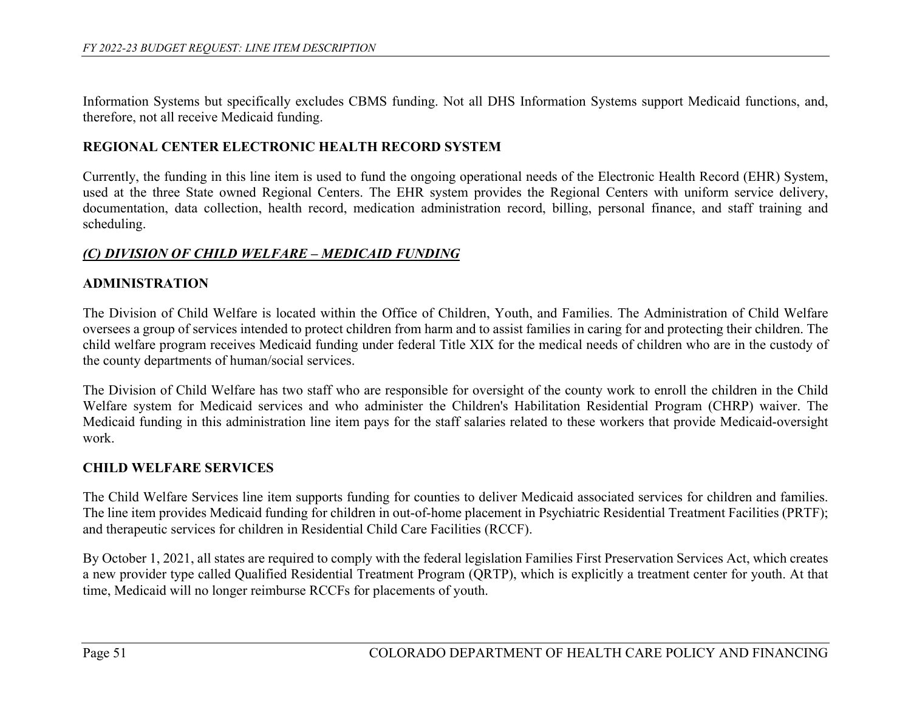Information Systems but specifically excludes CBMS funding. Not all DHS Information Systems support Medicaid functions, and, therefore, not all receive Medicaid funding.

### REGIONAL CENTER ELECTRONIC HEALTH RECORD SYSTEM

Currently, the funding in this line item is used to fund the ongoing operational needs of the Electronic Health Record (EHR) System, used at the three State owned Regional Centers. The EHR system provides the Regional Centers with uniform service delivery, documentation, data collection, health record, medication administration record, billing, personal finance, and staff training and scheduling.

## *(C) DIVISION OF CHILD WELFARE – MEDICAID FUNDING*

### ADMINISTRATION

The Division of Child Welfare is located within the Office of Children, Youth, and Families. The Administration of Child Welfare oversees a group of services intended to protect children from harm and to assist families in caring for and protecting their children. The child welfare program receives Medicaid funding under federal Title XIX for the medical needs of children who are in the custody of the county departments of human/social services.

The Division of Child Welfare has two staff who are responsible for oversight of the county work to enroll the children in the Child Welfare system for Medicaid services and who administer the Children's Habilitation Residential Program (CHRP) waiver. The Medicaid funding in this administration line item pays for the staff salaries related to these workers that provide Medicaid-oversight work.

### CHILD WELFARE SERVICES

The Child Welfare Services line item supports funding for counties to deliver Medicaid associated services for children and families. The line item provides Medicaid funding for children in out-of-home placement in Psychiatric Residential Treatment Facilities (PRTF); and therapeutic services for children in Residential Child Care Facilities (RCCF).

By October 1, 2021, all states are required to comply with the federal legislation Families First Preservation Services Act, which creates a new provider type called Qualified Residential Treatment Program (QRTP), which is explicitly a treatment center for youth. At that time, Medicaid will no longer reimburse RCCFs for placements of youth.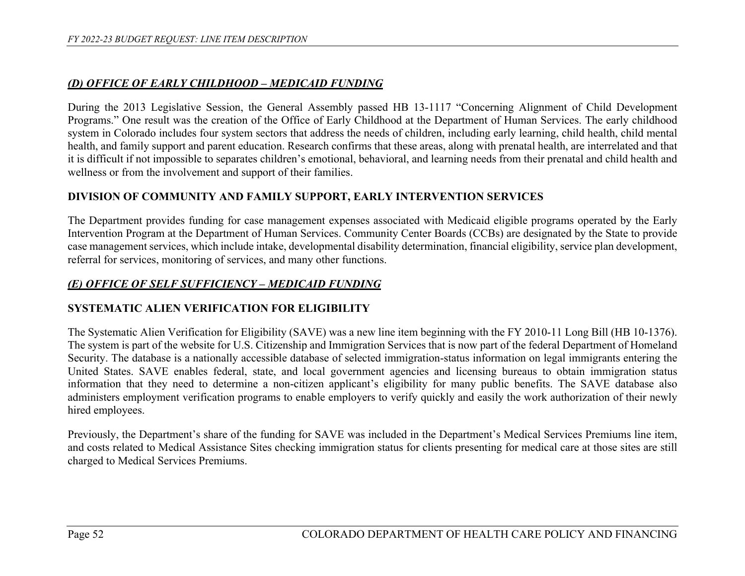## *(D) OFFICE OF EARLY CHILDHOOD – MEDICAID FUNDING*

During the 2013 Legislative Session, the General Assembly passed HB 13-1117 "Concerning Alignment of Child Development Programs." One result was the creation of the Office of Early Childhood at the Department of Human Services. The early childhood system in Colorado includes four system sectors that address the needs of children, including early learning, child health, child mental health, and family support and parent education. Research confirms that these areas, along with prenatal health, are interrelated and that it is difficult if not impossible to separates children's emotional, behavioral, and learning needs from their prenatal and child health and wellness or from the involvement and support of their families.

### DIVISION OF COMMUNITY AND FAMILY SUPPORT, EARLY INTERVENTION SERVICES

The Department provides funding for case management expenses associated with Medicaid eligible programs operated by the Early Intervention Program at the Department of Human Services. Community Center Boards (CCBs) are designated by the State to provide case management services, which include intake, developmental disability determination, financial eligibility, service plan development, referral for services, monitoring of services, and many other functions.

## *(E) OFFICE OF SELF SUFFICIENCY – MEDICAID FUNDING*

### SYSTEMATIC ALIEN VERIFICATION FOR ELIGIBILITY

The Systematic Alien Verification for Eligibility (SAVE) was a new line item beginning with the FY 2010-11 Long Bill (HB 10-1376). The system is part of the website for U.S. Citizenship and Immigration Services that is now part of the federal Department of Homeland Security. The database is a nationally accessible database of selected immigration-status information on legal immigrants entering the United States. SAVE enables federal, state, and local government agencies and licensing bureaus to obtain immigration status information that they need to determine a non-citizen applicant's eligibility for many public benefits. The SAVE database also administers employment verification programs to enable employers to verify quickly and easily the work authorization of their newly hired employees.

Previously, the Department's share of the funding for SAVE was included in the Department's Medical Services Premiums line item, and costs related to Medical Assistance Sites checking immigration status for clients presenting for medical care at those sites are still charged to Medical Services Premiums.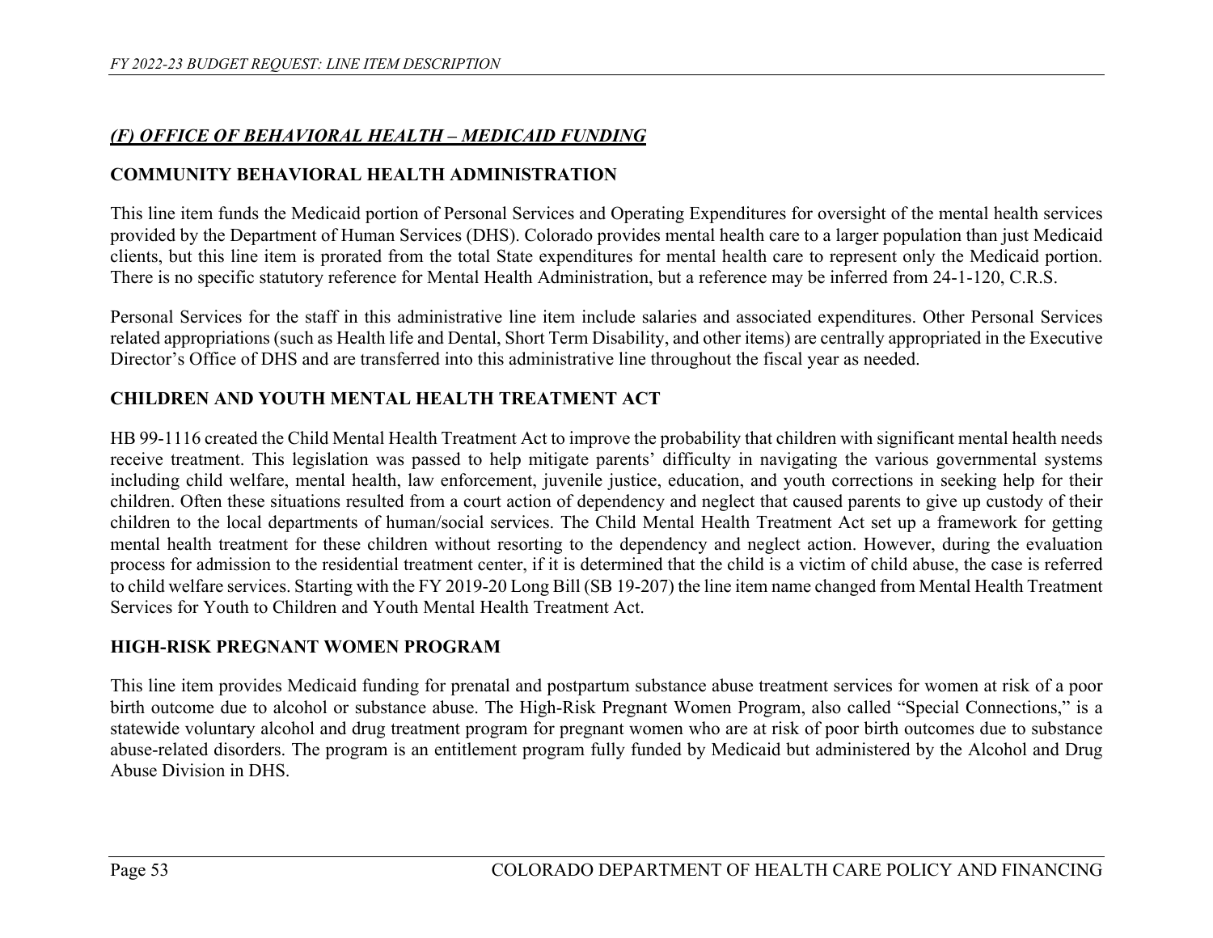## *(F) OFFICE OF BEHAVIORAL HEALTH – MEDICAID FUNDING*

### COMMUNITY BEHAVIORAL HEALTH ADMINISTRATION

This line item funds the Medicaid portion of Personal Services and Operating Expenditures for oversight of the mental health services provided by the Department of Human Services (DHS). Colorado provides mental health care to a larger population than just Medicaid clients, but this line item is prorated from the total State expenditures for mental health care to represent only the Medicaid portion. There is no specific statutory reference for Mental Health Administration, but a reference may be inferred from 24-1-120, C.R.S.

Personal Services for the staff in this administrative line item include salaries and associated expenditures. Other Personal Services related appropriations (such as Health life and Dental, Short Term Disability, and other items) are centrally appropriated in the Executive Director's Office of DHS and are transferred into this administrative line throughout the fiscal year as needed.

### CHILDREN AND YOUTH MENTAL HEALTH TREATMENT ACT

HB 99-1116 created the Child Mental Health Treatment Act to improve the probability that children with significant mental health needs receive treatment. This legislation was passed to help mitigate parents' difficulty in navigating the various governmental systems including child welfare, mental health, law enforcement, juvenile justice, education, and youth corrections in seeking help for their children. Often these situations resulted from a court action of dependency and neglect that caused parents to give up custody of their children to the local departments of human/social services. The Child Mental Health Treatment Act set up a framework for getting mental health treatment for these children without resorting to the dependency and neglect action. However, during the evaluation process for admission to the residential treatment center, if it is determined that the child is a victim of child abuse, the case is referred to child welfare services. Starting with the FY 2019-20 Long Bill (SB 19-207) the line item name changed from Mental Health Treatment Services for Youth to Children and Youth Mental Health Treatment Act.

### HIGH-RISK PREGNANT WOMEN PROGRAM

This line item provides Medicaid funding for prenatal and postpartum substance abuse treatment services for women at risk of a poor birth outcome due to alcohol or substance abuse. The High-Risk Pregnant Women Program, also called "Special Connections," is a statewide voluntary alcohol and drug treatment program for pregnant women who are at risk of poor birth outcomes due to substance abuse-related disorders. The program is an entitlement program fully funded by Medicaid but administered by the Alcohol and Drug Abuse Division in DHS.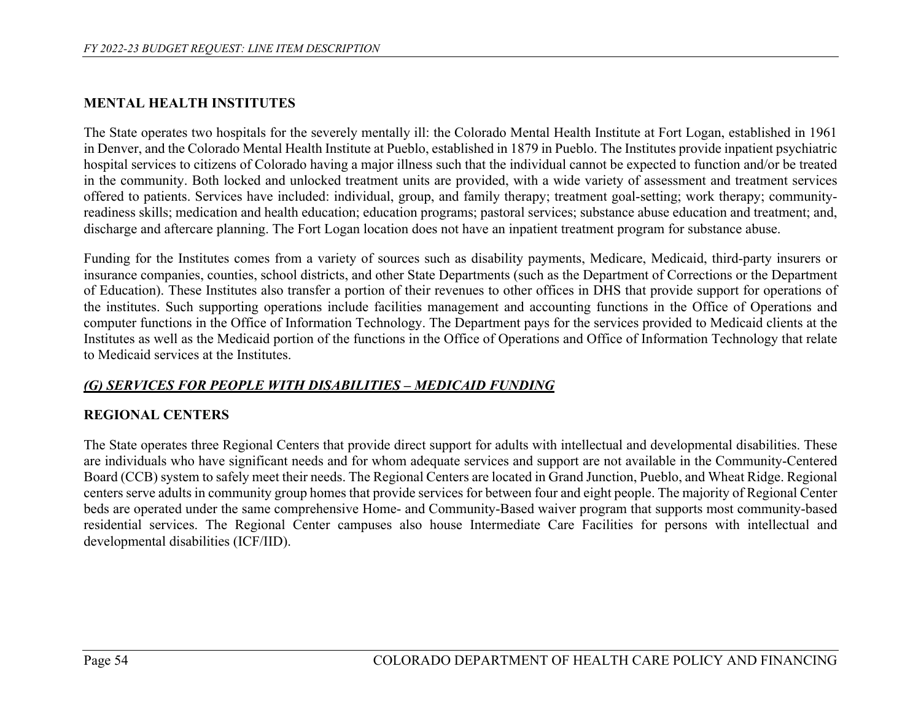**MENTAL HEALTH INSTITUTES**

The State operates two hospitals for the severely mentally ill: the Colorado Mental Health Institute at Fort Logan, established in 1961 in Denver, and the Colorado Mental Health Institute at Pueblo, established in 1879 in Pueblo. The Institutes provide inpatient psychiatric hospital services to citizens of Colorado having a major illness such that the individual cannot be expected to function and/or be treated in the community. Both locked and unlocked treatment units are provided, with a wide variety of assessment and treatment services offered to patients. Services have included: individual, group, and family therapy; treatment goal-setting; work therapy; community-readiness skills; medication and health education; education programs; pastoral services; substance abuse education and treatment; and, discharge and aftercare planning. The Fort Logan location does not have an inpatient treatment program for substance abuse.

Funding for the Institutes comes from a variety of sources such as disability payments, Medicare, Medicaid, third-party insurers or insurance companies, counties, school districts, and other State Departments (such as the Department of Corrections or the Department of Education). These Institutes also transfer a portion of their revenues to other offices in DHS that provide support for operations of the institutes. Such supporting operations include facilities management and accounting functions in the Office of Operations and computer functions in the Office of Information Technology. The Department pays for the services provided to Medicaid clients at the Institutes as well as the Medicaid portion of the functions in the Office of Operations and Office of Information Technology that relate to Medicaid services at the Institutes.

***(G) SERVICES FOR PEOPLE WITH DISABILITIES – MEDICAID FUNDING***

**REGIONAL CENTERS**

The State operates three Regional Centers that provide direct support for adults with intellectual and developmental disabilities. These are individuals who have significant needs and for whom adequate services and support are not available in the Community-Centered Board (CCB) system to safely meet their needs. The Regional Centers are located in Grand Junction, Pueblo, and Wheat Ridge. Regional centers serve adults in community group homes that provide services for between four and eight people. The majority of Regional Center beds are operated under the same comprehensive Home- and Community-Based waiver program that supports most community-based residential services. The Regional Center campuses also house Intermediate Care Facilities for persons with intellectual and developmental disabilities (ICF/IID).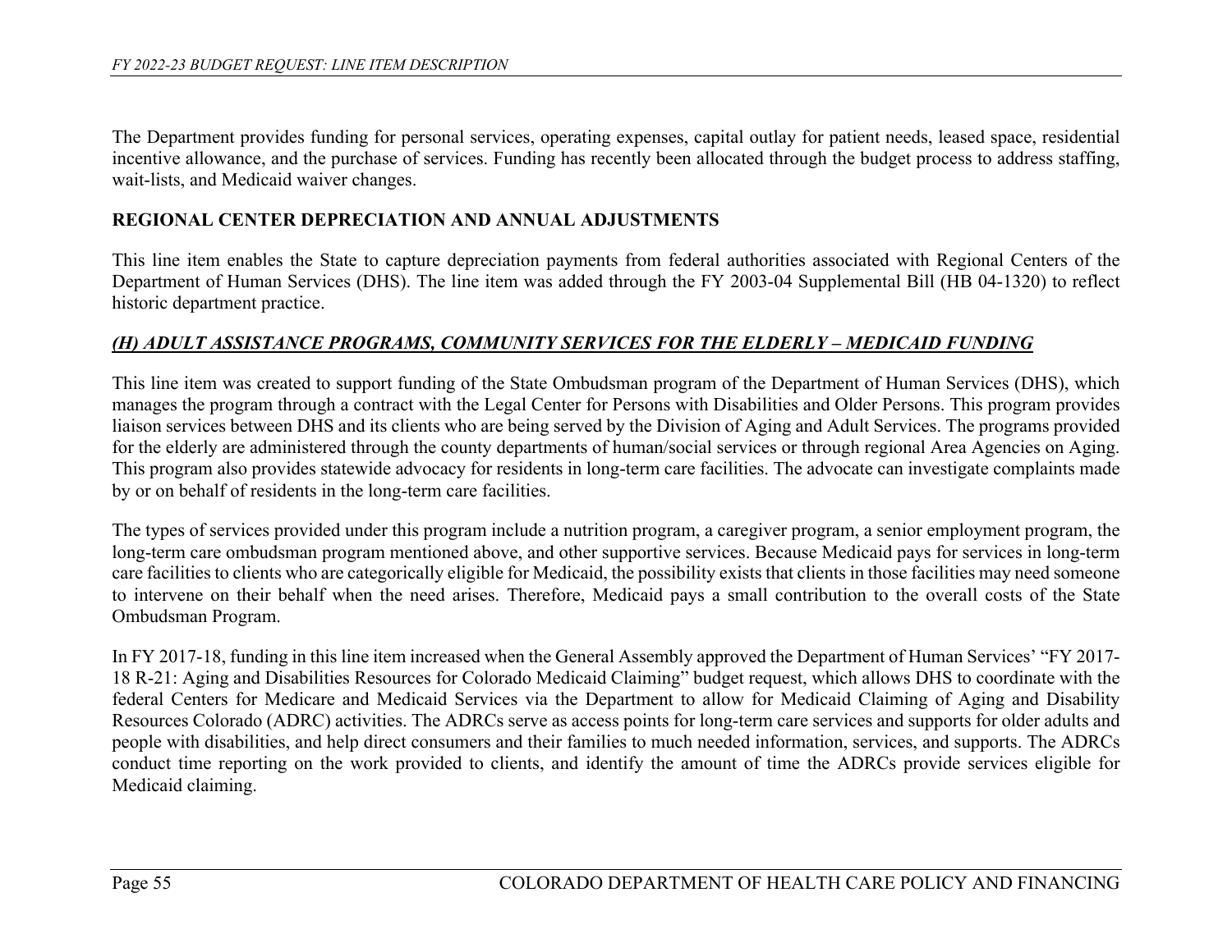The Department provides funding for personal services, operating expenses, capital outlay for patient needs, leased space, residential incentive allowance, and the purchase of services. Funding has recently been allocated through the budget process to address staffing, wait-lists, and Medicaid waiver changes.

**REGIONAL CENTER DEPRECIATION AND ANNUAL ADJUSTMENTS**

This line item enables the State to capture depreciation payments from federal authorities associated with Regional Centers of the Department of Human Services (DHS). The line item was added through the FY 2003-04 Supplemental Bill (HB 04-1320) to reflect historic department practice.

## ***(H) ADULT ASSISTANCE PROGRAMS, COMMUNITY SERVICES FOR THE ELDERLY – MEDICAID FUNDING***

This line item was created to support funding of the State Ombudsman program of the Department of Human Services (DHS), which manages the program through a contract with the Legal Center for Persons with Disabilities and Older Persons. This program provides liaison services between DHS and its clients who are being served by the Division of Aging and Adult Services. The programs provided for the elderly are administered through the county departments of human/social services or through regional Area Agencies on Aging. This program also provides statewide advocacy for residents in long-term care facilities. The advocate can investigate complaints made by or on behalf of residents in the long-term care facilities.

The types of services provided under this program include a nutrition program, a caregiver program, a senior employment program, the long-term care ombudsman program mentioned above, and other supportive services. Because Medicaid pays for services in long-term care facilities to clients who are categorically eligible for Medicaid, the possibility exists that clients in those facilities may need someone to intervene on their behalf when the need arises. Therefore, Medicaid pays a small contribution to the overall costs of the State Ombudsman Program.

In FY 2017-18, funding in this line item increased when the General Assembly approved the Department of Human Services' "FY 2017-18 R-21: Aging and Disabilities Resources for Colorado Medicaid Claiming" budget request, which allows DHS to coordinate with the federal Centers for Medicare and Medicaid Services via the Department to allow for Medicaid Claiming of Aging and Disability Resources Colorado (ADRC) activities. The ADRCs serve as access points for long-term care services and supports for older adults and people with disabilities, and help direct consumers and their families to much needed information, services, and supports. The ADRCs conduct time reporting on the work provided to clients, and identify the amount of time the ADRCs provide services eligible for Medicaid claiming.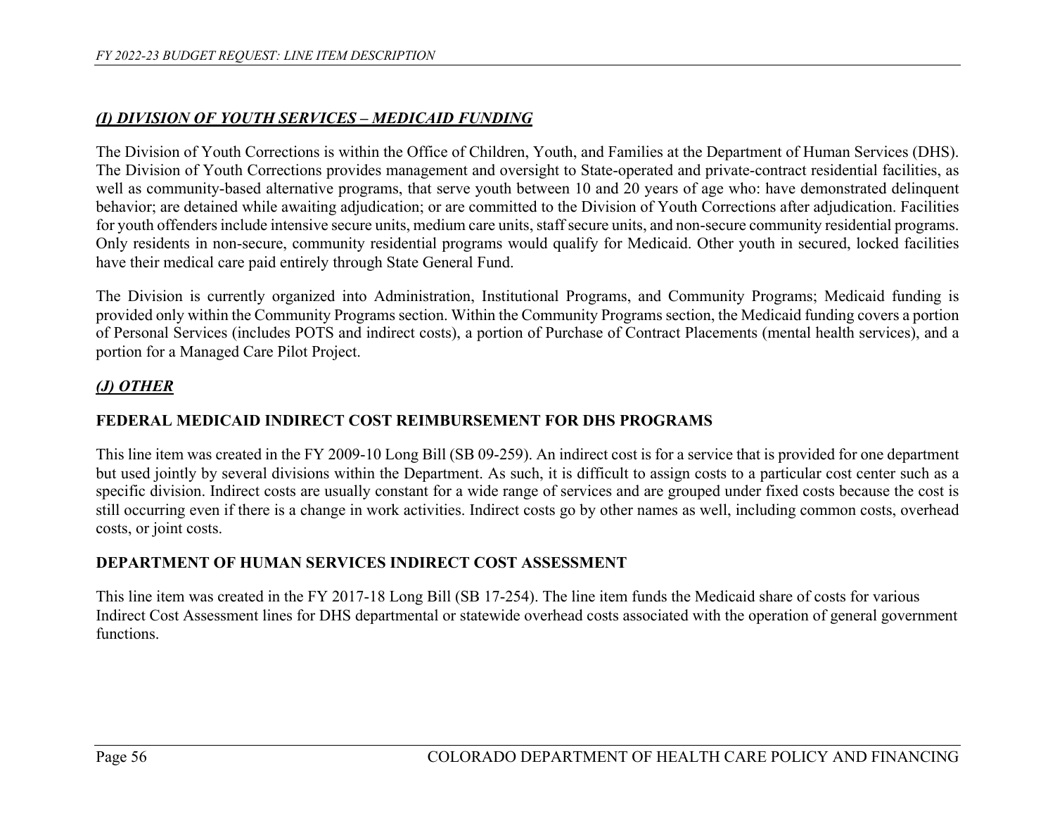### *(I) DIVISION OF YOUTH SERVICES – MEDICAID FUNDING*

The Division of Youth Corrections is within the Office of Children, Youth, and Families at the Department of Human Services (DHS). The Division of Youth Corrections provides management and oversight to State-operated and private-contract residential facilities, as well as community-based alternative programs, that serve youth between 10 and 20 years of age who: have demonstrated delinquent behavior; are detained while awaiting adjudication; or are committed to the Division of Youth Corrections after adjudication. Facilities for youth offenders include intensive secure units, medium care units, staff secure units, and non-secure community residential programs. Only residents in non-secure, community residential programs would qualify for Medicaid. Other youth in secured, locked facilities have their medical care paid entirely through State General Fund.

The Division is currently organized into Administration, Institutional Programs, and Community Programs; Medicaid funding is provided only within the Community Programs section. Within the Community Programs section, the Medicaid funding covers a portion of Personal Services (includes POTS and indirect costs), a portion of Purchase of Contract Placements (mental health services), and a portion for a Managed Care Pilot Project.

### *(J) OTHER*

#### FEDERAL MEDICAID INDIRECT COST REIMBURSEMENT FOR DHS PROGRAMS

This line item was created in the FY 2009-10 Long Bill (SB 09-259). An indirect cost is for a service that is provided for one department but used jointly by several divisions within the Department. As such, it is difficult to assign costs to a particular cost center such as a specific division. Indirect costs are usually constant for a wide range of services and are grouped under fixed costs because the cost is still occurring even if there is a change in work activities. Indirect costs go by other names as well, including common costs, overhead costs, or joint costs.

#### DEPARTMENT OF HUMAN SERVICES INDIRECT COST ASSESSMENT

This line item was created in the FY 2017-18 Long Bill (SB 17-254). The line item funds the Medicaid share of costs for various Indirect Cost Assessment lines for DHS departmental or statewide overhead costs associated with the operation of general government functions.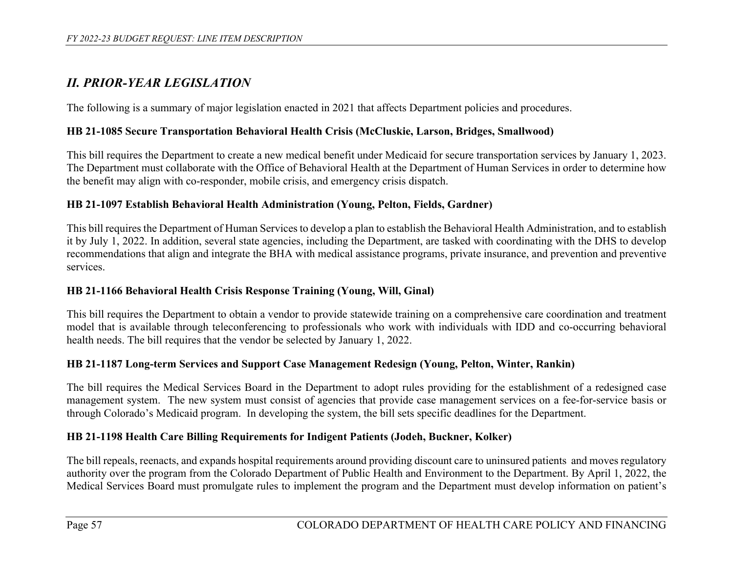## *II. PRIOR-YEAR LEGISLATION*

The following is a summary of major legislation enacted in 2021 that affects Department policies and procedures.

**HB 21-1085 Secure Transportation Behavioral Health Crisis (McCluskie, Larson, Bridges, Smallwood)**

This bill requires the Department to create a new medical benefit under Medicaid for secure transportation services by January 1, 2023. The Department must collaborate with the Office of Behavioral Health at the Department of Human Services in order to determine how the benefit may align with co-responder, mobile crisis, and emergency crisis dispatch.

**HB 21-1097 Establish Behavioral Health Administration (Young, Pelton, Fields, Gardner)**

This bill requires the Department of Human Services to develop a plan to establish the Behavioral Health Administration, and to establish it by July 1, 2022. In addition, several state agencies, including the Department, are tasked with coordinating with the DHS to develop recommendations that align and integrate the BHA with medical assistance programs, private insurance, and prevention and preventive services.

**HB 21-1166 Behavioral Health Crisis Response Training (Young, Will, Ginal)**

This bill requires the Department to obtain a vendor to provide statewide training on a comprehensive care coordination and treatment model that is available through teleconferencing to professionals who work with individuals with IDD and co-occurring behavioral health needs. The bill requires that the vendor be selected by January 1, 2022.

**HB 21-1187 Long-term Services and Support Case Management Redesign (Young, Pelton, Winter, Rankin)**

The bill requires the Medical Services Board in the Department to adopt rules providing for the establishment of a redesigned case management system. The new system must consist of agencies that provide case management services on a fee-for-service basis or through Colorado's Medicaid program. In developing the system, the bill sets specific deadlines for the Department.

**HB 21-1198 Health Care Billing Requirements for Indigent Patients (Jodeh, Buckner, Kolker)**

The bill repeals, reenacts, and expands hospital requirements around providing discount care to uninsured patients and moves regulatory authority over the program from the Colorado Department of Public Health and Environment to the Department. By April 1, 2022, the Medical Services Board must promulgate rules to implement the program and the Department must develop information on patient's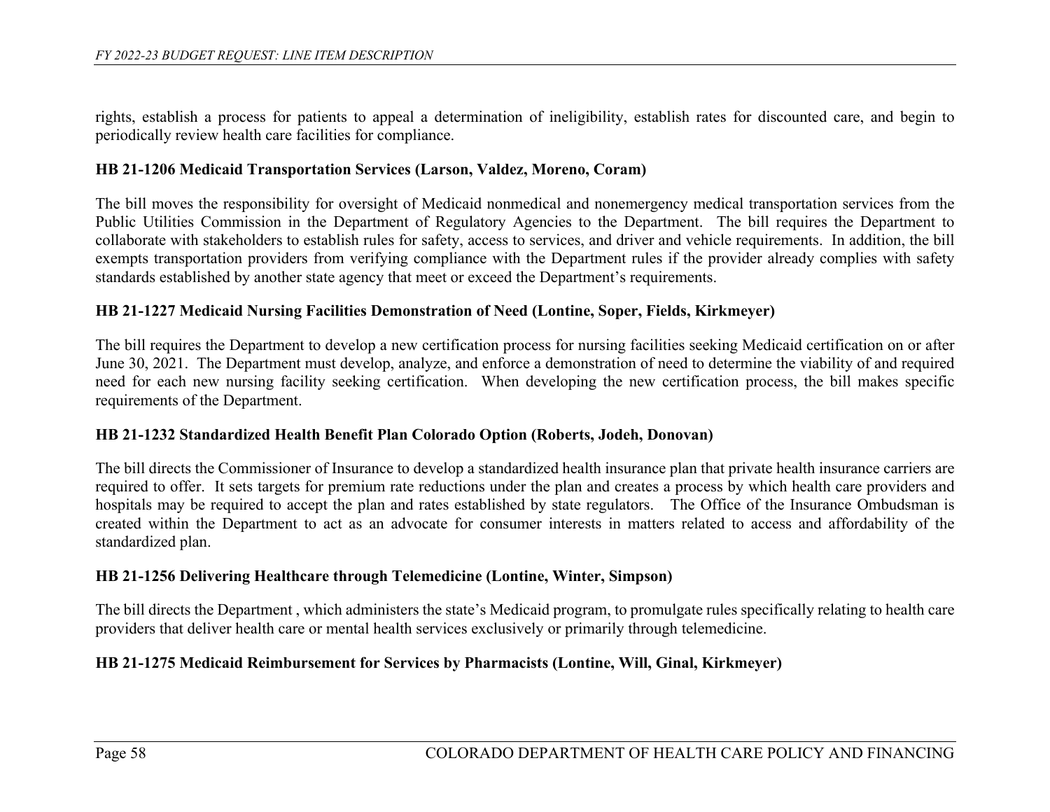rights, establish a process for patients to appeal a determination of ineligibility, establish rates for discounted care, and begin to periodically review health care facilities for compliance.

**HB 21-1206 Medicaid Transportation Services (Larson, Valdez, Moreno, Coram)**

The bill moves the responsibility for oversight of Medicaid nonmedical and nonemergency medical transportation services from the Public Utilities Commission in the Department of Regulatory Agencies to the Department. The bill requires the Department to collaborate with stakeholders to establish rules for safety, access to services, and driver and vehicle requirements. In addition, the bill exempts transportation providers from verifying compliance with the Department rules if the provider already complies with safety standards established by another state agency that meet or exceed the Department's requirements.

**HB 21-1227 Medicaid Nursing Facilities Demonstration of Need (Lontine, Soper, Fields, Kirkmeyer)**

The bill requires the Department to develop a new certification process for nursing facilities seeking Medicaid certification on or after June 30, 2021. The Department must develop, analyze, and enforce a demonstration of need to determine the viability of and required need for each new nursing facility seeking certification. When developing the new certification process, the bill makes specific requirements of the Department.

**HB 21-1232 Standardized Health Benefit Plan Colorado Option (Roberts, Jodeh, Donovan)**

The bill directs the Commissioner of Insurance to develop a standardized health insurance plan that private health insurance carriers are required to offer. It sets targets for premium rate reductions under the plan and creates a process by which health care providers and hospitals may be required to accept the plan and rates established by state regulators. The Office of the Insurance Ombudsman is created within the Department to act as an advocate for consumer interests in matters related to access and affordability of the standardized plan.

**HB 21-1256 Delivering Healthcare through Telemedicine (Lontine, Winter, Simpson)**

The bill directs the Department , which administers the state's Medicaid program, to promulgate rules specifically relating to health care providers that deliver health care or mental health services exclusively or primarily through telemedicine.

**HB 21-1275 Medicaid Reimbursement for Services by Pharmacists (Lontine, Will, Ginal, Kirkmeyer)**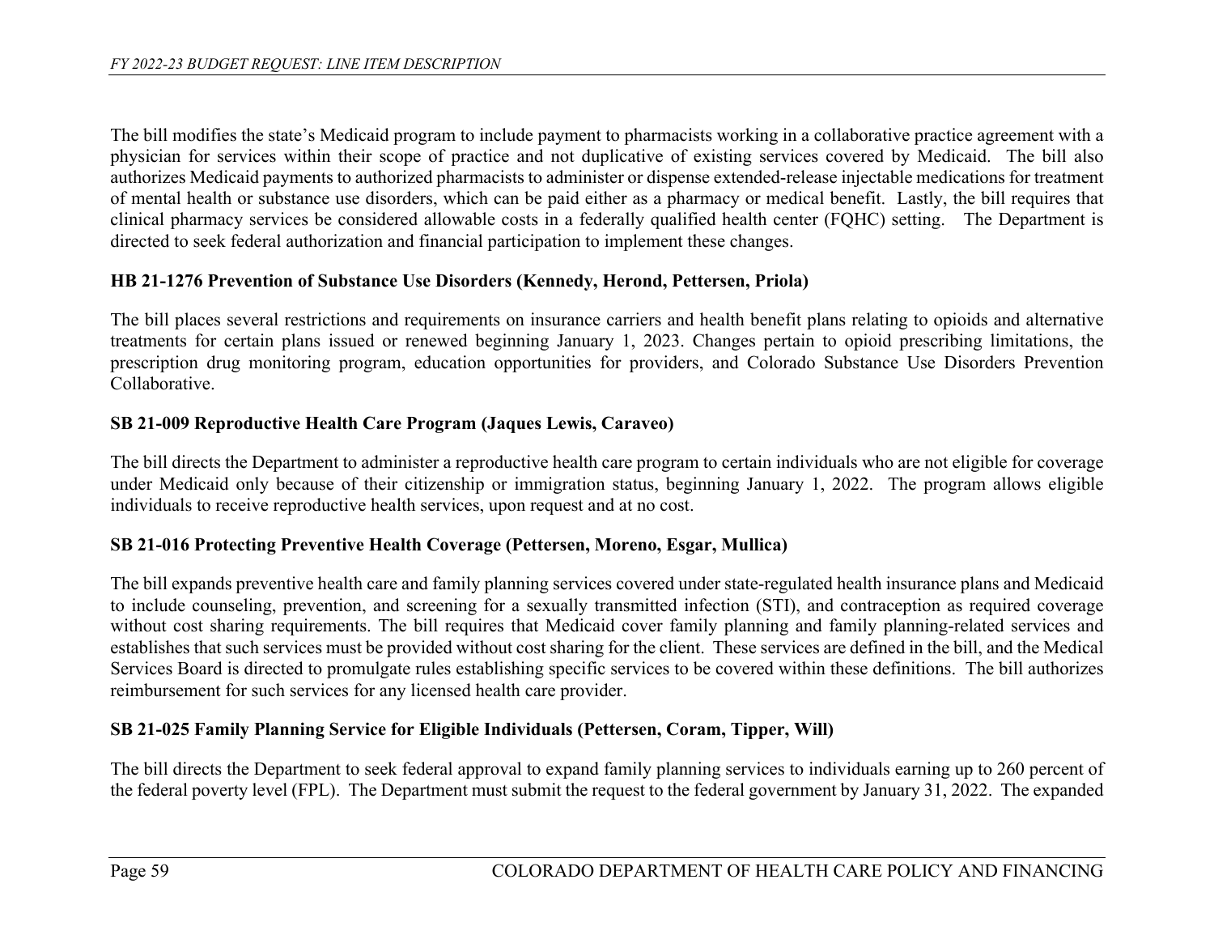The bill modifies the state's Medicaid program to include payment to pharmacists working in a collaborative practice agreement with a physician for services within their scope of practice and not duplicative of existing services covered by Medicaid. The bill also authorizes Medicaid payments to authorized pharmacists to administer or dispense extended-release injectable medications for treatment of mental health or substance use disorders, which can be paid either as a pharmacy or medical benefit. Lastly, the bill requires that clinical pharmacy services be considered allowable costs in a federally qualified health center (FQHC) setting. The Department is directed to seek federal authorization and financial participation to implement these changes.

**HB 21-1276 Prevention of Substance Use Disorders (Kennedy, Herond, Pettersen, Priola)**

The bill places several restrictions and requirements on insurance carriers and health benefit plans relating to opioids and alternative treatments for certain plans issued or renewed beginning January 1, 2023. Changes pertain to opioid prescribing limitations, the prescription drug monitoring program, education opportunities for providers, and Colorado Substance Use Disorders Prevention Collaborative.

**SB 21-009 Reproductive Health Care Program (Jaques Lewis, Caraveo)**

The bill directs the Department to administer a reproductive health care program to certain individuals who are not eligible for coverage under Medicaid only because of their citizenship or immigration status, beginning January 1, 2022. The program allows eligible individuals to receive reproductive health services, upon request and at no cost.

**SB 21-016 Protecting Preventive Health Coverage (Pettersen, Moreno, Esgar, Mullica)**

The bill expands preventive health care and family planning services covered under state-regulated health insurance plans and Medicaid to include counseling, prevention, and screening for a sexually transmitted infection (STI), and contraception as required coverage without cost sharing requirements. The bill requires that Medicaid cover family planning and family planning-related services and establishes that such services must be provided without cost sharing for the client. These services are defined in the bill, and the Medical Services Board is directed to promulgate rules establishing specific services to be covered within these definitions. The bill authorizes reimbursement for such services for any licensed health care provider.

**SB 21-025 Family Planning Service for Eligible Individuals (Pettersen, Coram, Tipper, Will)**

The bill directs the Department to seek federal approval to expand family planning services to individuals earning up to 260 percent of the federal poverty level (FPL). The Department must submit the request to the federal government by January 31, 2022. The expanded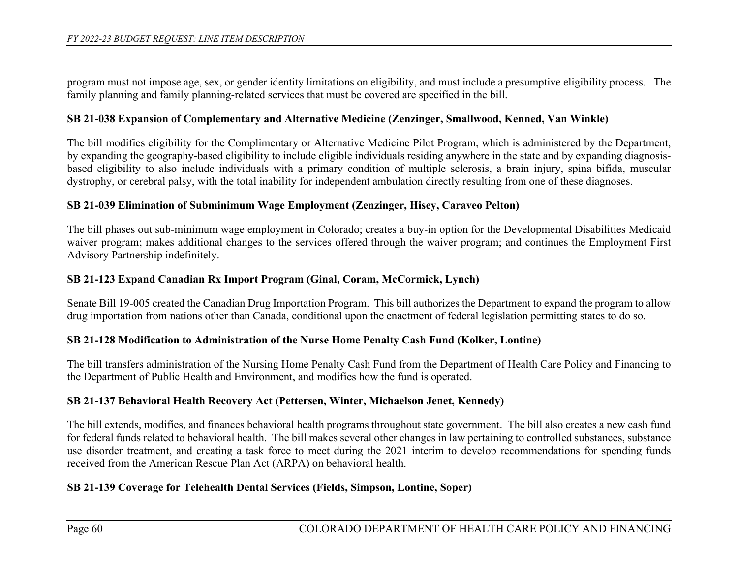program must not impose age, sex, or gender identity limitations on eligibility, and must include a presumptive eligibility process. The family planning and family planning-related services that must be covered are specified in the bill.

**SB 21-038 Expansion of Complementary and Alternative Medicine (Zenzinger, Smallwood, Kenned, Van Winkle)**

The bill modifies eligibility for the Complimentary or Alternative Medicine Pilot Program, which is administered by the Department, by expanding the geography-based eligibility to include eligible individuals residing anywhere in the state and by expanding diagnosis-based eligibility to also include individuals with a primary condition of multiple sclerosis, a brain injury, spina bifida, muscular dystrophy, or cerebral palsy, with the total inability for independent ambulation directly resulting from one of these diagnoses.

**SB 21-039 Elimination of Subminimum Wage Employment (Zenzinger, Hisey, Caraveo Pelton)**

The bill phases out sub-minimum wage employment in Colorado; creates a buy-in option for the Developmental Disabilities Medicaid waiver program; makes additional changes to the services offered through the waiver program; and continues the Employment First Advisory Partnership indefinitely.

**SB 21-123 Expand Canadian Rx Import Program (Ginal, Coram, McCormick, Lynch)**

Senate Bill 19-005 created the Canadian Drug Importation Program. This bill authorizes the Department to expand the program to allow drug importation from nations other than Canada, conditional upon the enactment of federal legislation permitting states to do so.

**SB 21-128 Modification to Administration of the Nurse Home Penalty Cash Fund (Kolker, Lontine)**

The bill transfers administration of the Nursing Home Penalty Cash Fund from the Department of Health Care Policy and Financing to the Department of Public Health and Environment, and modifies how the fund is operated.

**SB 21-137 Behavioral Health Recovery Act (Pettersen, Winter, Michaelson Jenet, Kennedy)**

The bill extends, modifies, and finances behavioral health programs throughout state government. The bill also creates a new cash fund for federal funds related to behavioral health. The bill makes several other changes in law pertaining to controlled substances, substance use disorder treatment, and creating a task force to meet during the 2021 interim to develop recommendations for spending funds received from the American Rescue Plan Act (ARPA) on behavioral health.

**SB 21-139 Coverage for Telehealth Dental Services (Fields, Simpson, Lontine, Soper)**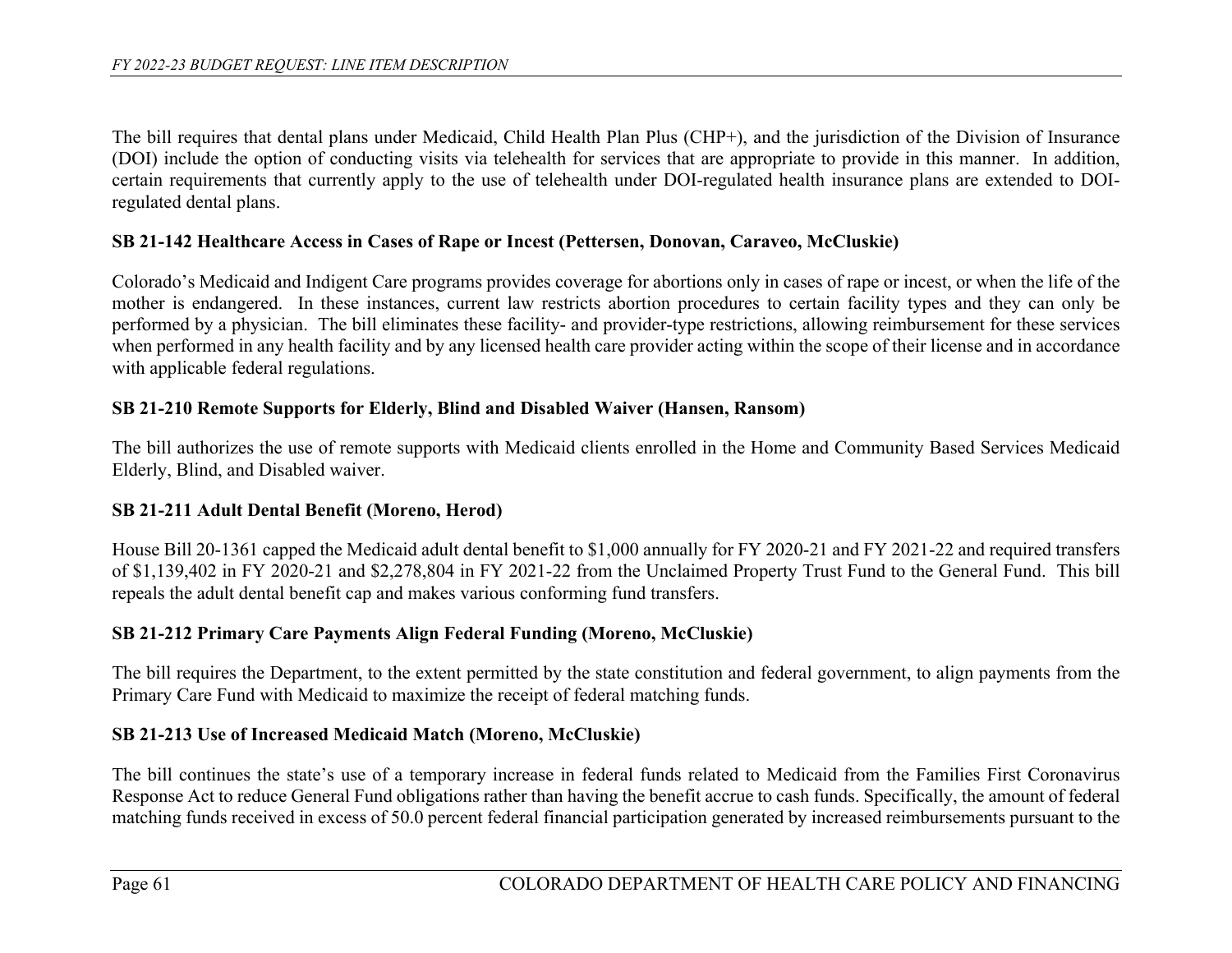The bill requires that dental plans under Medicaid, Child Health Plan Plus (CHP+), and the jurisdiction of the Division of Insurance (DOI) include the option of conducting visits via telehealth for services that are appropriate to provide in this manner. In addition, certain requirements that currently apply to the use of telehealth under DOI-regulated health insurance plans are extended to DOI-regulated dental plans.

**SB 21-142 Healthcare Access in Cases of Rape or Incest (Pettersen, Donovan, Caraveo, McCluskie)**

Colorado's Medicaid and Indigent Care programs provides coverage for abortions only in cases of rape or incest, or when the life of the mother is endangered. In these instances, current law restricts abortion procedures to certain facility types and they can only be performed by a physician. The bill eliminates these facility- and provider-type restrictions, allowing reimbursement for these services when performed in any health facility and by any licensed health care provider acting within the scope of their license and in accordance with applicable federal regulations.

**SB 21-210 Remote Supports for Elderly, Blind and Disabled Waiver (Hansen, Ransom)**

The bill authorizes the use of remote supports with Medicaid clients enrolled in the Home and Community Based Services Medicaid Elderly, Blind, and Disabled waiver.

**SB 21-211 Adult Dental Benefit (Moreno, Herod)**

House Bill 20-1361 capped the Medicaid adult dental benefit to $1,000 annually for FY 2020-21 and FY 2021-22 and required transfers of $1,139,402 in FY 2020-21 and $2,278,804 in FY 2021-22 from the Unclaimed Property Trust Fund to the General Fund. This bill repeals the adult dental benefit cap and makes various conforming fund transfers.

**SB 21-212 Primary Care Payments Align Federal Funding (Moreno, McCluskie)**

The bill requires the Department, to the extent permitted by the state constitution and federal government, to align payments from the Primary Care Fund with Medicaid to maximize the receipt of federal matching funds.

**SB 21-213 Use of Increased Medicaid Match (Moreno, McCluskie)**

The bill continues the state's use of a temporary increase in federal funds related to Medicaid from the Families First Coronavirus Response Act to reduce General Fund obligations rather than having the benefit accrue to cash funds. Specifically, the amount of federal matching funds received in excess of 50.0 percent federal financial participation generated by increased reimbursements pursuant to the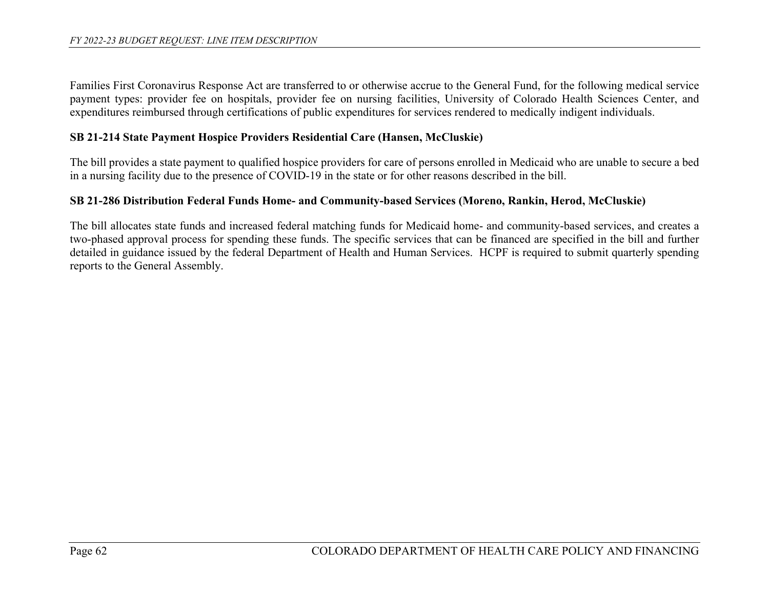Families First Coronavirus Response Act are transferred to or otherwise accrue to the General Fund, for the following medical service payment types: provider fee on hospitals, provider fee on nursing facilities, University of Colorado Health Sciences Center, and expenditures reimbursed through certifications of public expenditures for services rendered to medically indigent individuals.

**SB 21-214 State Payment Hospice Providers Residential Care (Hansen, McCluskie)**

The bill provides a state payment to qualified hospice providers for care of persons enrolled in Medicaid who are unable to secure a bed in a nursing facility due to the presence of COVID-19 in the state or for other reasons described in the bill.

**SB 21-286 Distribution Federal Funds Home- and Community-based Services (Moreno, Rankin, Herod, McCluskie)**

The bill allocates state funds and increased federal matching funds for Medicaid home- and community-based services, and creates a two-phased approval process for spending these funds. The specific services that can be financed are specified in the bill and further detailed in guidance issued by the federal Department of Health and Human Services. HCPF is required to submit quarterly spending reports to the General Assembly.